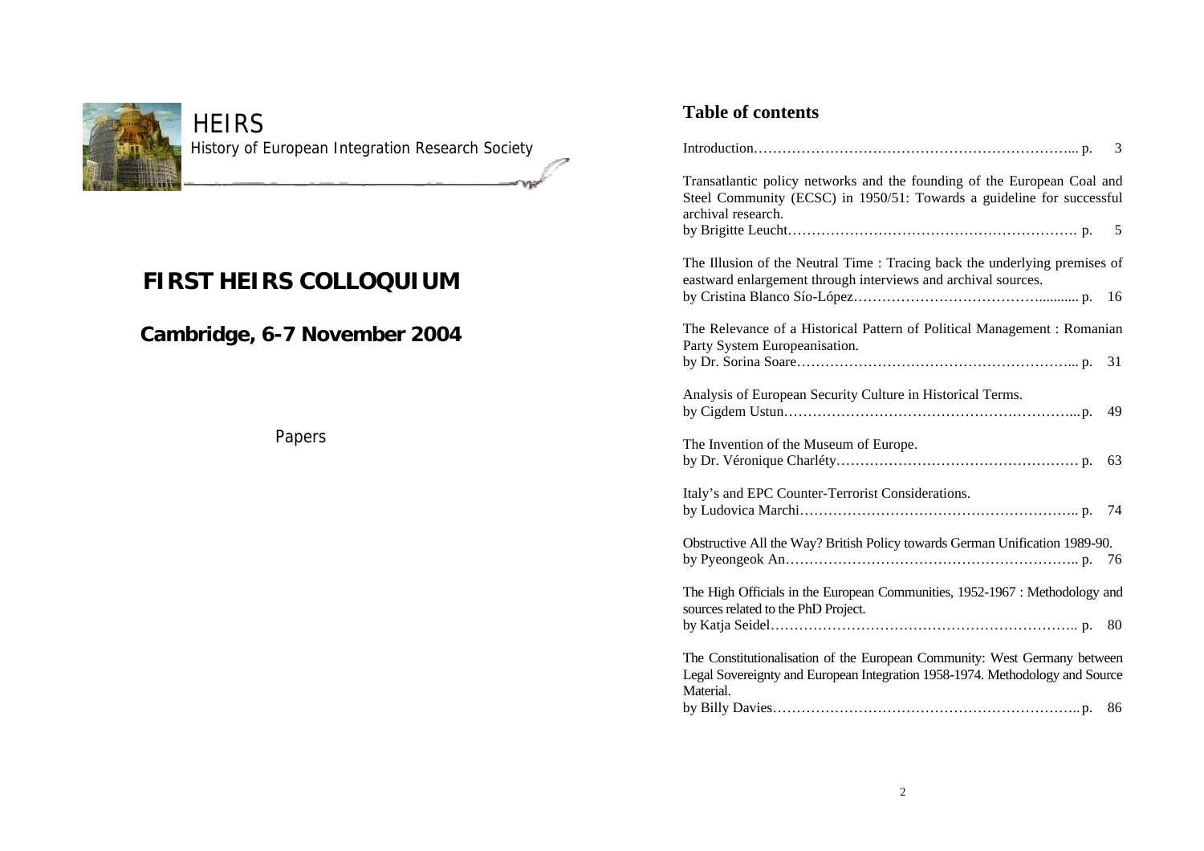HEIRS

History of European Integration Research Society

# FIRST HEIRS COLLOQUIUM

## Cambridge, 6-7 November 2004

Papers

## Table of contents

Introduction………………………………………………………….. p. 3

Transatlantic policy networks and the founding of the European Coal and Steel Community (ECSC) in 1950/51: Towards a guideline for successful archival research.
by Brigitte Leucht……………………………………………………. p. 5

The Illusion of the Neutral Time : Tracing back the underlying premises of eastward enlargement through interviews and archival sources.
by Cristina Blanco Sío-López…………………………………........... p. 16

The Relevance of a Historical Pattern of Political Management : Romanian Party System Europeanisation.
by Dr. Sorina Soare…………………………………………………... p. 31

Analysis of European Security Culture in Historical Terms.
by Cigdem Ustun……………………………………………………...p. 49

The Invention of the Museum of Europe.
by Dr. Véronique Charléty…………………………………………… p. 63

Italy's and EPC Counter-Terrorist Considerations.
by Ludovica Marchi………………………………………………….. p. 74

Obstructive All the Way? British Policy towards German Unification 1989-90.
by Pyeongeok An…………………………………………………….. p. 76

The High Officials in the European Communities, 1952-1967 : Methodology and sources related to the PhD Project.
by Katja Seidel……………………………………………………….. p. 80

The Constitutionalisation of the European Community: West Germany between Legal Sovereignty and European Integration 1958-1974. Methodology and Source Material.
by Billy Davies……………………………………………………….. p. 86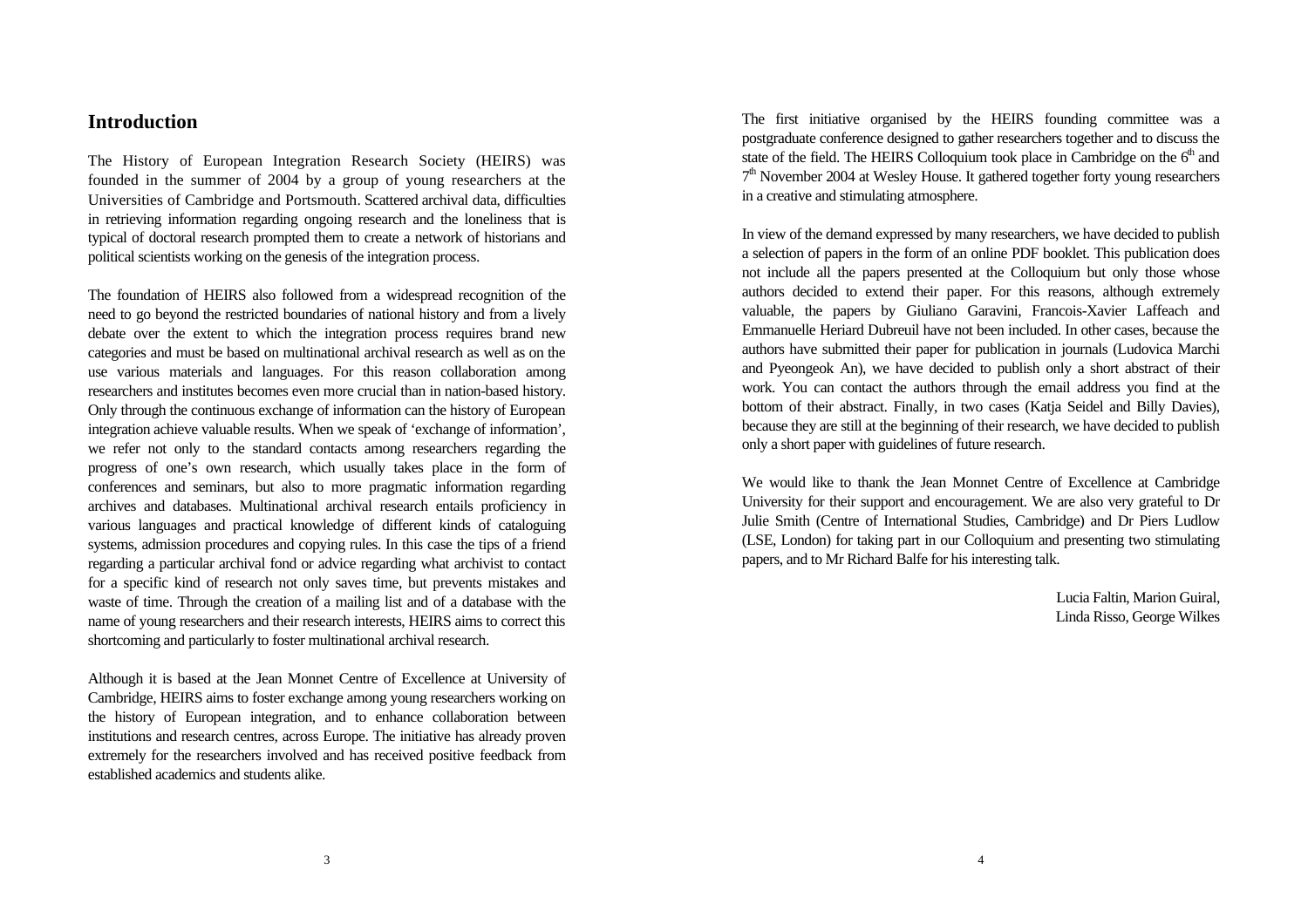## Introduction

The History of European Integration Research Society (HEIRS) was founded in the summer of 2004 by a group of young researchers at the Universities of Cambridge and Portsmouth. Scattered archival data, difficulties in retrieving information regarding ongoing research and the loneliness that is typical of doctoral research prompted them to create a network of historians and political scientists working on the genesis of the integration process.

The foundation of HEIRS also followed from a widespread recognition of the need to go beyond the restricted boundaries of national history and from a lively debate over the extent to which the integration process requires brand new categories and must be based on multinational archival research as well as on the use various materials and languages. For this reason collaboration among researchers and institutes becomes even more crucial than in nation-based history. Only through the continuous exchange of information can the history of European integration achieve valuable results. When we speak of 'exchange of information', we refer not only to the standard contacts among researchers regarding the progress of one's own research, which usually takes place in the form of conferences and seminars, but also to more pragmatic information regarding archives and databases. Multinational archival research entails proficiency in various languages and practical knowledge of different kinds of cataloguing systems, admission procedures and copying rules. In this case the tips of a friend regarding a particular archival fond or advice regarding what archivist to contact for a specific kind of research not only saves time, but prevents mistakes and waste of time. Through the creation of a mailing list and of a database with the name of young researchers and their research interests, HEIRS aims to correct this shortcoming and particularly to foster multinational archival research.

Although it is based at the Jean Monnet Centre of Excellence at University of Cambridge, HEIRS aims to foster exchange among young researchers working on the history of European integration, and to enhance collaboration between institutions and research centres, across Europe. The initiative has already proven extremely for the researchers involved and has received positive feedback from established academics and students alike.

The first initiative organised by the HEIRS founding committee was a postgraduate conference designed to gather researchers together and to discuss the state of the field. The HEIRS Colloquium took place in Cambridge on the 6th and 7th November 2004 at Wesley House. It gathered together forty young researchers in a creative and stimulating atmosphere.

In view of the demand expressed by many researchers, we have decided to publish a selection of papers in the form of an online PDF booklet. This publication does not include all the papers presented at the Colloquium but only those whose authors decided to extend their paper. For this reasons, although extremely valuable, the papers by Giuliano Garavini, Francois-Xavier Laffeach and Emmanuelle Heriard Dubreuil have not been included. In other cases, because the authors have submitted their paper for publication in journals (Ludovica Marchi and Pyeongeok An), we have decided to publish only a short abstract of their work. You can contact the authors through the email address you find at the bottom of their abstract. Finally, in two cases (Katja Seidel and Billy Davies), because they are still at the beginning of their research, we have decided to publish only a short paper with guidelines of future research.

We would like to thank the Jean Monnet Centre of Excellence at Cambridge University for their support and encouragement. We are also very grateful to Dr Julie Smith (Centre of International Studies, Cambridge) and Dr Piers Ludlow (LSE, London) for taking part in our Colloquium and presenting two stimulating papers, and to Mr Richard Balfe for his interesting talk.

Lucia Faltin, Marion Guiral,
Linda Risso, George Wilkes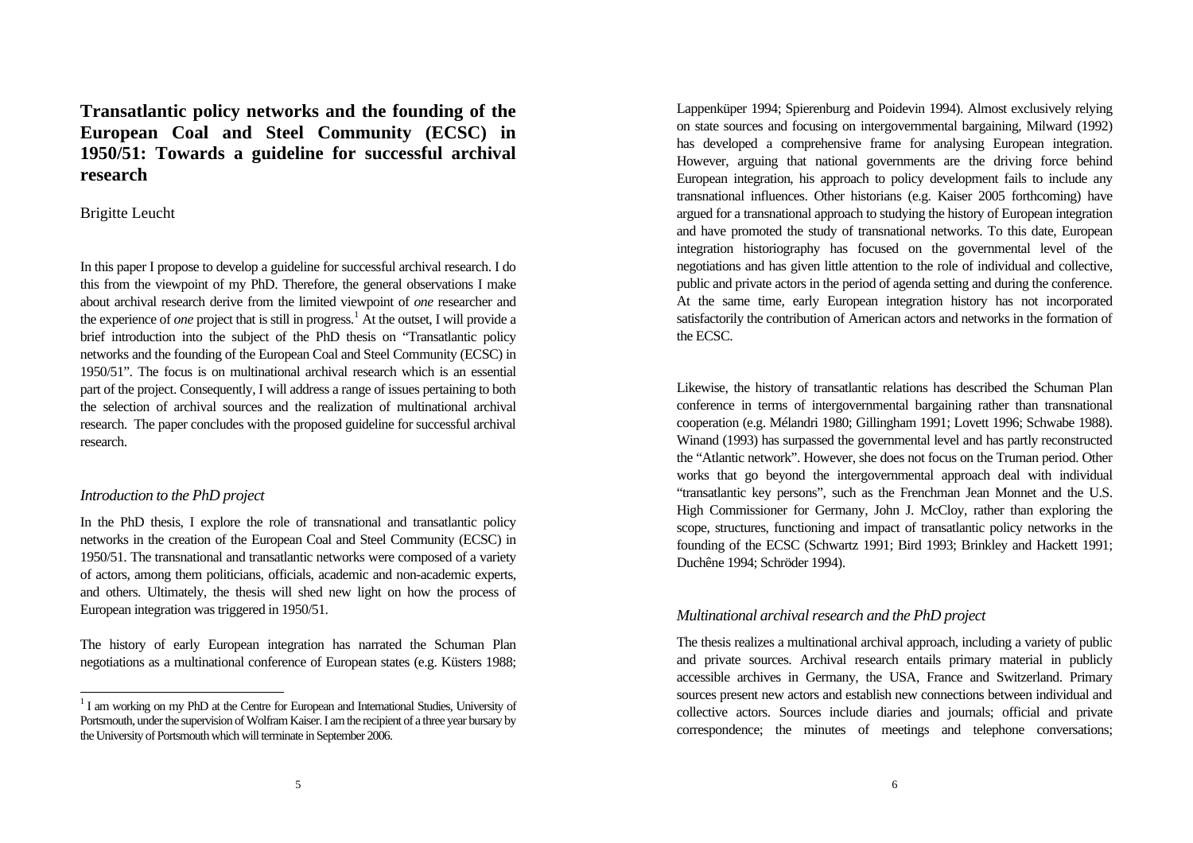# Transatlantic policy networks and the founding of the European Coal and Steel Community (ECSC) in 1950/51: Towards a guideline for successful archival research

Brigitte Leucht

In this paper I propose to develop a guideline for successful archival research. I do this from the viewpoint of my PhD. Therefore, the general observations I make about archival research derive from the limited viewpoint of *one* researcher and the experience of *one* project that is still in progress.[1] At the outset, I will provide a brief introduction into the subject of the PhD thesis on "Transatlantic policy networks and the founding of the European Coal and Steel Community (ECSC) in 1950/51". The focus is on multinational archival research which is an essential part of the project. Consequently, I will address a range of issues pertaining to both the selection of archival sources and the realization of multinational archival research. The paper concludes with the proposed guideline for successful archival research.

## *Introduction to the PhD project*

In the PhD thesis, I explore the role of transnational and transatlantic policy networks in the creation of the European Coal and Steel Community (ECSC) in 1950/51. The transnational and transatlantic networks were composed of a variety of actors, among them politicians, officials, academic and non-academic experts, and others. Ultimately, the thesis will shed new light on how the process of European integration was triggered in 1950/51.

The history of early European integration has narrated the Schuman Plan negotiations as a multinational conference of European states (e.g. Küsters 1988; Lappenküper 1994; Spierenburg and Poidevin 1994). Almost exclusively relying on state sources and focusing on intergovernmental bargaining, Milward (1992) has developed a comprehensive frame for analysing European integration. However, arguing that national governments are the driving force behind European integration, his approach to policy development fails to include any transnational influences. Other historians (e.g. Kaiser 2005 forthcoming) have argued for a transnational approach to studying the history of European integration and have promoted the study of transnational networks. To this date, European integration historiography has focused on the governmental level of the negotiations and has given little attention to the role of individual and collective, public and private actors in the period of agenda setting and during the conference. At the same time, early European integration history has not incorporated satisfactorily the contribution of American actors and networks in the formation of the ECSC.

Likewise, the history of transatlantic relations has described the Schuman Plan conference in terms of intergovernmental bargaining rather than transnational cooperation (e.g. Mélandri 1980; Gillingham 1991; Lovett 1996; Schwabe 1988). Winand (1993) has surpassed the governmental level and has partly reconstructed the "Atlantic network". However, she does not focus on the Truman period. Other works that go beyond the intergovernmental approach deal with individual "transatlantic key persons", such as the Frenchman Jean Monnet and the U.S. High Commissioner for Germany, John J. McCloy, rather than exploring the scope, structures, functioning and impact of transatlantic policy networks in the founding of the ECSC (Schwartz 1991; Bird 1993; Brinkley and Hackett 1991; Duchêne 1994; Schröder 1994).

## *Multinational archival research and the PhD project*

The thesis realizes a multinational archival approach, including a variety of public and private sources. Archival research entails primary material in publicly accessible archives in Germany, the USA, France and Switzerland. Primary sources present new actors and establish new connections between individual and collective actors. Sources include diaries and journals; official and private correspondence; the minutes of meetings and telephone conversations;

[1] I am working on my PhD at the Centre for European and International Studies, University of Portsmouth, under the supervision of Wolfram Kaiser. I am the recipient of a three year bursary by the University of Portsmouth which will terminate in September 2006.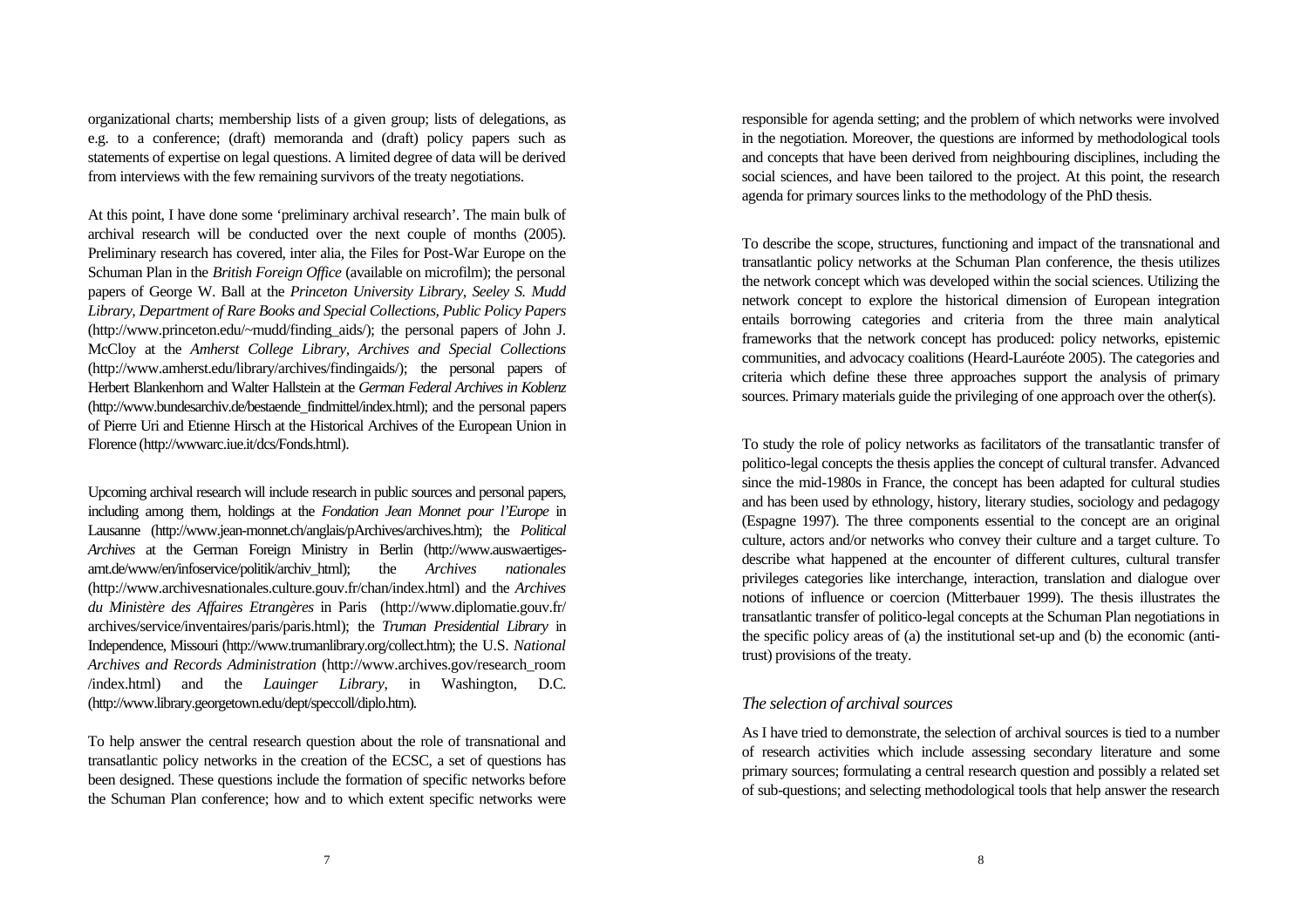organizational charts; membership lists of a given group; lists of delegations, as e.g. to a conference; (draft) memoranda and (draft) policy papers such as statements of expertise on legal questions. A limited degree of data will be derived from interviews with the few remaining survivors of the treaty negotiations.

At this point, I have done some 'preliminary archival research'. The main bulk of archival research will be conducted over the next couple of months (2005). Preliminary research has covered, inter alia, the Files for Post-War Europe on the Schuman Plan in the *British Foreign Office* (available on microfilm); the personal papers of George W. Ball at the *Princeton University Library, Seeley S. Mudd Library, Department of Rare Books and Special Collections, Public Policy Papers* (http://www.princeton.edu/~mudd/finding_aids/); the personal papers of John J. McCloy at the *Amherst College Library, Archives and Special Collections* (http://www.amherst.edu/library/archives/findingaids/); the personal papers of Herbert Blankenhorn and Walter Hallstein at the *German Federal Archives in Koblenz* (http://www.bundesarchiv.de/bestaende_findmittel/index.html); and the personal papers of Pierre Uri and Etienne Hirsch at the Historical Archives of the European Union in Florence (http://wwwarc.iue.it/dcs/Fonds.html).

Upcoming archival research will include research in public sources and personal papers, including among them, holdings at the *Fondation Jean Monnet pour l'Europe* in Lausanne (http://www.jean-monnet.ch/anglais/pArchives/archives.htm); the *Political Archives* at the German Foreign Ministry in Berlin (http://www.auswaertiges-amt.de/www/en/infoservice/politik/archiv_html); the *Archives nationales* (http://www.archivesnationales.culture.gouv.fr/chan/index.html) and the *Archives du Ministère des Affaires Etrangères* in Paris (http://www.diplomatie.gouv.fr/archives/service/inventaires/paris/paris.html); the *Truman Presidential Library* in Independence, Missouri (http://www.trumanlibrary.org/collect.htm); the U.S. *National Archives and Records Administration* (http://www.archives.gov/research_room/index.html) and the *Lauinger Library*, in Washington, D.C. (http://www.library.georgetown.edu/dept/speccoll/diplo.htm).

To help answer the central research question about the role of transnational and transatlantic policy networks in the creation of the ECSC, a set of questions has been designed. These questions include the formation of specific networks before the Schuman Plan conference; how and to which extent specific networks were responsible for agenda setting; and the problem of which networks were involved in the negotiation. Moreover, the questions are informed by methodological tools and concepts that have been derived from neighbouring disciplines, including the social sciences, and have been tailored to the project. At this point, the research agenda for primary sources links to the methodology of the PhD thesis.

To describe the scope, structures, functioning and impact of the transnational and transatlantic policy networks at the Schuman Plan conference, the thesis utilizes the network concept which was developed within the social sciences. Utilizing the network concept to explore the historical dimension of European integration entails borrowing categories and criteria from the three main analytical frameworks that the network concept has produced: policy networks, epistemic communities, and advocacy coalitions (Heard-Lauréote 2005). The categories and criteria which define these three approaches support the analysis of primary sources. Primary materials guide the privileging of one approach over the other(s).

To study the role of policy networks as facilitators of the transatlantic transfer of politico-legal concepts the thesis applies the concept of cultural transfer. Advanced since the mid-1980s in France, the concept has been adapted for cultural studies and has been used by ethnology, history, literary studies, sociology and pedagogy (Espagne 1997). The three components essential to the concept are an original culture, actors and/or networks who convey their culture and a target culture. To describe what happened at the encounter of different cultures, cultural transfer privileges categories like interchange, interaction, translation and dialogue over notions of influence or coercion (Mitterbauer 1999). The thesis illustrates the transatlantic transfer of politico-legal concepts at the Schuman Plan negotiations in the specific policy areas of (a) the institutional set-up and (b) the economic (anti-trust) provisions of the treaty.

### *The selection of archival sources*

As I have tried to demonstrate, the selection of archival sources is tied to a number of research activities which include assessing secondary literature and some primary sources; formulating a central research question and possibly a related set of sub-questions; and selecting methodological tools that help answer the research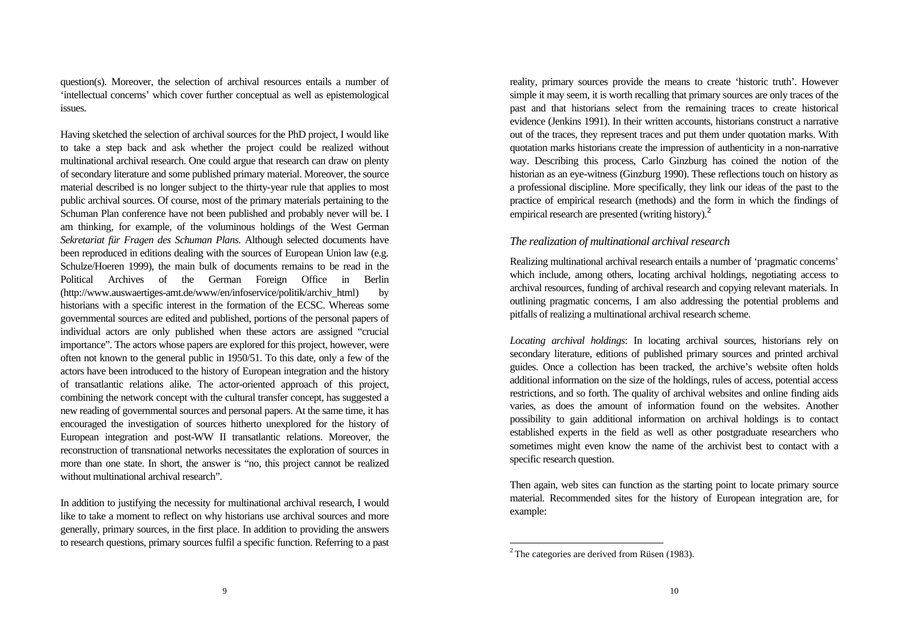question(s). Moreover, the selection of archival resources entails a number of 'intellectual concerns' which cover further conceptual as well as epistemological issues.

Having sketched the selection of archival sources for the PhD project, I would like to take a step back and ask whether the project could be realized without multinational archival research. One could argue that research can draw on plenty of secondary literature and some published primary material. Moreover, the source material described is no longer subject to the thirty-year rule that applies to most public archival sources. Of course, most of the primary materials pertaining to the Schuman Plan conference have not been published and probably never will be. I am thinking, for example, of the voluminous holdings of the West German *Sekretariat für Fragen des Schuman Plans.* Although selected documents have been reproduced in editions dealing with the sources of European Union law (e.g. Schulze/Hoeren 1999), the main bulk of documents remains to be read in the Political Archives of the German Foreign Office in Berlin (http://www.auswaertiges-amt.de/www/en/infoservice/politik/archiv_html) by historians with a specific interest in the formation of the ECSC. Whereas some governmental sources are edited and published, portions of the personal papers of individual actors are only published when these actors are assigned "crucial importance". The actors whose papers are explored for this project, however, were often not known to the general public in 1950/51. To this date, only a few of the actors have been introduced to the history of European integration and the history of transatlantic relations alike. The actor-oriented approach of this project, combining the network concept with the cultural transfer concept, has suggested a new reading of governmental sources and personal papers. At the same time, it has encouraged the investigation of sources hitherto unexplored for the history of European integration and post-WW II transatlantic relations. Moreover, the reconstruction of transnational networks necessitates the exploration of sources in more than one state. In short, the answer is "no, this project cannot be realized without multinational archival research".

In addition to justifying the necessity for multinational archival research, I would like to take a moment to reflect on why historians use archival sources and more generally, primary sources, in the first place. In addition to providing the answers to research questions, primary sources fulfil a specific function. Referring to a past reality, primary sources provide the means to create 'historic truth'. However simple it may seem, it is worth recalling that primary sources are only traces of the past and that historians select from the remaining traces to create historical evidence (Jenkins 1991). In their written accounts, historians construct a narrative out of the traces, they represent traces and put them under quotation marks. With quotation marks historians create the impression of authenticity in a non-narrative way. Describing this process, Carlo Ginzburg has coined the notion of the historian as an eye-witness (Ginzburg 1990). These reflections touch on history as a professional discipline. More specifically, they link our ideas of the past to the practice of empirical research (methods) and the form in which the findings of empirical research are presented (writing history).[2]

### *The realization of multinational archival research*

Realizing multinational archival research entails a number of 'pragmatic concerns' which include, among others, locating archival holdings, negotiating access to archival resources, funding of archival research and copying relevant materials. In outlining pragmatic concerns, I am also addressing the potential problems and pitfalls of realizing a multinational archival research scheme.

*Locating archival holdings*: In locating archival sources, historians rely on secondary literature, editions of published primary sources and printed archival guides. Once a collection has been tracked, the archive's website often holds additional information on the size of the holdings, rules of access, potential access restrictions, and so forth. The quality of archival websites and online finding aids varies, as does the amount of information found on the websites. Another possibility to gain additional information on archival holdings is to contact established experts in the field as well as other postgraduate researchers who sometimes might even know the name of the archivist best to contact with a specific research question.

Then again, web sites can function as the starting point to locate primary source material. Recommended sites for the history of European integration are, for example:

[2] The categories are derived from Rüsen (1983).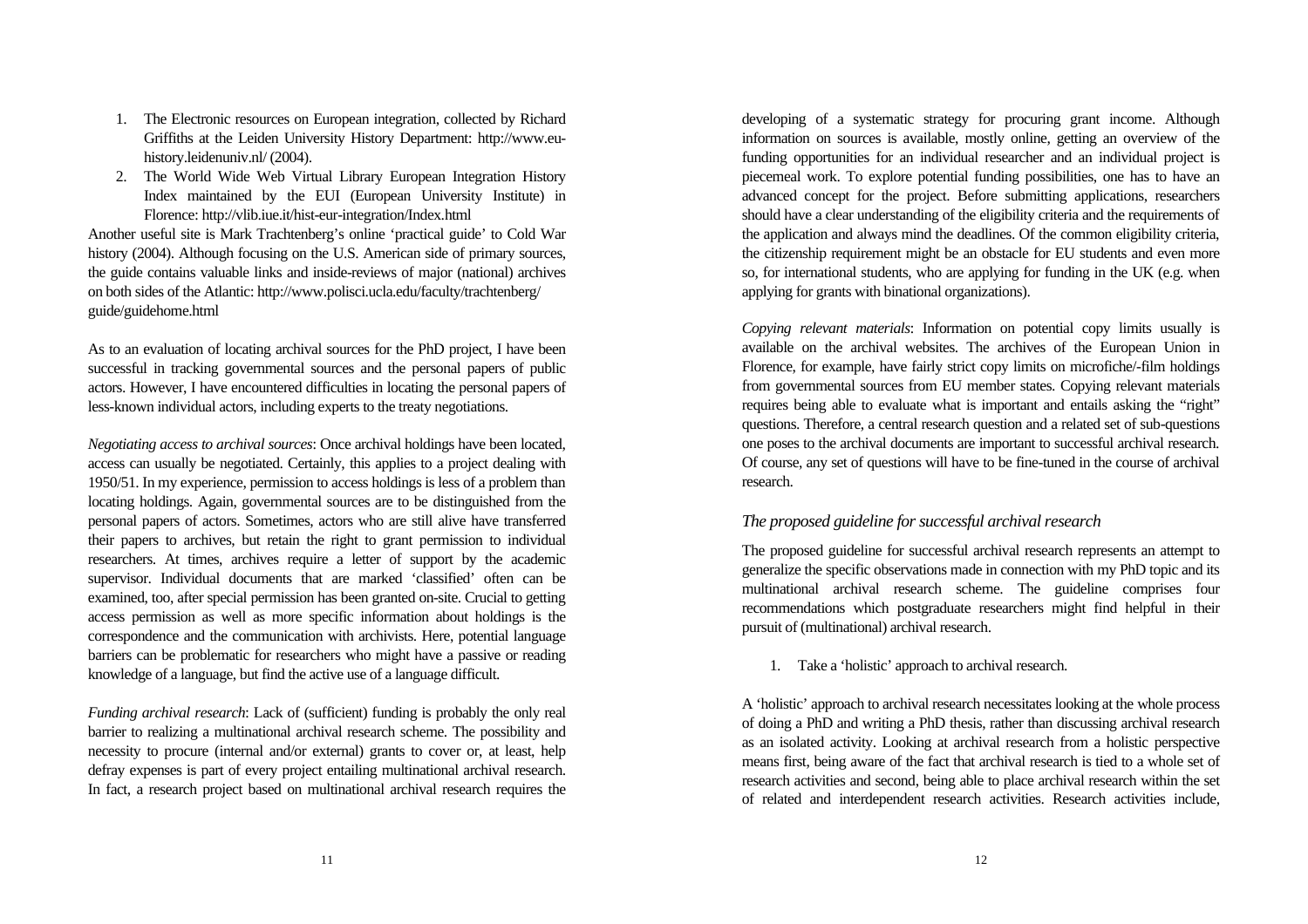1. The Electronic resources on European integration, collected by Richard Griffiths at the Leiden University History Department: http://www.eu-history.leidenuniv.nl/ (2004).
2. The World Wide Web Virtual Library European Integration History Index maintained by the EUI (European University Institute) in Florence: http://vlib.iue.it/hist-eur-integration/Index.html

Another useful site is Mark Trachtenberg's online 'practical guide' to Cold War history (2004). Although focusing on the U.S. American side of primary sources, the guide contains valuable links and inside-reviews of major (national) archives on both sides of the Atlantic: http://www.polisci.ucla.edu/faculty/trachtenberg/guide/guidehome.html

As to an evaluation of locating archival sources for the PhD project, I have been successful in tracking governmental sources and the personal papers of public actors. However, I have encountered difficulties in locating the personal papers of less-known individual actors, including experts to the treaty negotiations.

*Negotiating access to archival sources*: Once archival holdings have been located, access can usually be negotiated. Certainly, this applies to a project dealing with 1950/51. In my experience, permission to access holdings is less of a problem than locating holdings. Again, governmental sources are to be distinguished from the personal papers of actors. Sometimes, actors who are still alive have transferred their papers to archives, but retain the right to grant permission to individual researchers. At times, archives require a letter of support by the academic supervisor. Individual documents that are marked 'classified' often can be examined, too, after special permission has been granted on-site. Crucial to getting access permission as well as more specific information about holdings is the correspondence and the communication with archivists. Here, potential language barriers can be problematic for researchers who might have a passive or reading knowledge of a language, but find the active use of a language difficult.

*Funding archival research*: Lack of (sufficient) funding is probably the only real barrier to realizing a multinational archival research scheme. The possibility and necessity to procure (internal and/or external) grants to cover or, at least, help defray expenses is part of every project entailing multinational archival research. In fact, a research project based on multinational archival research requires the developing of a systematic strategy for procuring grant income. Although information on sources is available, mostly online, getting an overview of the funding opportunities for an individual researcher and an individual project is piecemeal work. To explore potential funding possibilities, one has to have an advanced concept for the project. Before submitting applications, researchers should have a clear understanding of the eligibility criteria and the requirements of the application and always mind the deadlines. Of the common eligibility criteria, the citizenship requirement might be an obstacle for EU students and even more so, for international students, who are applying for funding in the UK (e.g. when applying for grants with binational organizations).

*Copying relevant materials*: Information on potential copy limits usually is available on the archival websites. The archives of the European Union in Florence, for example, have fairly strict copy limits on microfiche/-film holdings from governmental sources from EU member states. Copying relevant materials requires being able to evaluate what is important and entails asking the "right" questions. Therefore, a central research question and a related set of sub-questions one poses to the archival documents are important to successful archival research. Of course, any set of questions will have to be fine-tuned in the course of archival research.

### *The proposed guideline for successful archival research*

The proposed guideline for successful archival research represents an attempt to generalize the specific observations made in connection with my PhD topic and its multinational archival research scheme. The guideline comprises four recommendations which postgraduate researchers might find helpful in their pursuit of (multinational) archival research.

1. Take a 'holistic' approach to archival research.

A 'holistic' approach to archival research necessitates looking at the whole process of doing a PhD and writing a PhD thesis, rather than discussing archival research as an isolated activity. Looking at archival research from a holistic perspective means first, being aware of the fact that archival research is tied to a whole set of research activities and second, being able to place archival research within the set of related and interdependent research activities. Research activities include,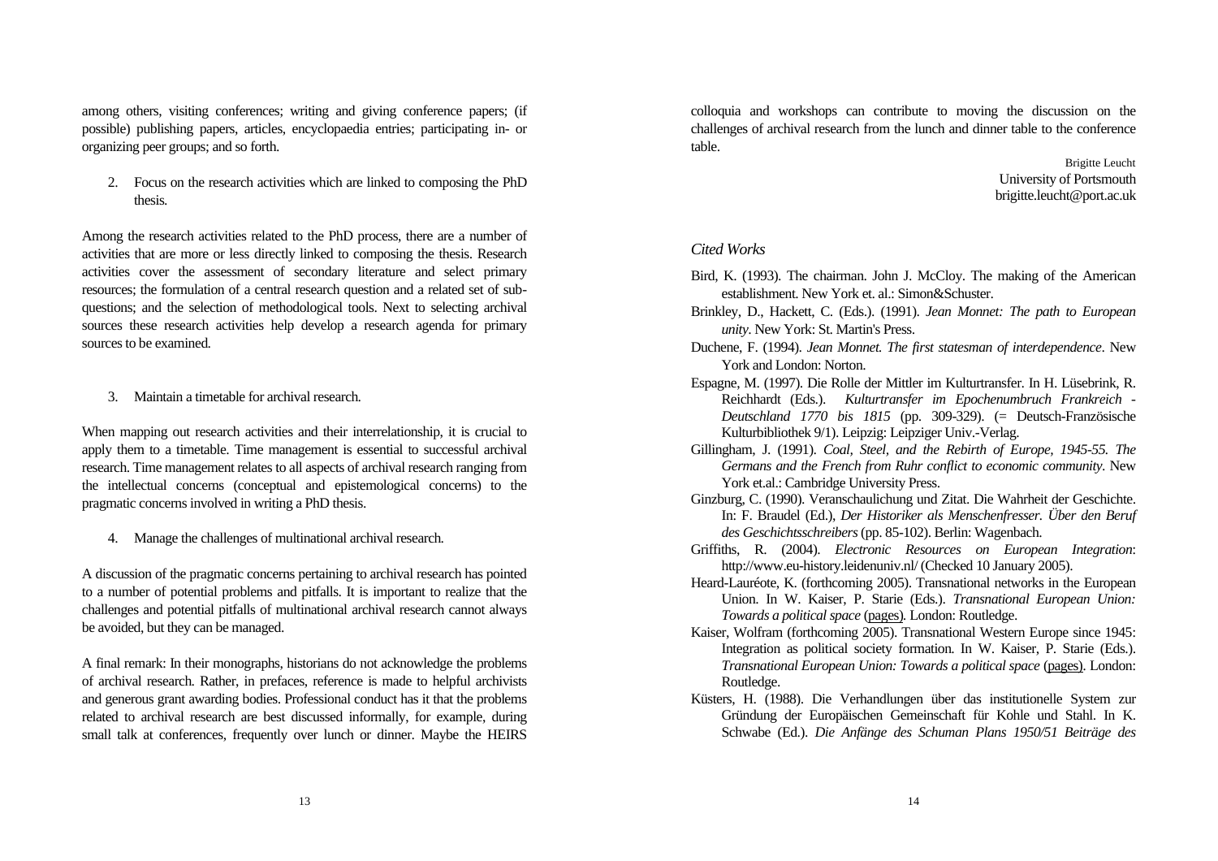among others, visiting conferences; writing and giving conference papers; (if possible) publishing papers, articles, encyclopaedia entries; participating in- or organizing peer groups; and so forth.

2. Focus on the research activities which are linked to composing the PhD thesis.

Among the research activities related to the PhD process, there are a number of activities that are more or less directly linked to composing the thesis. Research activities cover the assessment of secondary literature and select primary resources; the formulation of a central research question and a related set of sub-questions; and the selection of methodological tools. Next to selecting archival sources these research activities help develop a research agenda for primary sources to be examined.

3. Maintain a timetable for archival research.

When mapping out research activities and their interrelationship, it is crucial to apply them to a timetable. Time management is essential to successful archival research. Time management relates to all aspects of archival research ranging from the intellectual concerns (conceptual and epistemological concerns) to the pragmatic concerns involved in writing a PhD thesis.

4. Manage the challenges of multinational archival research.

A discussion of the pragmatic concerns pertaining to archival research has pointed to a number of potential problems and pitfalls. It is important to realize that the challenges and potential pitfalls of multinational archival research cannot always be avoided, but they can be managed.

A final remark: In their monographs, historians do not acknowledge the problems of archival research. Rather, in prefaces, reference is made to helpful archivists and generous grant awarding bodies. Professional conduct has it that the problems related to archival research are best discussed informally, for example, during small talk at conferences, frequently over lunch or dinner. Maybe the HEIRS colloquia and workshops can contribute to moving the discussion on the challenges of archival research from the lunch and dinner table to the conference table.

Brigitte Leucht
University of Portsmouth
brigitte.leucht@port.ac.uk

## *Cited Works*

Bird, K. (1993). The chairman. John J. McCloy. The making of the American establishment. New York et. al.: Simon&Schuster.

Brinkley, D., Hackett, C. (Eds.). (1991). *Jean Monnet: The path to European unity*. New York: St. Martin's Press.

Duchene, F. (1994). *Jean Monnet. The first statesman of interdependence*. New York and London: Norton.

Espagne, M. (1997). Die Rolle der Mittler im Kulturtransfer. In H. Lüsebrink, R. Reichhardt (Eds.). *Kulturtransfer im Epochenumbruch Frankreich - Deutschland 1770 bis 1815* (pp. 309-329). (= Deutsch-Französische Kulturbibliothek 9/1). Leipzig: Leipziger Univ.-Verlag.

Gillingham, J. (1991). *Coal, Steel, and the Rebirth of Europe, 1945-55. The Germans and the French from Ruhr conflict to economic community*. New York et.al.: Cambridge University Press.

Ginzburg, C. (1990). Veranschaulichung und Zitat. Die Wahrheit der Geschichte. In: F. Braudel (Ed.), *Der Historiker als Menschenfresser. Über den Beruf des Geschichtsschreibers* (pp. 85-102). Berlin: Wagenbach.

Griffiths, R. (2004). *Electronic Resources on European Integration*: http://www.eu-history.leidenuniv.nl/ (Checked 10 January 2005).

Heard-Lauréote, K. (forthcoming 2005). Transnational networks in the European Union. In W. Kaiser, P. Starie (Eds.). *Transnational European Union: Towards a political space* (pages). London: Routledge.

Kaiser, Wolfram (forthcoming 2005). Transnational Western Europe since 1945: Integration as political society formation. In W. Kaiser, P. Starie (Eds.). *Transnational European Union: Towards a political space* (pages). London: Routledge.

Küsters, H. (1988). Die Verhandlungen über das institutionelle System zur Gründung der Europäischen Gemeinschaft für Kohle und Stahl. In K. Schwabe (Ed.). *Die Anfänge des Schuman Plans 1950/51 Beiträge des*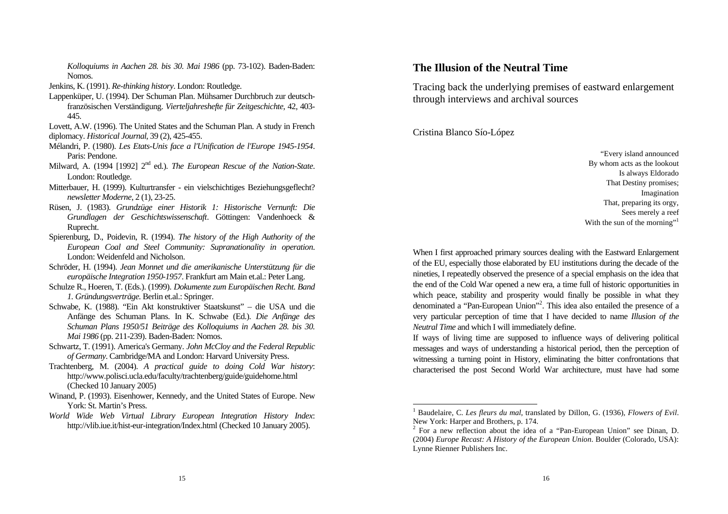*Kolloquiums in Aachen 28. bis 30. Mai 1986* (pp. 73-102). Baden-Baden: Nomos.

Jenkins, K. (1991). *Re-thinking history*. London: Routledge.

Lappenküper, U. (1994). Der Schuman Plan. Mühsamer Durchbruch zur deutsch-französischen Verständigung. *Vierteljahreshefte für Zeitgeschichte*, 42, 403-445.

Lovett, A.W. (1996). The United States and the Schuman Plan. A study in French diplomacy. *Historical Journal*, 39 (2), 425-455.

Mélandri, P. (1980). *Les Etats-Unis face a l'Unification de l'Europe 1945-1954*. Paris: Pendone.

Milward, A. (1994 [1992] 2nd ed.). *The European Rescue of the Nation-State*. London: Routledge.

Mitterbauer, H. (1999). Kulturtransfer - ein vielschichtiges Beziehungsgeflecht? *newsletter Moderne*, 2 (1), 23-25.

Rüsen, J. (1983). *Grundzüge einer Historik 1: Historische Vernunft: Die Grundlagen der Geschichtswissenschaft*. Göttingen: Vandenhoeck & Ruprecht.

Spierenburg, D., Poidevin, R. (1994). *The history of the High Authority of the European Coal and Steel Community: Supranationality in operation*. London: Weidenfeld and Nicholson.

Schröder, H. (1994). *Jean Monnet und die amerikanische Unterstützung für die europäische Integration 1950-1957*. Frankfurt am Main et.al.: Peter Lang.

Schulze R., Hoeren, T. (Eds.). (1999). *Dokumente zum Europäischen Recht. Band 1. Gründungsverträge*. Berlin et.al.: Springer.

Schwabe, K. (1988). "Ein Akt konstruktiver Staatskunst" – die USA und die Anfänge des Schuman Plans. In K. Schwabe (Ed.). *Die Anfänge des Schuman Plans 1950/51 Beiträge des Kolloquiums in Aachen 28. bis 30. Mai 1986* (pp. 211-239). Baden-Baden: Nomos.

Schwartz, T. (1991). America's Germany. *John McCloy and the Federal Republic of Germany*. Cambridge/MA and London: Harvard University Press.

Trachtenberg, M. (2004). *A practical guide to doing Cold War history*: http://www.polisci.ucla.edu/faculty/trachtenberg/guide/guidehome.html (Checked 10 January 2005)

Winand, P. (1993). Eisenhower, Kennedy, and the United States of Europe. New York: St. Martin's Press.

*World Wide Web Virtual Library European Integration History Index*: http://vlib.iue.it/hist-eur-integration/Index.html (Checked 10 January 2005).

## The Illusion of the Neutral Time

Tracing back the underlying premises of eastward enlargement through interviews and archival sources

Cristina Blanco Sío-López

"Every island announced
By whom acts as the lookout
Is always Eldorado
That Destiny promises;
Imagination
That, preparing its orgy,
Sees merely a reef
With the sun of the morning"[1]

When I first approached primary sources dealing with the Eastward Enlargement of the EU, especially those elaborated by EU institutions during the decade of the nineties, I repeatedly observed the presence of a special emphasis on the idea that the end of the Cold War opened a new era, a time full of historic opportunities in which peace, stability and prosperity would finally be possible in what they denominated a "Pan-European Union"[2]. This idea also entailed the presence of a very particular perception of time that I have decided to name *Illusion of the Neutral Time* and which I will immediately define.

If ways of living time are supposed to influence ways of delivering political messages and ways of understanding a historical period, then the perception of witnessing a turning point in History, eliminating the bitter confrontations that characterised the post Second World War architecture, must have had some

[1] Baudelaire, C. *Les fleurs du mal*, translated by Dillon, G. (1936), *Flowers of Evil*. New York: Harper and Brothers, p. 174.

[2] For a new reflection about the idea of a "Pan-European Union" see Dinan, D. (2004) *Europe Recast: A History of the European Union*. Boulder (Colorado, USA): Lynne Rienner Publishers Inc.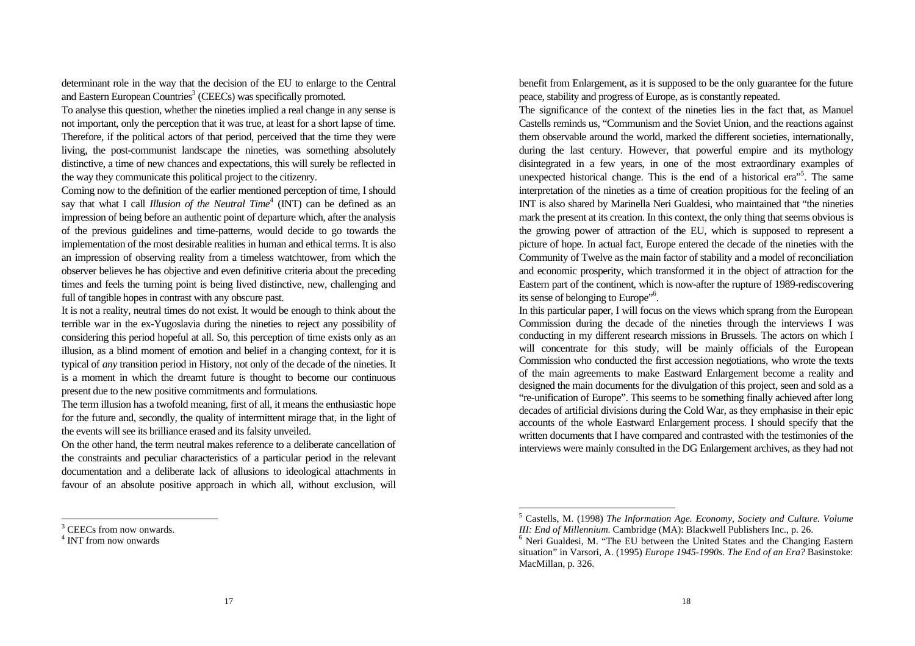determinant role in the way that the decision of the EU to enlarge to the Central and Eastern European Countries[3] (CEECs) was specifically promoted.

To analyse this question, whether the nineties implied a real change in any sense is not important, only the perception that it was true, at least for a short lapse of time. Therefore, if the political actors of that period, perceived that the time they were living, the post-communist landscape the nineties, was something absolutely distinctive, a time of new chances and expectations, this will surely be reflected in the way they communicate this political project to the citizenry.

Coming now to the definition of the earlier mentioned perception of time, I should say that what I call *Illusion of the Neutral Time*[4] (INT) can be defined as an impression of being before an authentic point of departure which, after the analysis of the previous guidelines and time-patterns, would decide to go towards the implementation of the most desirable realities in human and ethical terms. It is also an impression of observing reality from a timeless watchtower, from which the observer believes he has objective and even definitive criteria about the preceding times and feels the turning point is being lived distinctive, new, challenging and full of tangible hopes in contrast with any obscure past.

It is not a reality, neutral times do not exist. It would be enough to think about the terrible war in the ex-Yugoslavia during the nineties to reject any possibility of considering this period hopeful at all. So, this perception of time exists only as an illusion, as a blind moment of emotion and belief in a changing context, for it is typical of *any* transition period in History, not only of the decade of the nineties. It is a moment in which the dreamt future is thought to become our continuous present due to the new positive commitments and formulations.

The term illusion has a twofold meaning, first of all, it means the enthusiastic hope for the future and, secondly, the quality of intermittent mirage that, in the light of the events will see its brilliance erased and its falsity unveiled.

On the other hand, the term neutral makes reference to a deliberate cancellation of the constraints and peculiar characteristics of a particular period in the relevant documentation and a deliberate lack of allusions to ideological attachments in favour of an absolute positive approach in which all, without exclusion, will benefit from Enlargement, as it is supposed to be the only guarantee for the future peace, stability and progress of Europe, as is constantly repeated.

The significance of the context of the nineties lies in the fact that, as Manuel Castells reminds us, "Communism and the Soviet Union, and the reactions against them observable around the world, marked the different societies, internationally, during the last century. However, that powerful empire and its mythology disintegrated in a few years, in one of the most extraordinary examples of unexpected historical change. This is the end of a historical era"[5]. The same interpretation of the nineties as a time of creation propitious for the feeling of an INT is also shared by Marinella Neri Gualdesi, who maintained that "the nineties mark the present at its creation. In this context, the only thing that seems obvious is the growing power of attraction of the EU, which is supposed to represent a picture of hope. In actual fact, Europe entered the decade of the nineties with the Community of Twelve as the main factor of stability and a model of reconciliation and economic prosperity, which transformed it in the object of attraction for the Eastern part of the continent, which is now-after the rupture of 1989-rediscovering its sense of belonging to Europe"[6].

In this particular paper, I will focus on the views which sprang from the European Commission during the decade of the nineties through the interviews I was conducting in my different research missions in Brussels. The actors on which I will concentrate for this study, will be mainly officials of the European Commission who conducted the first accession negotiations, who wrote the texts of the main agreements to make Eastward Enlargement become a reality and designed the main documents for the divulgation of this project, seen and sold as a "re-unification of Europe". This seems to be something finally achieved after long decades of artificial divisions during the Cold War, as they emphasise in their epic accounts of the whole Eastward Enlargement process. I should specify that the written documents that I have compared and contrasted with the testimonies of the interviews were mainly consulted in the DG Enlargement archives, as they had not

---

[3] CEECs from now onwards.

[4] INT from now onwards

[5] Castells, M. (1998) *The Information Age. Economy, Society and Culture. Volume III: End of Millennium*. Cambridge (MA): Blackwell Publishers Inc., p. 26.

[6] Neri Gualdesi, M. "The EU between the United States and the Changing Eastern situation" in Varsori, A. (1995) *Europe 1945-1990s. The End of an Era?* Basinstoke: MacMillan, p. 326.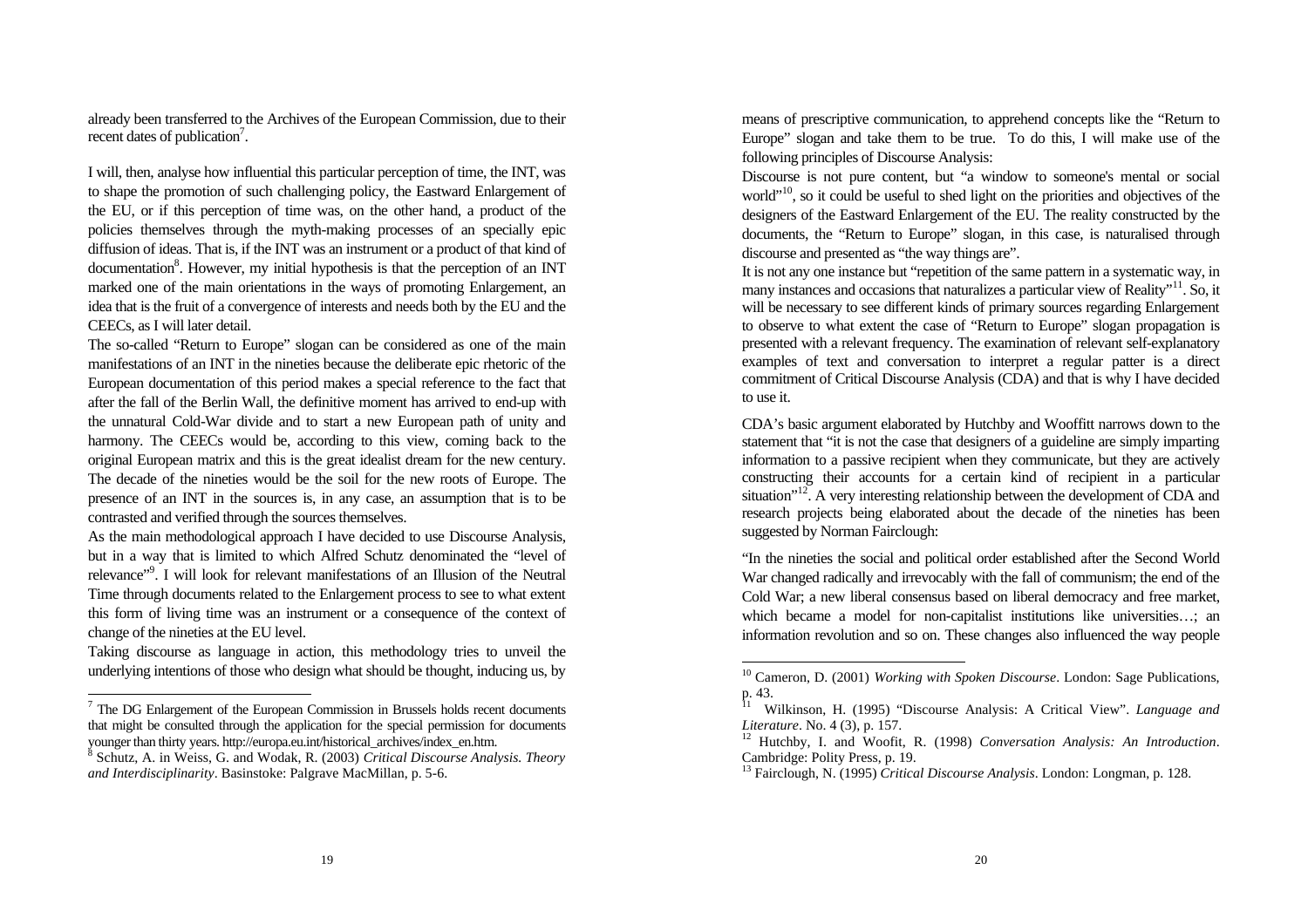already been transferred to the Archives of the European Commission, due to their recent dates of publication[7].

I will, then, analyse how influential this particular perception of time, the INT, was to shape the promotion of such challenging policy, the Eastward Enlargement of the EU, or if this perception of time was, on the other hand, a product of the policies themselves through the myth-making processes of an specially epic diffusion of ideas. That is, if the INT was an instrument or a product of that kind of documentation[8]. However, my initial hypothesis is that the perception of an INT marked one of the main orientations in the ways of promoting Enlargement, an idea that is the fruit of a convergence of interests and needs both by the EU and the CEECs, as I will later detail.

The so-called "Return to Europe" slogan can be considered as one of the main manifestations of an INT in the nineties because the deliberate epic rhetoric of the European documentation of this period makes a special reference to the fact that after the fall of the Berlin Wall, the definitive moment has arrived to end-up with the unnatural Cold-War divide and to start a new European path of unity and harmony. The CEECs would be, according to this view, coming back to the original European matrix and this is the great idealist dream for the new century. The decade of the nineties would be the soil for the new roots of Europe. The presence of an INT in the sources is, in any case, an assumption that is to be contrasted and verified through the sources themselves.

As the main methodological approach I have decided to use Discourse Analysis, but in a way that is limited to which Alfred Schutz denominated the "level of relevance"[9]. I will look for relevant manifestations of an Illusion of the Neutral Time through documents related to the Enlargement process to see to what extent this form of living time was an instrument or a consequence of the context of change of the nineties at the EU level.

Taking discourse as language in action, this methodology tries to unveil the underlying intentions of those who design what should be thought, inducing us, by means of prescriptive communication, to apprehend concepts like the "Return to Europe" slogan and take them to be true. To do this, I will make use of the following principles of Discourse Analysis:

Discourse is not pure content, but "a window to someone's mental or social world"[10], so it could be useful to shed light on the priorities and objectives of the designers of the Eastward Enlargement of the EU. The reality constructed by the documents, the "Return to Europe" slogan, in this case, is naturalised through discourse and presented as "the way things are".

It is not any one instance but "repetition of the same pattern in a systematic way, in many instances and occasions that naturalizes a particular view of Reality"[11]. So, it will be necessary to see different kinds of primary sources regarding Enlargement to observe to what extent the case of "Return to Europe" slogan propagation is presented with a relevant frequency. The examination of relevant self-explanatory examples of text and conversation to interpret a regular patter is a direct commitment of Critical Discourse Analysis (CDA) and that is why I have decided to use it.

CDA's basic argument elaborated by Hutchby and Wooffitt narrows down to the statement that "it is not the case that designers of a guideline are simply imparting information to a passive recipient when they communicate, but they are actively constructing their accounts for a certain kind of recipient in a particular situation"[12]. A very interesting relationship between the development of CDA and research projects being elaborated about the decade of the nineties has been suggested by Norman Fairclough:

"In the nineties the social and political order established after the Second World War changed radically and irrevocably with the fall of communism; the end of the Cold War; a new liberal consensus based on liberal democracy and free market, which became a model for non-capitalist institutions like universities…; an information revolution and so on. These changes also influenced the way people

---

[7] The DG Enlargement of the European Commission in Brussels holds recent documents that might be consulted through the application for the special permission for documents younger than thirty years. http://europa.eu.int/historical_archives/index_en.htm.

[8] Schutz, A. in Weiss, G. and Wodak, R. (2003) *Critical Discourse Analysis. Theory and Interdisciplinarity*. Basinstoke: Palgrave MacMillan, p. 5-6.

[10] Cameron, D. (2001) *Working with Spoken Discourse*. London: Sage Publications, p. 43.

[11] Wilkinson, H. (1995) "Discourse Analysis: A Critical View". *Language and Literature*. No. 4 (3), p. 157.

[12] Hutchby, I. and Woofit, R. (1998) *Conversation Analysis: An Introduction*. Cambridge: Polity Press, p. 19.

[13] Fairclough, N. (1995) *Critical Discourse Analysis*. London: Longman, p. 128.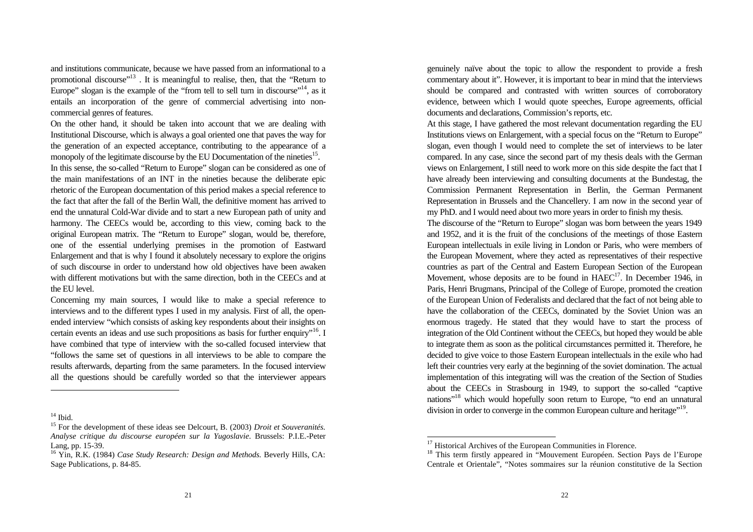and institutions communicate, because we have passed from an informational to a promotional discourse"[13] . It is meaningful to realise, then, that the "Return to Europe" slogan is the example of the "from tell to sell turn in discourse"[14], as it entails an incorporation of the genre of commercial advertising into non-commercial genres of features.

On the other hand, it should be taken into account that we are dealing with Institutional Discourse, which is always a goal oriented one that paves the way for the generation of an expected acceptance, contributing to the appearance of a monopoly of the legitimate discourse by the EU Documentation of the nineties[15].

In this sense, the so-called "Return to Europe" slogan can be considered as one of the main manifestations of an INT in the nineties because the deliberate epic rhetoric of the European documentation of this period makes a special reference to the fact that after the fall of the Berlin Wall, the definitive moment has arrived to end the unnatural Cold-War divide and to start a new European path of unity and harmony. The CEECs would be, according to this view, coming back to the original European matrix. The "Return to Europe" slogan, would be, therefore, one of the essential underlying premises in the promotion of Eastward Enlargement and that is why I found it absolutely necessary to explore the origins of such discourse in order to understand how old objectives have been awaken with different motivations but with the same direction, both in the CEECs and at the EU level.

Concerning my main sources, I would like to make a special reference to interviews and to the different types I used in my analysis. First of all, the open-ended interview "which consists of asking key respondents about their insights on certain events an ideas and use such propositions as basis for further enquiry"[16]. I have combined that type of interview with the so-called focused interview that "follows the same set of questions in all interviews to be able to compare the results afterwards, departing from the same parameters. In the focused interview all the questions should be carefully worded so that the interviewer appears genuinely naïve about the topic to allow the respondent to provide a fresh commentary about it". However, it is important to bear in mind that the interviews should be compared and contrasted with written sources of corroboratory evidence, between which I would quote speeches, Europe agreements, official documents and declarations, Commission's reports, etc.

At this stage, I have gathered the most relevant documentation regarding the EU Institutions views on Enlargement, with a special focus on the "Return to Europe" slogan, even though I would need to complete the set of interviews to be later compared. In any case, since the second part of my thesis deals with the German views on Enlargement, I still need to work more on this side despite the fact that I have already been interviewing and consulting documents at the Bundestag, the Commission Permanent Representation in Berlin, the German Permanent Representation in Brussels and the Chancellery. I am now in the second year of my PhD. and I would need about two more years in order to finish my thesis.

The discourse of the "Return to Europe" slogan was born between the years 1949 and 1952, and it is the fruit of the conclusions of the meetings of those Eastern European intellectuals in exile living in London or Paris, who were members of the European Movement, where they acted as representatives of their respective countries as part of the Central and Eastern European Section of the European Movement, whose deposits are to be found in HAEC[17]. In December 1946, in Paris, Henri Brugmans, Principal of the College of Europe, promoted the creation of the European Union of Federalists and declared that the fact of not being able to have the collaboration of the CEECs, dominated by the Soviet Union was an enormous tragedy. He stated that they would have to start the process of integration of the Old Continent without the CEECs, but hoped they would be able to integrate them as soon as the political circumstances permitted it. Therefore, he decided to give voice to those Eastern European intellectuals in the exile who had left their countries very early at the beginning of the soviet domination. The actual implementation of this integrating will was the creation of the Section of Studies about the CEECs in Strasbourg in 1949, to support the so-called "captive nations"[18] which would hopefully soon return to Europe, "to end an unnatural division in order to converge in the common European culture and heritage"[19].

---

[14] Ibid.

[15] For the development of these ideas see Delcourt, B. (2003) *Droit et Souverainetés. Analyse critique du discourse européen sur la Yugoslavie*. Brussels: P.I.E.-Peter Lang, pp. 15-39.

[16] Yin, R.K. (1984) *Case Study Research: Design and Methods.* Beverly Hills, CA: Sage Publications, p. 84-85.

[17] Historical Archives of the European Communities in Florence.

[18] This term firstly appeared in "Mouvement Européen. Section Pays de l'Europe Centrale et Orientale", "Notes sommaires sur la réunion constitutive de la Section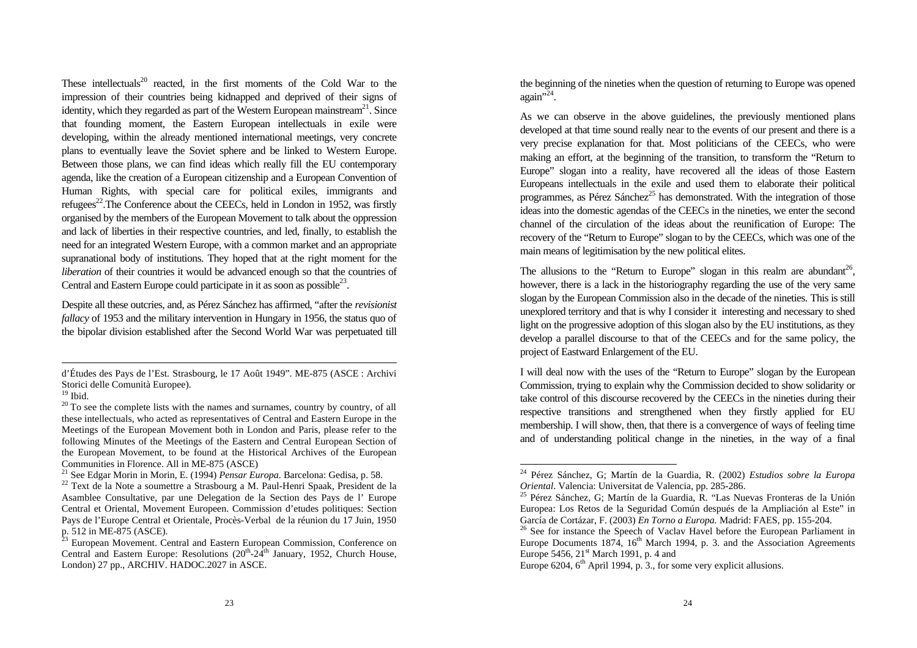These intellectuals[20] reacted, in the first moments of the Cold War to the impression of their countries being kidnapped and deprived of their signs of identity, which they regarded as part of the Western European mainstream[21]. Since that founding moment, the Eastern European intellectuals in exile were developing, within the already mentioned international meetings, very concrete plans to eventually leave the Soviet sphere and be linked to Western Europe. Between those plans, we can find ideas which really fill the EU contemporary agenda, like the creation of a European citizenship and a European Convention of Human Rights, with special care for political exiles, immigrants and refugees[22].The Conference about the CEECs, held in London in 1952, was firstly organised by the members of the European Movement to talk about the oppression and lack of liberties in their respective countries, and led, finally, to establish the need for an integrated Western Europe, with a common market and an appropriate supranational body of institutions. They hoped that at the right moment for the *liberation* of their countries it would be advanced enough so that the countries of Central and Eastern Europe could participate in it as soon as possible[23].

Despite all these outcries, and, as Pérez Sánchez has affirmed, "after the *revisionist fallacy* of 1953 and the military intervention in Hungary in 1956, the status quo of the bipolar division established after the Second World War was perpetuated till the beginning of the nineties when the question of returning to Europe was opened again"[24].

As we can observe in the above guidelines, the previously mentioned plans developed at that time sound really near to the events of our present and there is a very precise explanation for that. Most politicians of the CEECs, who were making an effort, at the beginning of the transition, to transform the "Return to Europe" slogan into a reality, have recovered all the ideas of those Eastern Europeans intellectuals in the exile and used them to elaborate their political programmes, as Pérez Sánchez[25] has demonstrated. With the integration of those ideas into the domestic agendas of the CEECs in the nineties, we enter the second channel of the circulation of the ideas about the reunification of Europe: The recovery of the "Return to Europe" slogan to by the CEECs, which was one of the main means of legitimisation by the new political elites.

The allusions to the "Return to Europe" slogan in this realm are abundant[26], however, there is a lack in the historiography regarding the use of the very same slogan by the European Commission also in the decade of the nineties. This is still unexplored territory and that is why I consider it interesting and necessary to shed light on the progressive adoption of this slogan also by the EU institutions, as they develop a parallel discourse to that of the CEECs and for the same policy, the project of Eastward Enlargement of the EU.

I will deal now with the uses of the "Return to Europe" slogan by the European Commission, trying to explain why the Commission decided to show solidarity or take control of this discourse recovered by the CEECs in the nineties during their respective transitions and strengthened when they firstly applied for EU membership. I will show, then, that there is a convergence of ways of feeling time and of understanding political change in the nineties, in the way of a final

---

d'Études des Pays de l'Est. Strasbourg, le 17 Août 1949". ME-875 (ASCE : Archivi Storici delle Comunità Europee).

[19] Ibid.

[20] To see the complete lists with the names and surnames, country by country, of all these intellectuals, who acted as representatives of Central and Eastern Europe in the Meetings of the European Movement both in London and Paris, please refer to the following Minutes of the Meetings of the Eastern and Central European Section of the European Movement, to be found at the Historical Archives of the European Communities in Florence. All in ME-875 (ASCE)

[21] See Edgar Morin in Morin, E. (1994) *Pensar Europa*. Barcelona: Gedisa, p. 58.

[22] Text de la Note a soumettre a Strasbourg a M. Paul-Henri Spaak, President de la Asamblee Consultative, par une Delegation de la Section des Pays de l' Europe Central et Oriental, Movement Europeen. Commission d'etudes politiques: Section Pays de l'Europe Central et Orientale, Procès-Verbal de la réunion du 17 Juin, 1950 p. 512 in ME-875 (ASCE).

[23] European Movement. Central and Eastern European Commission, Conference on Central and Eastern Europe: Resolutions (20th-24th January, 1952, Church House, London) 27 pp., ARCHIV. HADOC.2027 in ASCE.

[24] Pérez Sánchez, G; Martín de la Guardia, R. (2002) *Estudios sobre la Europa Oriental*. Valencia: Universitat de Valencia, pp. 285-286.

[25] Pérez Sánchez, G; Martín de la Guardia, R. "Las Nuevas Fronteras de la Unión Europea: Los Retos de la Seguridad Común después de la Ampliación al Este" in García de Cortázar, F. (2003) *En Torno a Europa.* Madrid: FAES, pp. 155-204.

[26] See for instance the Speech of Vaclav Havel before the European Parliament in Europe Documents 1874, 16th March 1994, p. 3. and the Association Agreements Europe 5456, 21st March 1991, p. 4 and Europe 6204, 6th April 1994, p. 3., for some very explicit allusions.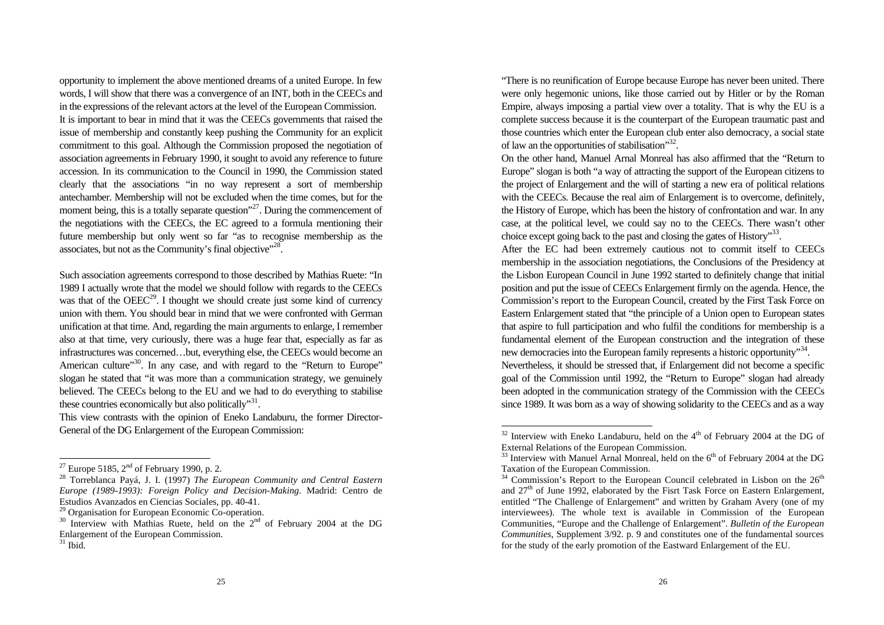opportunity to implement the above mentioned dreams of a united Europe. In few words, I will show that there was a convergence of an INT, both in the CEECs and in the expressions of the relevant actors at the level of the European Commission.

It is important to bear in mind that it was the CEECs governments that raised the issue of membership and constantly keep pushing the Community for an explicit commitment to this goal. Although the Commission proposed the negotiation of association agreements in February 1990, it sought to avoid any reference to future accession. In its communication to the Council in 1990, the Commission stated clearly that the associations "in no way represent a sort of membership antechamber. Membership will not be excluded when the time comes, but for the moment being, this is a totally separate question"[27]. During the commencement of the negotiations with the CEECs, the EC agreed to a formula mentioning their future membership but only went so far "as to recognise membership as the associates, but not as the Community's final objective"[28].

Such association agreements correspond to those described by Mathias Ruete: "In 1989 I actually wrote that the model we should follow with regards to the CEECs was that of the OEEC[29]. I thought we should create just some kind of currency union with them. You should bear in mind that we were confronted with German unification at that time. And, regarding the main arguments to enlarge, I remember also at that time, very curiously, there was a huge fear that, especially as far as infrastructures was concerned…but, everything else, the CEECs would become an American culture"[30]. In any case, and with regard to the "Return to Europe" slogan he stated that "it was more than a communication strategy, we genuinely believed. The CEECs belong to the EU and we had to do everything to stabilise these countries economically but also politically"[31].

This view contrasts with the opinion of Eneko Landaburu, the former Director-General of the DG Enlargement of the European Commission:

"There is no reunification of Europe because Europe has never been united. There were only hegemonic unions, like those carried out by Hitler or by the Roman Empire, always imposing a partial view over a totality. That is why the EU is a complete success because it is the counterpart of the European traumatic past and those countries which enter the European club enter also democracy, a social state of law an the opportunities of stabilisation"[32].

On the other hand, Manuel Arnal Monreal has also affirmed that the "Return to Europe" slogan is both "a way of attracting the support of the European citizens to the project of Enlargement and the will of starting a new era of political relations with the CEECs. Because the real aim of Enlargement is to overcome, definitely, the History of Europe, which has been the history of confrontation and war. In any case, at the political level, we could say no to the CEECs. There wasn't other choice except going back to the past and closing the gates of History"[33].

After the EC had been extremely cautious not to commit itself to CEECs membership in the association negotiations, the Conclusions of the Presidency at the Lisbon European Council in June 1992 started to definitely change that initial position and put the issue of CEECs Enlargement firmly on the agenda. Hence, the Commission's report to the European Council, created by the First Task Force on Eastern Enlargement stated that "the principle of a Union open to European states that aspire to full participation and who fulfil the conditions for membership is a fundamental element of the European construction and the integration of these new democracies into the European family represents a historic opportunity"[34].

Nevertheless, it should be stressed that, if Enlargement did not become a specific goal of the Commission until 1992, the "Return to Europe" slogan had already been adopted in the communication strategy of the Commission with the CEECs since 1989. It was born as a way of showing solidarity to the CEECs and as a way

---

[27] Europe 5185, 2nd of February 1990, p. 2.

[28] Torreblanca Payá, J. I. (1997) *The European Community and Central Eastern Europe (1989-1993): Foreign Policy and Decision-Making*. Madrid: Centro de Estudios Avanzados en Ciencias Sociales, pp. 40-41.

[29] Organisation for European Economic Co-operation.

[30] Interview with Mathias Ruete, held on the 2nd of February 2004 at the DG Enlargement of the European Commission.

[31] Ibid.

[32] Interview with Eneko Landaburu, held on the 4th of February 2004 at the DG of External Relations of the European Commission.

[33] Interview with Manuel Arnal Monreal, held on the 6th of February 2004 at the DG Taxation of the European Commission.

[34] Commission's Report to the European Council celebrated in Lisbon on the 26th and 27th of June 1992, elaborated by the Fisrt Task Force on Eastern Enlargement, entitled "The Challenge of Enlargement" and written by Graham Avery (one of my interviewees). The whole text is available in Commission of the European Communities, "Europe and the Challenge of Enlargement". *Bulletin of the European Communities*, Supplement 3/92. p. 9 and constitutes one of the fundamental sources for the study of the early promotion of the Eastward Enlargement of the EU.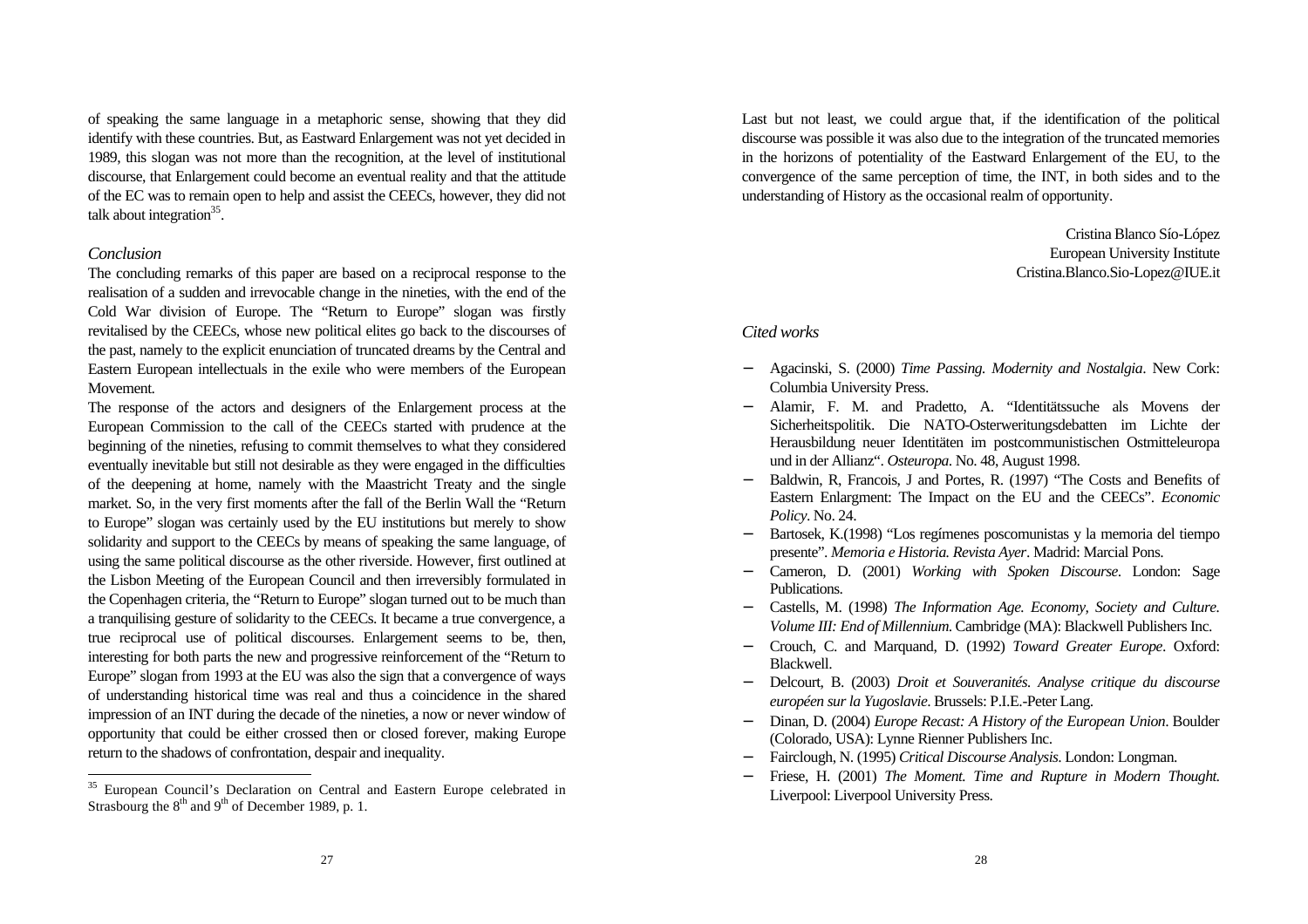of speaking the same language in a metaphoric sense, showing that they did identify with these countries. But, as Eastward Enlargement was not yet decided in 1989, this slogan was not more than the recognition, at the level of institutional discourse, that Enlargement could become an eventual reality and that the attitude of the EC was to remain open to help and assist the CEECs, however, they did not talk about integration[35].

## *Conclusion*

The concluding remarks of this paper are based on a reciprocal response to the realisation of a sudden and irrevocable change in the nineties, with the end of the Cold War division of Europe. The "Return to Europe" slogan was firstly revitalised by the CEECs, whose new political elites go back to the discourses of the past, namely to the explicit enunciation of truncated dreams by the Central and Eastern European intellectuals in the exile who were members of the European Movement.

The response of the actors and designers of the Enlargement process at the European Commission to the call of the CEECs started with prudence at the beginning of the nineties, refusing to commit themselves to what they considered eventually inevitable but still not desirable as they were engaged in the difficulties of the deepening at home, namely with the Maastricht Treaty and the single market. So, in the very first moments after the fall of the Berlin Wall the "Return to Europe" slogan was certainly used by the EU institutions but merely to show solidarity and support to the CEECs by means of speaking the same language, of using the same political discourse as the other riverside. However, first outlined at the Lisbon Meeting of the European Council and then irreversibly formulated in the Copenhagen criteria, the "Return to Europe" slogan turned out to be much than a tranquilising gesture of solidarity to the CEECs. It became a true convergence, a true reciprocal use of political discourses. Enlargement seems to be, then, interesting for both parts the new and progressive reinforcement of the "Return to Europe" slogan from 1993 at the EU was also the sign that a convergence of ways of understanding historical time was real and thus a coincidence in the shared impression of an INT during the decade of the nineties, a now or never window of opportunity that could be either crossed then or closed forever, making Europe return to the shadows of confrontation, despair and inequality.

Last but not least, we could argue that, if the identification of the political discourse was possible it was also due to the integration of the truncated memories in the horizons of potentiality of the Eastward Enlargement of the EU, to the convergence of the same perception of time, the INT, in both sides and to the understanding of History as the occasional realm of opportunity.

Cristina Blanco Sío-López
European University Institute
Cristina.Blanco.Sio-Lopez@IUE.it

[35] European Council's Declaration on Central and Eastern Europe celebrated in Strasbourg the 8th and 9th of December 1989, p. 1.

## *Cited works*

- Agacinski, S. (2000) *Time Passing. Modernity and Nostalgia*. New Cork: Columbia University Press.
- Alamir, F. M. and Pradetto, A. "Identitätssuche als Movens der Sicherheitspolitik. Die NATO-Osterweritungsdebatten im Lichte der Herausbildung neuer Identitäten im postcommunistischen Ostmitteleuropa und in der Allianz". *Osteuropa*. No. 48, August 1998.
- Baldwin, R, Francois, J and Portes, R. (1997) "The Costs and Benefits of Eastern Enlargment: The Impact on the EU and the CEECs". *Economic Policy*. No. 24.
- Bartosek, K.(1998) "Los regímenes poscomunistas y la memoria del tiempo presente". *Memoria e Historia. Revista Ayer*. Madrid: Marcial Pons.
- Cameron, D. (2001) *Working with Spoken Discourse*. London: Sage Publications.
- Castells, M. (1998) *The Information Age. Economy, Society and Culture. Volume III: End of Millennium*. Cambridge (MA): Blackwell Publishers Inc.
- Crouch, C. and Marquand, D. (1992) *Toward Greater Europe*. Oxford: Blackwell.
- Delcourt, B. (2003) *Droit et Souveranités. Analyse critique du discourse européen sur la Yugoslavie*. Brussels: P.I.E.-Peter Lang.
- Dinan, D. (2004) *Europe Recast: A History of the European Union*. Boulder (Colorado, USA): Lynne Rienner Publishers Inc.
- Fairclough, N. (1995) *Critical Discourse Analysis*. London: Longman.
- Friese, H. (2001) *The Moment. Time and Rupture in Modern Thought*. Liverpool: Liverpool University Press.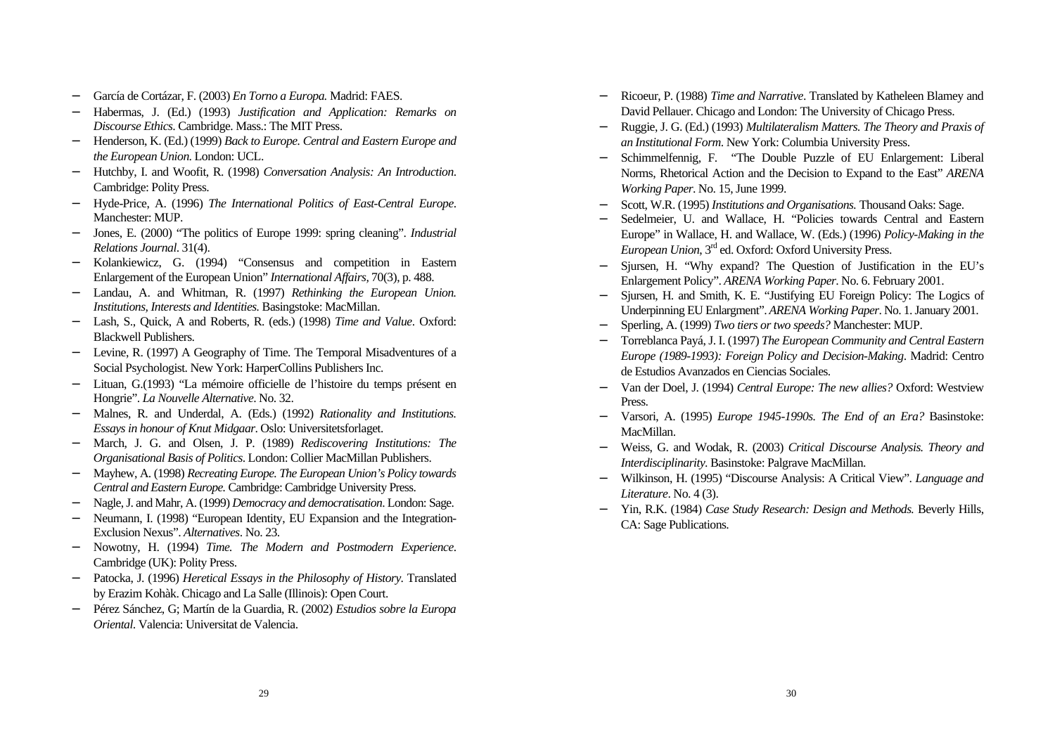- García de Cortázar, F. (2003) *En Torno a Europa*. Madrid: FAES.
- Habermas, J. (Ed.) (1993) *Justification and Application: Remarks on Discourse Ethics*. Cambridge. Mass.: The MIT Press.
- Henderson, K. (Ed.) (1999) *Back to Europe. Central and Eastern Europe and the European Union*. London: UCL.
- Hutchby, I. and Woofit, R. (1998) *Conversation Analysis: An Introduction*. Cambridge: Polity Press.
- Hyde-Price, A. (1996) *The International Politics of East-Central Europe*. Manchester: MUP.
- Jones, E. (2000) "The politics of Europe 1999: spring cleaning". *Industrial Relations Journal*. 31(4).
- Kolankiewicz, G. (1994) "Consensus and competition in Eastern Enlargement of the European Union" *International Affairs*, 70(3), p. 488.
- Landau, A. and Whitman, R. (1997) *Rethinking the European Union. Institutions, Interests and Identities*. Basingstoke: MacMillan.
- Lash, S., Quick, A and Roberts, R. (eds.) (1998) *Time and Value*. Oxford: Blackwell Publishers.
- Levine, R. (1997) A Geography of Time. The Temporal Misadventures of a Social Psychologist. New York: HarperCollins Publishers Inc.
- Lituan, G.(1993) "La mémoire officielle de l'histoire du temps présent en Hongrie". *La Nouvelle Alternative*. No. 32.
- Malnes, R. and Underdal, A. (Eds.) (1992) *Rationality and Institutions. Essays in honour of Knut Midgaar*. Oslo: Universitetsforlaget.
- March, J. G. and Olsen, J. P. (1989) *Rediscovering Institutions: The Organisational Basis of Politics*. London: Collier MacMillan Publishers.
- Mayhew, A. (1998) *Recreating Europe. The European Union's Policy towards Central and Eastern Europe*. Cambridge: Cambridge University Press.
- Nagle, J. and Mahr, A. (1999) *Democracy and democratisation*. London: Sage.
- Neumann, I. (1998) "European Identity, EU Expansion and the Integration-Exclusion Nexus". *Alternatives*. No. 23.
- Nowotny, H. (1994) *Time. The Modern and Postmodern Experience*. Cambridge (UK): Polity Press.
- Patocka, J. (1996) *Heretical Essays in the Philosophy of History*. Translated by Erazim Kohàk. Chicago and La Salle (Illinois): Open Court.
- Pérez Sánchez, G; Martín de la Guardia, R. (2002) *Estudios sobre la Europa Oriental*. Valencia: Universitat de Valencia.
- Ricoeur, P. (1988) *Time and Narrative*. Translated by Katheleen Blamey and David Pellauer. Chicago and London: The University of Chicago Press.
- Ruggie, J. G. (Ed.) (1993) *Multilateralism Matters. The Theory and Praxis of an Institutional Form*. New York: Columbia University Press.
- Schimmelfennig, F. "The Double Puzzle of EU Enlargement: Liberal Norms, Rhetorical Action and the Decision to Expand to the East" *ARENA Working Paper*. No. 15, June 1999.
- Scott, W.R. (1995) *Institutions and Organisations*. Thousand Oaks: Sage.
- Sedelmeier, U. and Wallace, H. "Policies towards Central and Eastern Europe" in Wallace, H. and Wallace, W. (Eds.) (1996) *Policy-Making in the European Union*, 3rd ed. Oxford: Oxford University Press.
- Sjursen, H. "Why expand? The Question of Justification in the EU's Enlargement Policy". *ARENA Working Paper*. No. 6. February 2001.
- Sjursen, H. and Smith, K. E. "Justifying EU Foreign Policy: The Logics of Underpinning EU Enlargment". *ARENA Working Paper*. No. 1. January 2001.
- Sperling, A. (1999) *Two tiers or two speeds?* Manchester: MUP.
- Torreblanca Payá, J. I. (1997) *The European Community and Central Eastern Europe (1989-1993): Foreign Policy and Decision-Making*. Madrid: Centro de Estudios Avanzados en Ciencias Sociales.
- Van der Doel, J. (1994) *Central Europe: The new allies?* Oxford: Westview Press.
- Varsori, A. (1995) *Europe 1945-1990s. The End of an Era?* Basinstoke: MacMillan.
- Weiss, G. and Wodak, R. (2003) *Critical Discourse Analysis. Theory and Interdisciplinarity*. Basinstoke: Palgrave MacMillan.
- Wilkinson, H. (1995) "Discourse Analysis: A Critical View". *Language and Literature*. No. 4 (3).
- Yin, R.K. (1984) *Case Study Research: Design and Methods*. Beverly Hills, CA: Sage Publications.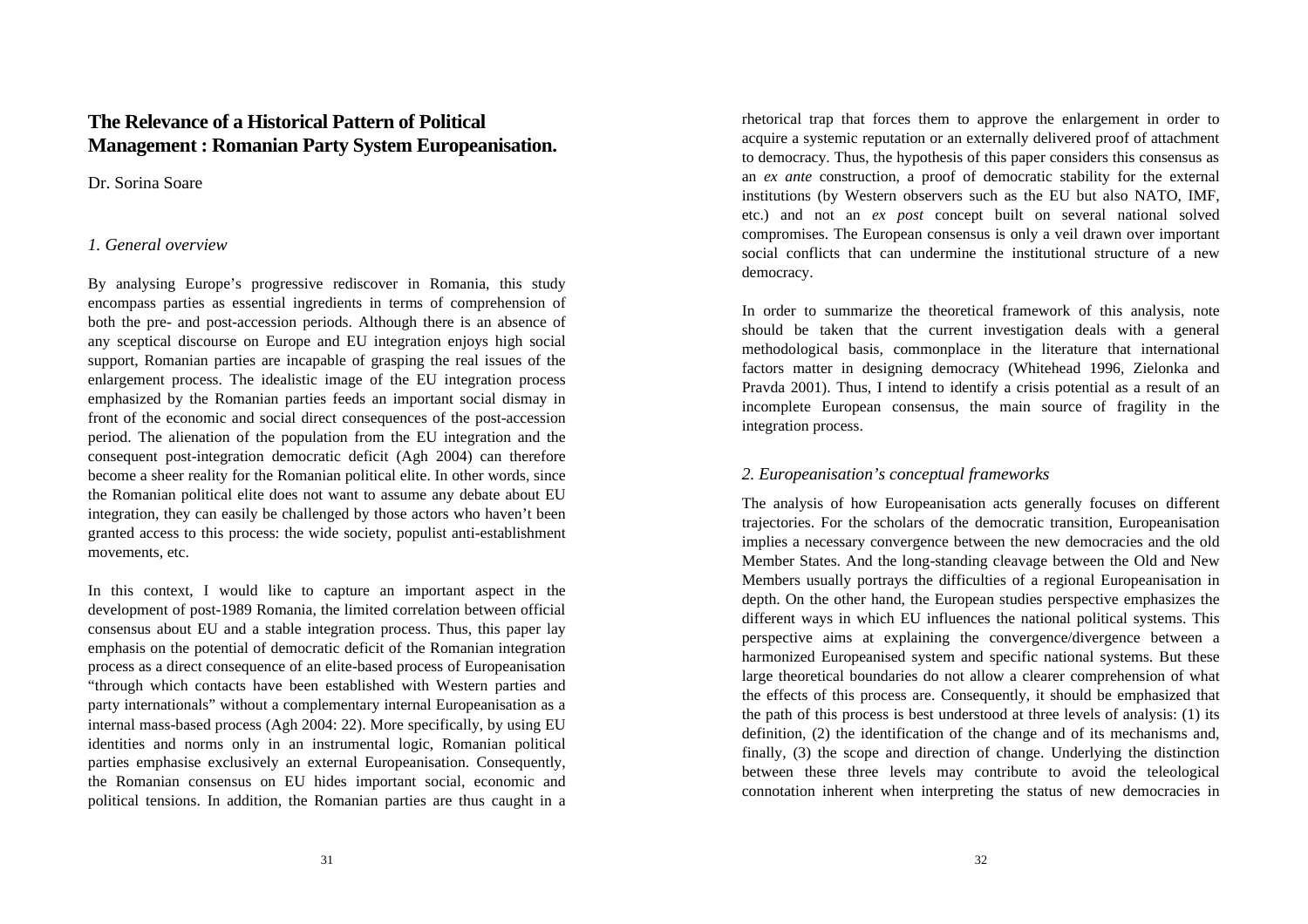## The Relevance of a Historical Pattern of Political Management : Romanian Party System Europeanisation.

Dr. Sorina Soare

### *1. General overview*

By analysing Europe's progressive rediscover in Romania, this study encompass parties as essential ingredients in terms of comprehension of both the pre- and post-accession periods. Although there is an absence of any sceptical discourse on Europe and EU integration enjoys high social support, Romanian parties are incapable of grasping the real issues of the enlargement process. The idealistic image of the EU integration process emphasized by the Romanian parties feeds an important social dismay in front of the economic and social direct consequences of the post-accession period. The alienation of the population from the EU integration and the consequent post-integration democratic deficit (Agh 2004) can therefore become a sheer reality for the Romanian political elite. In other words, since the Romanian political elite does not want to assume any debate about EU integration, they can easily be challenged by those actors who haven't been granted access to this process: the wide society, populist anti-establishment movements, etc.

In this context, I would like to capture an important aspect in the development of post-1989 Romania, the limited correlation between official consensus about EU and a stable integration process. Thus, this paper lay emphasis on the potential of democratic deficit of the Romanian integration process as a direct consequence of an elite-based process of Europeanisation "through which contacts have been established with Western parties and party internationals" without a complementary internal Europeanisation as a internal mass-based process (Agh 2004: 22). More specifically, by using EU identities and norms only in an instrumental logic, Romanian political parties emphasise exclusively an external Europeanisation. Consequently, the Romanian consensus on EU hides important social, economic and political tensions. In addition, the Romanian parties are thus caught in a rhetorical trap that forces them to approve the enlargement in order to acquire a systemic reputation or an externally delivered proof of attachment to democracy. Thus, the hypothesis of this paper considers this consensus as an *ex ante* construction, a proof of democratic stability for the external institutions (by Western observers such as the EU but also NATO, IMF, etc.) and not an *ex post* concept built on several national solved compromises. The European consensus is only a veil drawn over important social conflicts that can undermine the institutional structure of a new democracy.

In order to summarize the theoretical framework of this analysis, note should be taken that the current investigation deals with a general methodological basis, commonplace in the literature that international factors matter in designing democracy (Whitehead 1996, Zielonka and Pravda 2001). Thus, I intend to identify a crisis potential as a result of an incomplete European consensus, the main source of fragility in the integration process.

### *2. Europeanisation's conceptual frameworks*

The analysis of how Europeanisation acts generally focuses on different trajectories. For the scholars of the democratic transition, Europeanisation implies a necessary convergence between the new democracies and the old Member States. And the long-standing cleavage between the Old and New Members usually portrays the difficulties of a regional Europeanisation in depth. On the other hand, the European studies perspective emphasizes the different ways in which EU influences the national political systems. This perspective aims at explaining the convergence/divergence between a harmonized Europeanised system and specific national systems. But these large theoretical boundaries do not allow a clearer comprehension of what the effects of this process are. Consequently, it should be emphasized that the path of this process is best understood at three levels of analysis: (1) its definition, (2) the identification of the change and of its mechanisms and, finally, (3) the scope and direction of change. Underlying the distinction between these three levels may contribute to avoid the teleological connotation inherent when interpreting the status of new democracies in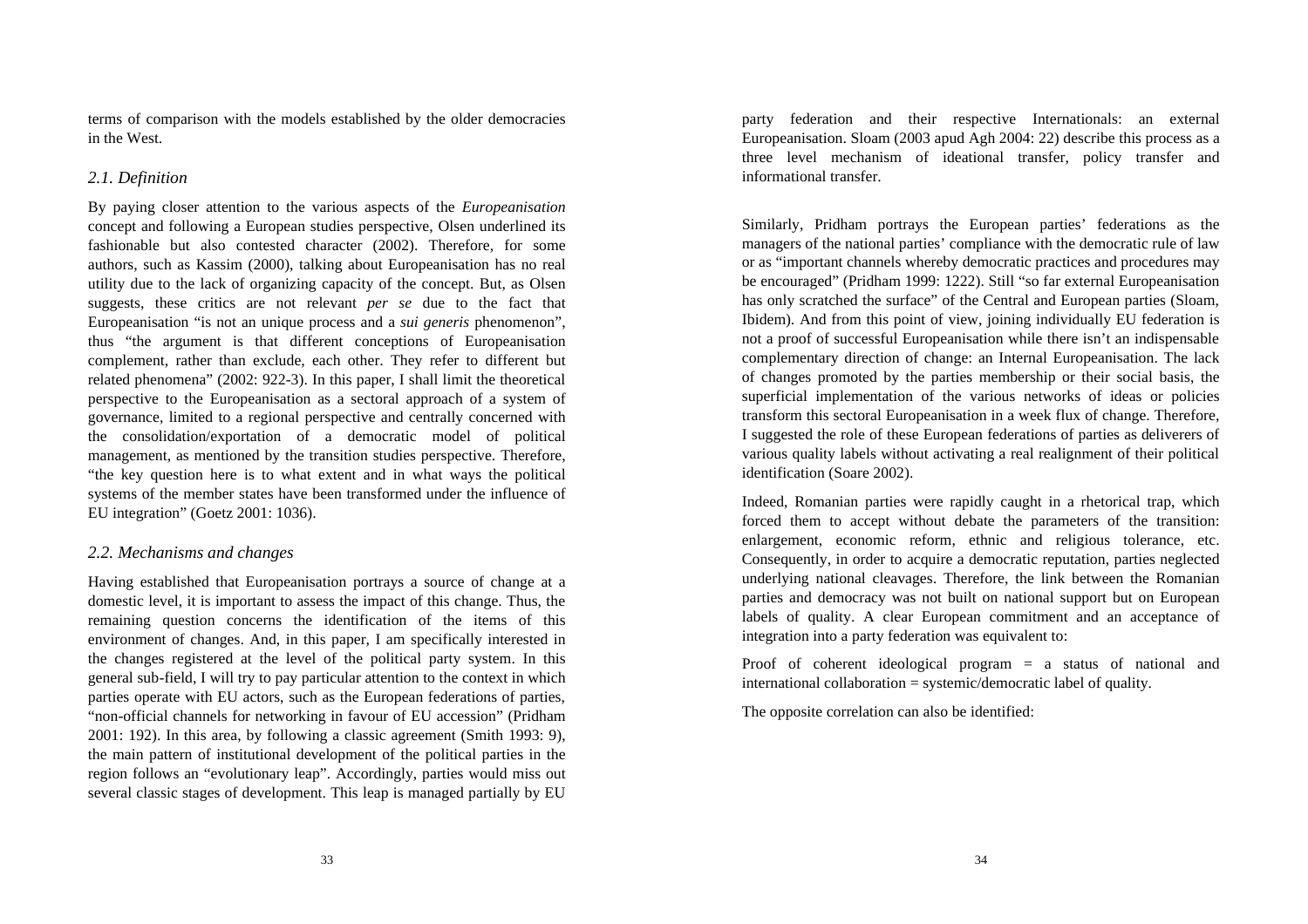terms of comparison with the models established by the older democracies in the West.

### *2.1. Definition*

By paying closer attention to the various aspects of the *Europeanisation* concept and following a European studies perspective, Olsen underlined its fashionable but also contested character (2002). Therefore, for some authors, such as Kassim (2000), talking about Europeanisation has no real utility due to the lack of organizing capacity of the concept. But, as Olsen suggests, these critics are not relevant *per se* due to the fact that Europeanisation "is not an unique process and a *sui generis* phenomenon", thus "the argument is that different conceptions of Europeanisation complement, rather than exclude, each other. They refer to different but related phenomena" (2002: 922-3). In this paper, I shall limit the theoretical perspective to the Europeanisation as a sectoral approach of a system of governance, limited to a regional perspective and centrally concerned with the consolidation/exportation of a democratic model of political management, as mentioned by the transition studies perspective. Therefore, "the key question here is to what extent and in what ways the political systems of the member states have been transformed under the influence of EU integration" (Goetz 2001: 1036).

### *2.2. Mechanisms and changes*

Having established that Europeanisation portrays a source of change at a domestic level, it is important to assess the impact of this change. Thus, the remaining question concerns the identification of the items of this environment of changes. And, in this paper, I am specifically interested in the changes registered at the level of the political party system. In this general sub-field, I will try to pay particular attention to the context in which parties operate with EU actors, such as the European federations of parties, "non-official channels for networking in favour of EU accession" (Pridham 2001: 192). In this area, by following a classic agreement (Smith 1993: 9), the main pattern of institutional development of the political parties in the region follows an "evolutionary leap". Accordingly, parties would miss out several classic stages of development. This leap is managed partially by EU party federation and their respective Internationals: an external Europeanisation. Sloam (2003 apud Agh 2004: 22) describe this process as a three level mechanism of ideational transfer, policy transfer and informational transfer.

Similarly, Pridham portrays the European parties' federations as the managers of the national parties' compliance with the democratic rule of law or as "important channels whereby democratic practices and procedures may be encouraged" (Pridham 1999: 1222). Still "so far external Europeanisation has only scratched the surface" of the Central and European parties (Sloam, Ibidem). And from this point of view, joining individually EU federation is not a proof of successful Europeanisation while there isn't an indispensable complementary direction of change: an Internal Europeanisation. The lack of changes promoted by the parties membership or their social basis, the superficial implementation of the various networks of ideas or policies transform this sectoral Europeanisation in a week flux of change. Therefore, I suggested the role of these European federations of parties as deliverers of various quality labels without activating a real realignment of their political identification (Soare 2002).

Indeed, Romanian parties were rapidly caught in a rhetorical trap, which forced them to accept without debate the parameters of the transition: enlargement, economic reform, ethnic and religious tolerance, etc. Consequently, in order to acquire a democratic reputation, parties neglected underlying national cleavages. Therefore, the link between the Romanian parties and democracy was not built on national support but on European labels of quality. A clear European commitment and an acceptance of integration into a party federation was equivalent to:

Proof of coherent ideological program = a status of national and international collaboration = systemic/democratic label of quality.

The opposite correlation can also be identified: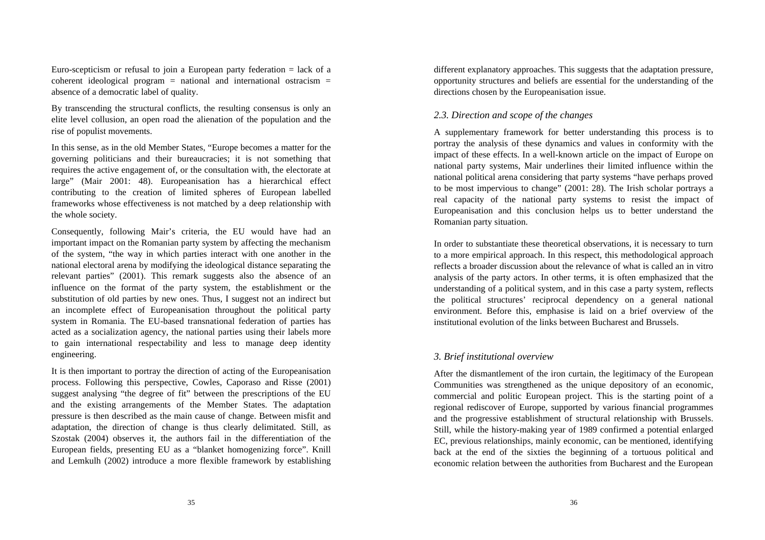Euro-scepticism or refusal to join a European party federation = lack of a coherent ideological program = national and international ostracism = absence of a democratic label of quality.

By transcending the structural conflicts, the resulting consensus is only an elite level collusion, an open road the alienation of the population and the rise of populist movements.

In this sense, as in the old Member States, "Europe becomes a matter for the governing politicians and their bureaucracies; it is not something that requires the active engagement of, or the consultation with, the electorate at large" (Mair 2001: 48). Europeanisation has a hierarchical effect contributing to the creation of limited spheres of European labelled frameworks whose effectiveness is not matched by a deep relationship with the whole society.

Consequently, following Mair's criteria, the EU would have had an important impact on the Romanian party system by affecting the mechanism of the system, "the way in which parties interact with one another in the national electoral arena by modifying the ideological distance separating the relevant parties" (2001). This remark suggests also the absence of an influence on the format of the party system, the establishment or the substitution of old parties by new ones. Thus, I suggest not an indirect but an incomplete effect of Europeanisation throughout the political party system in Romania. The EU-based transnational federation of parties has acted as a socialization agency, the national parties using their labels more to gain international respectability and less to manage deep identity engineering.

It is then important to portray the direction of acting of the Europeanisation process. Following this perspective, Cowles, Caporaso and Risse (2001) suggest analysing "the degree of fit" between the prescriptions of the EU and the existing arrangements of the Member States. The adaptation pressure is then described as the main cause of change. Between misfit and adaptation, the direction of change is thus clearly delimitated. Still, as Szostak (2004) observes it, the authors fail in the differentiation of the European fields, presenting EU as a "blanket homogenizing force". Knill and Lemkulh (2002) introduce a more flexible framework by establishing different explanatory approaches. This suggests that the adaptation pressure, opportunity structures and beliefs are essential for the understanding of the directions chosen by the Europeanisation issue.

### *2.3. Direction and scope of the changes*

A supplementary framework for better understanding this process is to portray the analysis of these dynamics and values in conformity with the impact of these effects. In a well-known article on the impact of Europe on national party systems, Mair underlines their limited influence within the national political arena considering that party systems "have perhaps proved to be most impervious to change" (2001: 28). The Irish scholar portrays a real capacity of the national party systems to resist the impact of Europeanisation and this conclusion helps us to better understand the Romanian party situation.

In order to substantiate these theoretical observations, it is necessary to turn to a more empirical approach. In this respect, this methodological approach reflects a broader discussion about the relevance of what is called an in vitro analysis of the party actors. In other terms, it is often emphasized that the understanding of a political system, and in this case a party system, reflects the political structures' reciprocal dependency on a general national environment. Before this, emphasise is laid on a brief overview of the institutional evolution of the links between Bucharest and Brussels.

## *3. Brief institutional overview*

After the dismantlement of the iron curtain, the legitimacy of the European Communities was strengthened as the unique depository of an economic, commercial and politic European project. This is the starting point of a regional rediscover of Europe, supported by various financial programmes and the progressive establishment of structural relationship with Brussels. Still, while the history-making year of 1989 confirmed a potential enlarged EC, previous relationships, mainly economic, can be mentioned, identifying back at the end of the sixties the beginning of a tortuous political and economic relation between the authorities from Bucharest and the European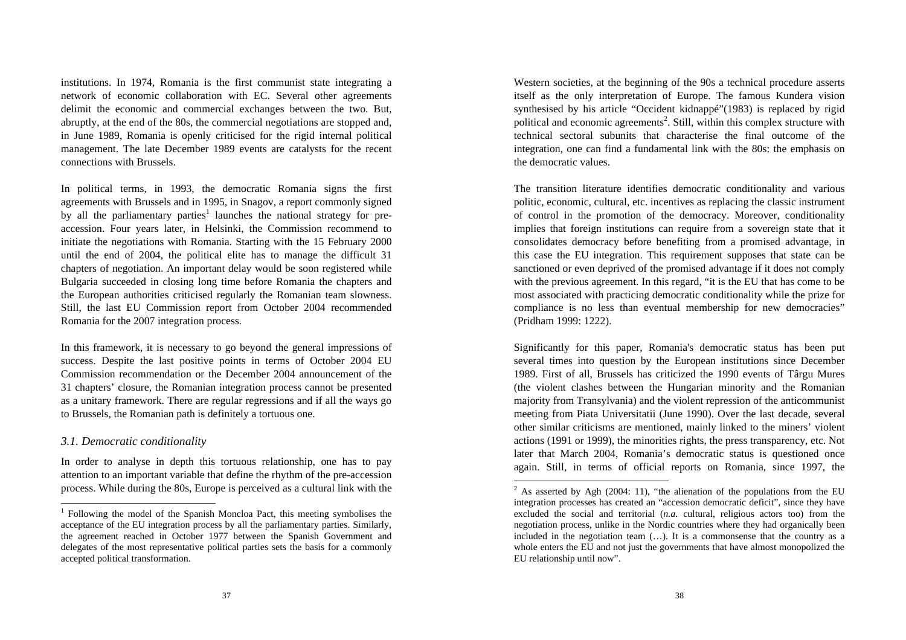institutions. In 1974, Romania is the first communist state integrating a network of economic collaboration with EC. Several other agreements delimit the economic and commercial exchanges between the two. But, abruptly, at the end of the 80s, the commercial negotiations are stopped and, in June 1989, Romania is openly criticised for the rigid internal political management. The late December 1989 events are catalysts for the recent connections with Brussels.

In political terms, in 1993, the democratic Romania signs the first agreements with Brussels and in 1995, in Snagov, a report commonly signed by all the parliamentary parties[1] launches the national strategy for pre-accession. Four years later, in Helsinki, the Commission recommend to initiate the negotiations with Romania. Starting with the 15 February 2000 until the end of 2004, the political elite has to manage the difficult 31 chapters of negotiation. An important delay would be soon registered while Bulgaria succeeded in closing long time before Romania the chapters and the European authorities criticised regularly the Romanian team slowness. Still, the last EU Commission report from October 2004 recommended Romania for the 2007 integration process.

In this framework, it is necessary to go beyond the general impressions of success. Despite the last positive points in terms of October 2004 EU Commission recommendation or the December 2004 announcement of the 31 chapters' closure, the Romanian integration process cannot be presented as a unitary framework. There are regular regressions and if all the ways go to Brussels, the Romanian path is definitely a tortuous one.

### *3.1. Democratic conditionality*

In order to analyse in depth this tortuous relationship, one has to pay attention to an important variable that define the rhythm of the pre-accession process. While during the 80s, Europe is perceived as a cultural link with the Western societies, at the beginning of the 90s a technical procedure asserts itself as the only interpretation of Europe. The famous Kundera vision synthesised by his article "Occident kidnappé"(1983) is replaced by rigid political and economic agreements[2]. Still, within this complex structure with technical sectoral subunits that characterise the final outcome of the integration, one can find a fundamental link with the 80s: the emphasis on the democratic values.

The transition literature identifies democratic conditionality and various politic, economic, cultural, etc. incentives as replacing the classic instrument of control in the promotion of the democracy. Moreover, conditionality implies that foreign institutions can require from a sovereign state that it consolidates democracy before benefiting from a promised advantage, in this case the EU integration. This requirement supposes that state can be sanctioned or even deprived of the promised advantage if it does not comply with the previous agreement. In this regard, "it is the EU that has come to be most associated with practicing democratic conditionality while the prize for compliance is no less than eventual membership for new democracies" (Pridham 1999: 1222).

Significantly for this paper, Romania's democratic status has been put several times into question by the European institutions since December 1989. First of all, Brussels has criticized the 1990 events of Târgu Mures (the violent clashes between the Hungarian minority and the Romanian majority from Transylvania) and the violent repression of the anticommunist meeting from Piata Universitatii (June 1990). Over the last decade, several other similar criticisms are mentioned, mainly linked to the miners' violent actions (1991 or 1999), the minorities rights, the press transparency, etc. Not later that March 2004, Romania's democratic status is questioned once again. Still, in terms of official reports on Romania, since 1997, the

---

[1] Following the model of the Spanish Moncloa Pact, this meeting symbolises the acceptance of the EU integration process by all the parliamentary parties. Similarly, the agreement reached in October 1977 between the Spanish Government and delegates of the most representative political parties sets the basis for a commonly accepted political transformation.

[2] As asserted by Agh (2004: 11), "the alienation of the populations from the EU integration processes has created an "accession democratic deficit", since they have excluded the social and territorial (*n.a.* cultural, religious actors too) from the negotiation process, unlike in the Nordic countries where they had organically been included in the negotiation team (…). It is a commonsense that the country as a whole enters the EU and not just the governments that have almost monopolized the EU relationship until now".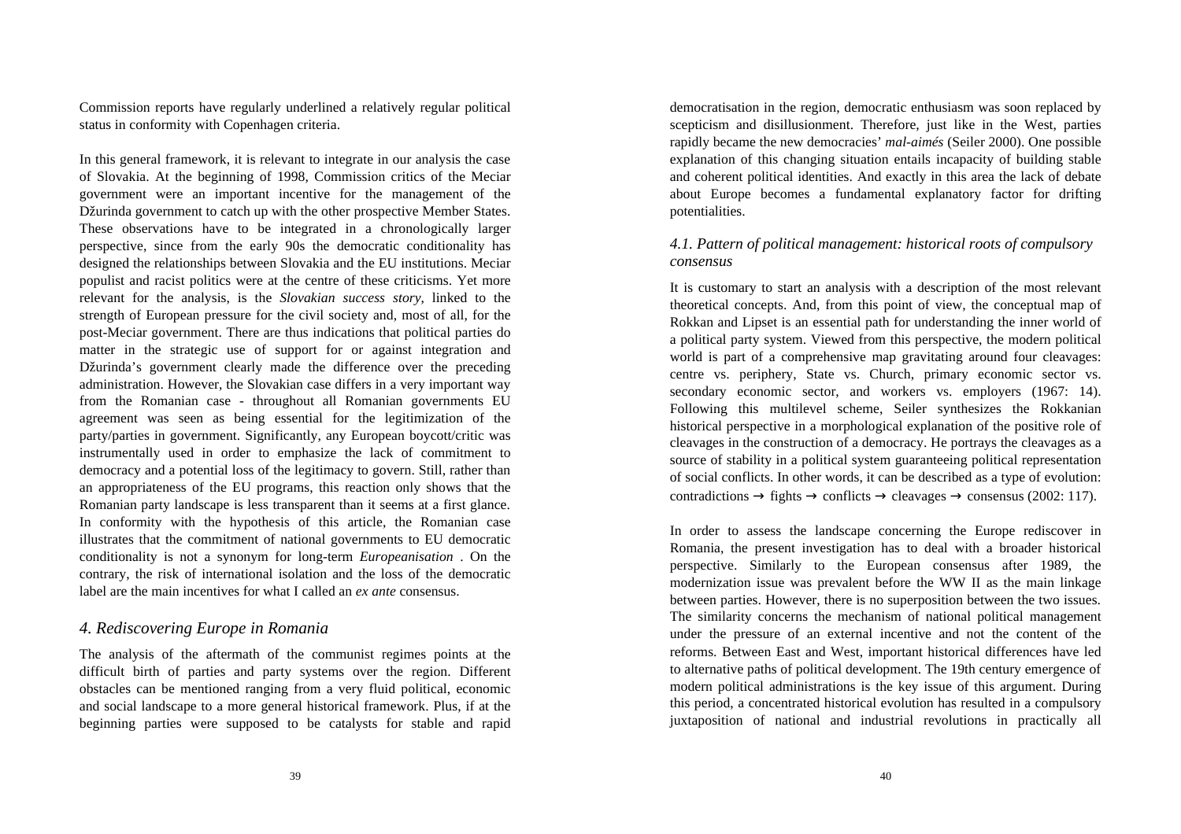Commission reports have regularly underlined a relatively regular political status in conformity with Copenhagen criteria.

In this general framework, it is relevant to integrate in our analysis the case of Slovakia. At the beginning of 1998, Commission critics of the Meciar government were an important incentive for the management of the Džurinda government to catch up with the other prospective Member States. These observations have to be integrated in a chronologically larger perspective, since from the early 90s the democratic conditionality has designed the relationships between Slovakia and the EU institutions. Meciar populist and racist politics were at the centre of these criticisms. Yet more relevant for the analysis, is the *Slovakian success story*, linked to the strength of European pressure for the civil society and, most of all, for the post-Meciar government. There are thus indications that political parties do matter in the strategic use of support for or against integration and Džurinda's government clearly made the difference over the preceding administration. However, the Slovakian case differs in a very important way from the Romanian case - throughout all Romanian governments EU agreement was seen as being essential for the legitimization of the party/parties in government. Significantly, any European boycott/critic was instrumentally used in order to emphasize the lack of commitment to democracy and a potential loss of the legitimacy to govern. Still, rather than an appropriateness of the EU programs, this reaction only shows that the Romanian party landscape is less transparent than it seems at a first glance. In conformity with the hypothesis of this article, the Romanian case illustrates that the commitment of national governments to EU democratic conditionality is not a synonym for long-term *Europeanisation* . On the contrary, the risk of international isolation and the loss of the democratic label are the main incentives for what I called an *ex ante* consensus.

## 4. Rediscovering Europe in Romania

The analysis of the aftermath of the communist regimes points at the difficult birth of parties and party systems over the region. Different obstacles can be mentioned ranging from a very fluid political, economic and social landscape to a more general historical framework. Plus, if at the beginning parties were supposed to be catalysts for stable and rapid democratisation in the region, democratic enthusiasm was soon replaced by scepticism and disillusionment. Therefore, just like in the West, parties rapidly became the new democracies' *mal-aimés* (Seiler 2000). One possible explanation of this changing situation entails incapacity of building stable and coherent political identities. And exactly in this area the lack of debate about Europe becomes a fundamental explanatory factor for drifting potentialities.

### 4.1. Pattern of political management: historical roots of compulsory consensus

It is customary to start an analysis with a description of the most relevant theoretical concepts. And, from this point of view, the conceptual map of Rokkan and Lipset is an essential path for understanding the inner world of a political party system. Viewed from this perspective, the modern political world is part of a comprehensive map gravitating around four cleavages: centre vs. periphery, State vs. Church, primary economic sector vs. secondary economic sector, and workers vs. employers (1967: 14). Following this multilevel scheme, Seiler synthesizes the Rokkanian historical perspective in a morphological explanation of the positive role of cleavages in the construction of a democracy. He portrays the cleavages as a source of stability in a political system guaranteeing political representation of social conflicts. In other words, it can be described as a type of evolution: contradictions → fights → conflicts → cleavages → consensus (2002: 117).

In order to assess the landscape concerning the Europe rediscover in Romania, the present investigation has to deal with a broader historical perspective. Similarly to the European consensus after 1989, the modernization issue was prevalent before the WW II as the main linkage between parties. However, there is no superposition between the two issues. The similarity concerns the mechanism of national political management under the pressure of an external incentive and not the content of the reforms. Between East and West, important historical differences have led to alternative paths of political development. The 19th century emergence of modern political administrations is the key issue of this argument. During this period, a concentrated historical evolution has resulted in a compulsory juxtaposition of national and industrial revolutions in practically all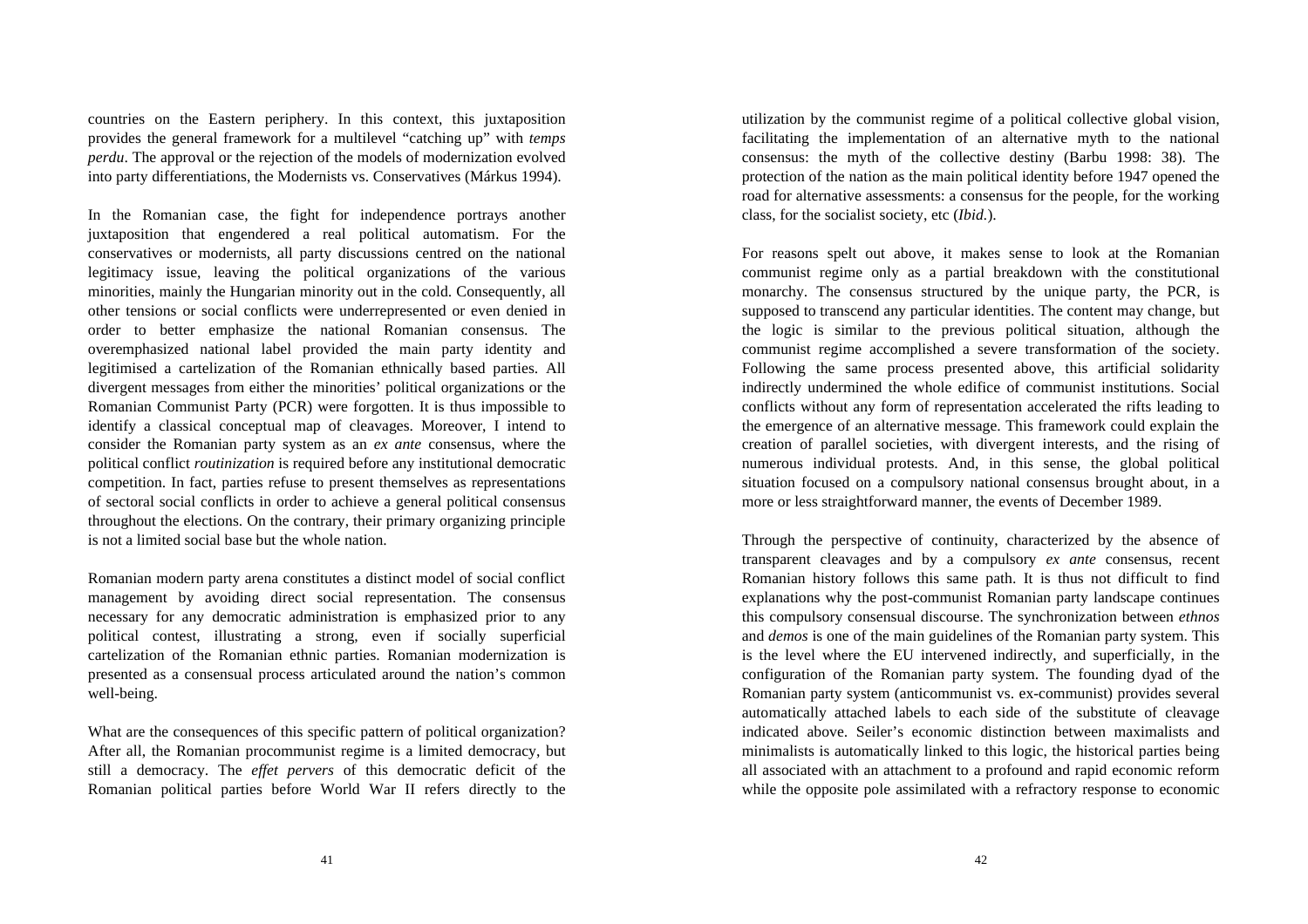countries on the Eastern periphery. In this context, this juxtaposition provides the general framework for a multilevel "catching up" with *temps perdu*. The approval or the rejection of the models of modernization evolved into party differentiations, the Modernists vs. Conservatives (Márkus 1994).

In the Romanian case, the fight for independence portrays another juxtaposition that engendered a real political automatism. For the conservatives or modernists, all party discussions centred on the national legitimacy issue, leaving the political organizations of the various minorities, mainly the Hungarian minority out in the cold. Consequently, all other tensions or social conflicts were underrepresented or even denied in order to better emphasize the national Romanian consensus. The overemphasized national label provided the main party identity and legitimised a cartelization of the Romanian ethnically based parties. All divergent messages from either the minorities' political organizations or the Romanian Communist Party (PCR) were forgotten. It is thus impossible to identify a classical conceptual map of cleavages. Moreover, I intend to consider the Romanian party system as an *ex ante* consensus, where the political conflict *routinization* is required before any institutional democratic competition. In fact, parties refuse to present themselves as representations of sectoral social conflicts in order to achieve a general political consensus throughout the elections. On the contrary, their primary organizing principle is not a limited social base but the whole nation.

Romanian modern party arena constitutes a distinct model of social conflict management by avoiding direct social representation. The consensus necessary for any democratic administration is emphasized prior to any political contest, illustrating a strong, even if socially superficial cartelization of the Romanian ethnic parties. Romanian modernization is presented as a consensual process articulated around the nation's common well-being.

What are the consequences of this specific pattern of political organization? After all, the Romanian procommunist regime is a limited democracy, but still a democracy. The *effet pervers* of this democratic deficit of the Romanian political parties before World War II refers directly to the utilization by the communist regime of a political collective global vision, facilitating the implementation of an alternative myth to the national consensus: the myth of the collective destiny (Barbu 1998: 38). The protection of the nation as the main political identity before 1947 opened the road for alternative assessments: a consensus for the people, for the working class, for the socialist society, etc (*Ibid.*).

For reasons spelt out above, it makes sense to look at the Romanian communist regime only as a partial breakdown with the constitutional monarchy. The consensus structured by the unique party, the PCR, is supposed to transcend any particular identities. The content may change, but the logic is similar to the previous political situation, although the communist regime accomplished a severe transformation of the society. Following the same process presented above, this artificial solidarity indirectly undermined the whole edifice of communist institutions. Social conflicts without any form of representation accelerated the rifts leading to the emergence of an alternative message. This framework could explain the creation of parallel societies, with divergent interests, and the rising of numerous individual protests. And, in this sense, the global political situation focused on a compulsory national consensus brought about, in a more or less straightforward manner, the events of December 1989.

Through the perspective of continuity, characterized by the absence of transparent cleavages and by a compulsory *ex ante* consensus, recent Romanian history follows this same path. It is thus not difficult to find explanations why the post-communist Romanian party landscape continues this compulsory consensual discourse. The synchronization between *ethnos* and *demos* is one of the main guidelines of the Romanian party system. This is the level where the EU intervened indirectly, and superficially, in the configuration of the Romanian party system. The founding dyad of the Romanian party system (anticommunist vs. ex-communist) provides several automatically attached labels to each side of the substitute of cleavage indicated above. Seiler's economic distinction between maximalists and minimalists is automatically linked to this logic, the historical parties being all associated with an attachment to a profound and rapid economic reform while the opposite pole assimilated with a refractory response to economic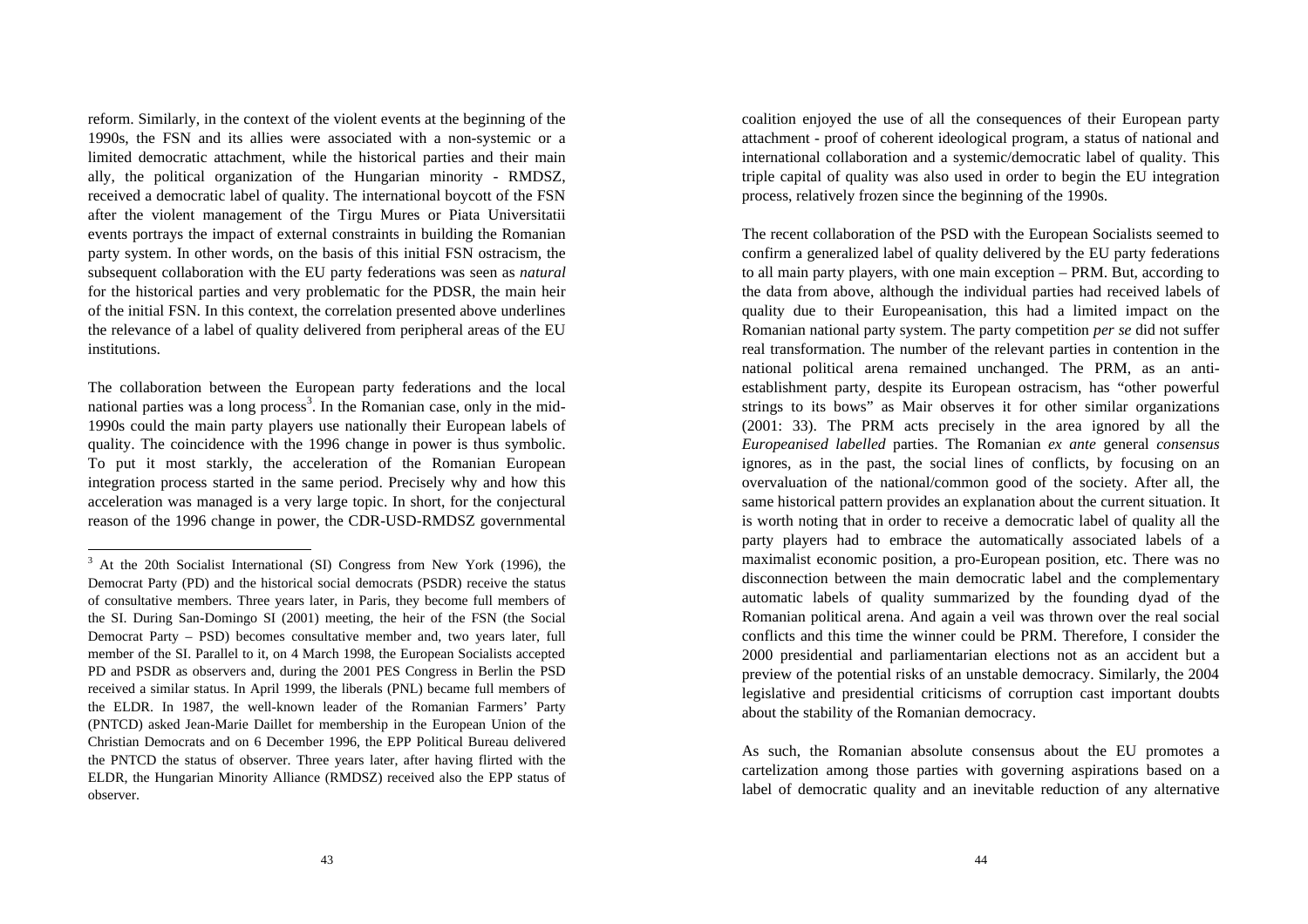reform. Similarly, in the context of the violent events at the beginning of the 1990s, the FSN and its allies were associated with a non-systemic or a limited democratic attachment, while the historical parties and their main ally, the political organization of the Hungarian minority - RMDSZ, received a democratic label of quality. The international boycott of the FSN after the violent management of the Tirgu Mures or Piata Universitatii events portrays the impact of external constraints in building the Romanian party system. In other words, on the basis of this initial FSN ostracism, the subsequent collaboration with the EU party federations was seen as *natural* for the historical parties and very problematic for the PDSR, the main heir of the initial FSN. In this context, the correlation presented above underlines the relevance of a label of quality delivered from peripheral areas of the EU institutions.

The collaboration between the European party federations and the local national parties was a long process[3]. In the Romanian case, only in the mid-1990s could the main party players use nationally their European labels of quality. The coincidence with the 1996 change in power is thus symbolic. To put it most starkly, the acceleration of the Romanian European integration process started in the same period. Precisely why and how this acceleration was managed is a very large topic. In short, for the conjectural reason of the 1996 change in power, the CDR-USD-RMDSZ governmental coalition enjoyed the use of all the consequences of their European party attachment - proof of coherent ideological program, a status of national and international collaboration and a systemic/democratic label of quality. This triple capital of quality was also used in order to begin the EU integration process, relatively frozen since the beginning of the 1990s.

The recent collaboration of the PSD with the European Socialists seemed to confirm a generalized label of quality delivered by the EU party federations to all main party players, with one main exception – PRM. But, according to the data from above, although the individual parties had received labels of quality due to their Europeanisation, this had a limited impact on the Romanian national party system. The party competition *per se* did not suffer real transformation. The number of the relevant parties in contention in the national political arena remained unchanged. The PRM, as an anti-establishment party, despite its European ostracism, has "other powerful strings to its bows" as Mair observes it for other similar organizations (2001: 33). The PRM acts precisely in the area ignored by all the *Europeanised labelled* parties. The Romanian *ex ante* general *consensus* ignores, as in the past, the social lines of conflicts, by focusing on an overvaluation of the national/common good of the society. After all, the same historical pattern provides an explanation about the current situation. It is worth noting that in order to receive a democratic label of quality all the party players had to embrace the automatically associated labels of a maximalist economic position, a pro-European position, etc. There was no disconnection between the main democratic label and the complementary automatic labels of quality summarized by the founding dyad of the Romanian political arena. And again a veil was thrown over the real social conflicts and this time the winner could be PRM. Therefore, I consider the 2000 presidential and parliamentarian elections not as an accident but a preview of the potential risks of an unstable democracy. Similarly, the 2004 legislative and presidential criticisms of corruption cast important doubts about the stability of the Romanian democracy.

As such, the Romanian absolute consensus about the EU promotes a cartelization among those parties with governing aspirations based on a label of democratic quality and an inevitable reduction of any alternative

---

[3] At the 20th Socialist International (SI) Congress from New York (1996), the Democrat Party (PD) and the historical social democrats (PSDR) receive the status of consultative members. Three years later, in Paris, they become full members of the SI. During San-Domingo SI (2001) meeting, the heir of the FSN (the Social Democrat Party – PSD) becomes consultative member and, two years later, full member of the SI. Parallel to it, on 4 March 1998, the European Socialists accepted PD and PSDR as observers and, during the 2001 PES Congress in Berlin the PSD received a similar status. In April 1999, the liberals (PNL) became full members of the ELDR. In 1987, the well-known leader of the Romanian Farmers' Party (PNTCD) asked Jean-Marie Daillet for membership in the European Union of the Christian Democrats and on 6 December 1996, the EPP Political Bureau delivered the PNTCD the status of observer. Three years later, after having flirted with the ELDR, the Hungarian Minority Alliance (RMDSZ) received also the EPP status of observer.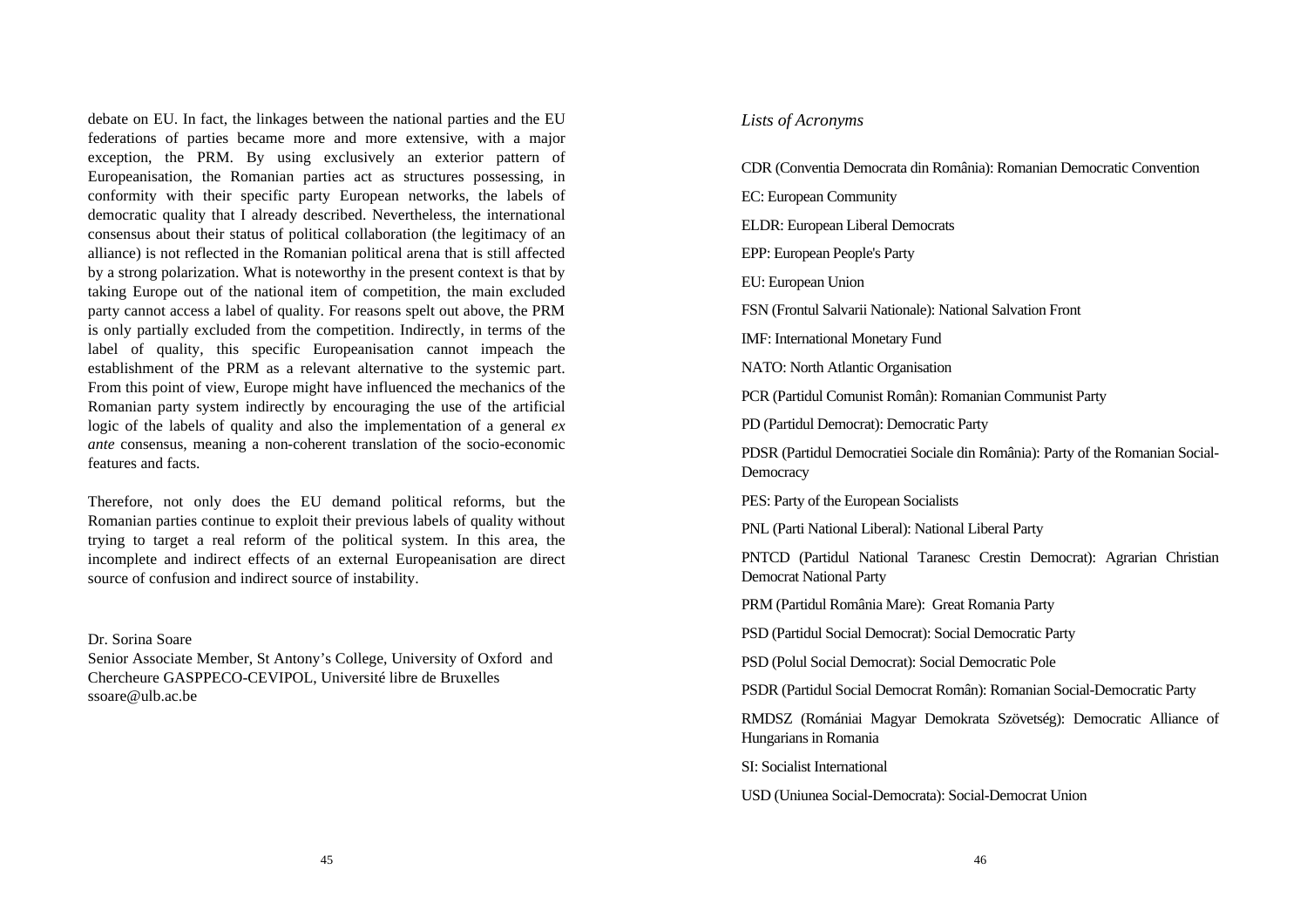debate on EU. In fact, the linkages between the national parties and the EU federations of parties became more and more extensive, with a major exception, the PRM. By using exclusively an exterior pattern of Europeanisation, the Romanian parties act as structures possessing, in conformity with their specific party European networks, the labels of democratic quality that I already described. Nevertheless, the international consensus about their status of political collaboration (the legitimacy of an alliance) is not reflected in the Romanian political arena that is still affected by a strong polarization. What is noteworthy in the present context is that by taking Europe out of the national item of competition, the main excluded party cannot access a label of quality. For reasons spelt out above, the PRM is only partially excluded from the competition. Indirectly, in terms of the label of quality, this specific Europeanisation cannot impeach the establishment of the PRM as a relevant alternative to the systemic part. From this point of view, Europe might have influenced the mechanics of the Romanian party system indirectly by encouraging the use of the artificial logic of the labels of quality and also the implementation of a general *ex ante* consensus, meaning a non-coherent translation of the socio-economic features and facts.

Therefore, not only does the EU demand political reforms, but the Romanian parties continue to exploit their previous labels of quality without trying to target a real reform of the political system. In this area, the incomplete and indirect effects of an external Europeanisation are direct source of confusion and indirect source of instability.

Dr. Sorina Soare
Senior Associate Member, St Antony's College, University of Oxford and Chercheure GASPPECO-CEVIPOL, Université libre de Bruxelles
ssoare@ulb.ac.be

## *Lists of Acronyms*

CDR (Conventia Democrata din România): Romanian Democratic Convention

EC: European Community

ELDR: European Liberal Democrats

EPP: European People's Party

EU: European Union

FSN (Frontul Salvarii Nationale): National Salvation Front

IMF: International Monetary Fund

NATO: North Atlantic Organisation

PCR (Partidul Comunist Român): Romanian Communist Party

PD (Partidul Democrat): Democratic Party

PDSR (Partidul Democratiei Sociale din România): Party of the Romanian Social-Democracy

PES: Party of the European Socialists

PNL (Parti National Liberal): National Liberal Party

PNTCD (Partidul National Taranesc Crestin Democrat): Agrarian Christian Democrat National Party

PRM (Partidul România Mare): Great Romania Party

PSD (Partidul Social Democrat): Social Democratic Party

PSD (Polul Social Democrat): Social Democratic Pole

PSDR (Partidul Social Democrat Român): Romanian Social-Democratic Party

RMDSZ (Romániai Magyar Demokrata Szövetség): Democratic Alliance of Hungarians in Romania

SI: Socialist International

USD (Uniunea Social-Democrata): Social-Democrat Union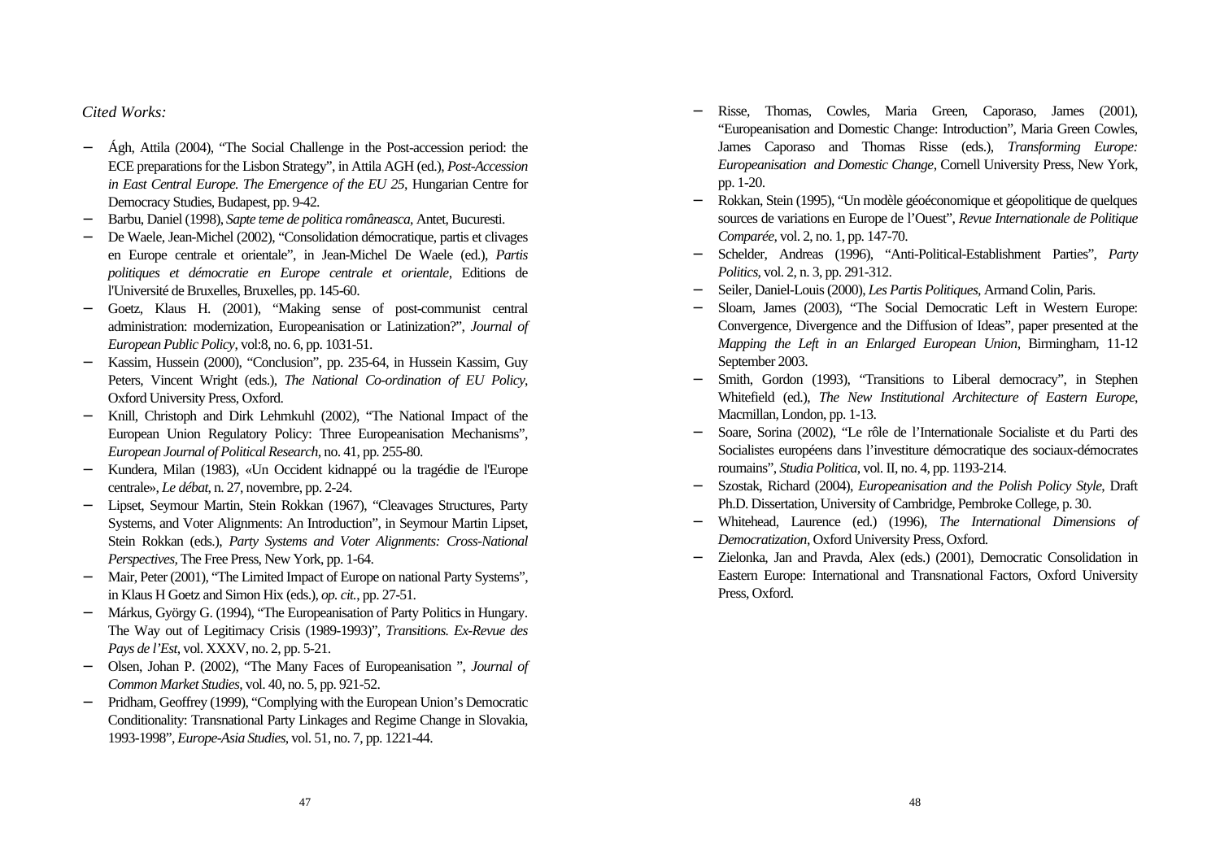*Cited Works:*

- Ágh, Attila (2004), "The Social Challenge in the Post-accession period: the ECE preparations for the Lisbon Strategy", in Attila AGH (ed.), *Post-Accession in East Central Europe. The Emergence of the EU 25*, Hungarian Centre for Democracy Studies, Budapest, pp. 9-42.
- Barbu, Daniel (1998), *Sapte teme de politica românească*, Antet, Bucuresti.
- De Waele, Jean-Michel (2002), "Consolidation démocratique, partis et clivages en Europe centrale et orientale", in Jean-Michel De Waele (ed.), *Partis politiques et démocratie en Europe centrale et orientale*, Editions de l'Université de Bruxelles, Bruxelles, pp. 145-60.
- Goetz, Klaus H. (2001), "Making sense of post-communist central administration: modernization, Europeanisation or Latinization?", *Journal of European Public Policy*, vol:8, no. 6, pp. 1031-51.
- Kassim, Hussein (2000), "Conclusion", pp. 235-64, in Hussein Kassim, Guy Peters, Vincent Wright (eds.), *The National Co-ordination of EU Policy*, Oxford University Press, Oxford.
- Knill, Christoph and Dirk Lehmkuhl (2002), "The National Impact of the European Union Regulatory Policy: Three Europeanisation Mechanisms", *European Journal of Political Research*, no. 41, pp. 255-80.
- Kundera, Milan (1983), «Un Occident kidnappé ou la tragédie de l'Europe centrale», *Le débat*, n. 27, novembre, pp. 2-24.
- Lipset, Seymour Martin, Stein Rokkan (1967), "Cleavages Structures, Party Systems, and Voter Alignments: An Introduction", in Seymour Martin Lipset, Stein Rokkan (eds.), *Party Systems and Voter Alignments: Cross-National Perspectives*, The Free Press, New York, pp. 1-64.
- Mair, Peter (2001), "The Limited Impact of Europe on national Party Systems", in Klaus H Goetz and Simon Hix (eds.), *op. cit.*, pp. 27-51.
- Márkus, György G. (1994), "The Europeanisation of Party Politics in Hungary. The Way out of Legitimacy Crisis (1989-1993)", *Transitions. Ex-Revue des Pays de l'Est*, vol. XXXV, no. 2, pp. 5-21.
- Olsen, Johan P. (2002), "The Many Faces of Europeanisation ", *Journal of Common Market Studies*, vol. 40, no. 5, pp. 921-52.
- Pridham, Geoffrey (1999), "Complying with the European Union's Democratic Conditionality: Transnational Party Linkages and Regime Change in Slovakia, 1993-1998", *Europe-Asia Studies*, vol. 51, no. 7, pp. 1221-44.
- Risse, Thomas, Cowles, Maria Green, Caporaso, James (2001), "Europeanisation and Domestic Change: Introduction", Maria Green Cowles, James Caporaso and Thomas Risse (eds.), *Transforming Europe: Europeanisation and Domestic Change*, Cornell University Press, New York, pp. 1-20.
- Rokkan, Stein (1995), "Un modèle géoéconomique et géopolitique de quelques sources de variations en Europe de l'Ouest", *Revue Internationale de Politique Comparée*, vol. 2, no. 1, pp. 147-70.
- Schelder, Andreas (1996), "Anti-Political-Establishment Parties", *Party Politics*, vol. 2, n. 3, pp. 291-312.
- Seiler, Daniel-Louis (2000), *Les Partis Politiques*, Armand Colin, Paris.
- Sloam, James (2003), "The Social Democratic Left in Western Europe: Convergence, Divergence and the Diffusion of Ideas", paper presented at the *Mapping the Left in an Enlarged European Union*, Birmingham, 11-12 September 2003.
- Smith, Gordon (1993), "Transitions to Liberal democracy", in Stephen Whitefield (ed.), *The New Institutional Architecture of Eastern Europe*, Macmillan, London, pp. 1-13.
- Soare, Sorina (2002), "Le rôle de l'Internationale Socialiste et du Parti des Socialistes européens dans l'investiture démocratique des sociaux-démocrates roumains", *Studia Politica*, vol. II, no. 4, pp. 1193-214.
- Szostak, Richard (2004), *Europeanisation and the Polish Policy Style*, Draft Ph.D. Dissertation, University of Cambridge, Pembroke College, p. 30.
- Whitehead, Laurence (ed.) (1996), *The International Dimensions of Democratization*, Oxford University Press, Oxford.
- Zielonka, Jan and Pravda, Alex (eds.) (2001), Democratic Consolidation in Eastern Europe: International and Transnational Factors, Oxford University Press, Oxford.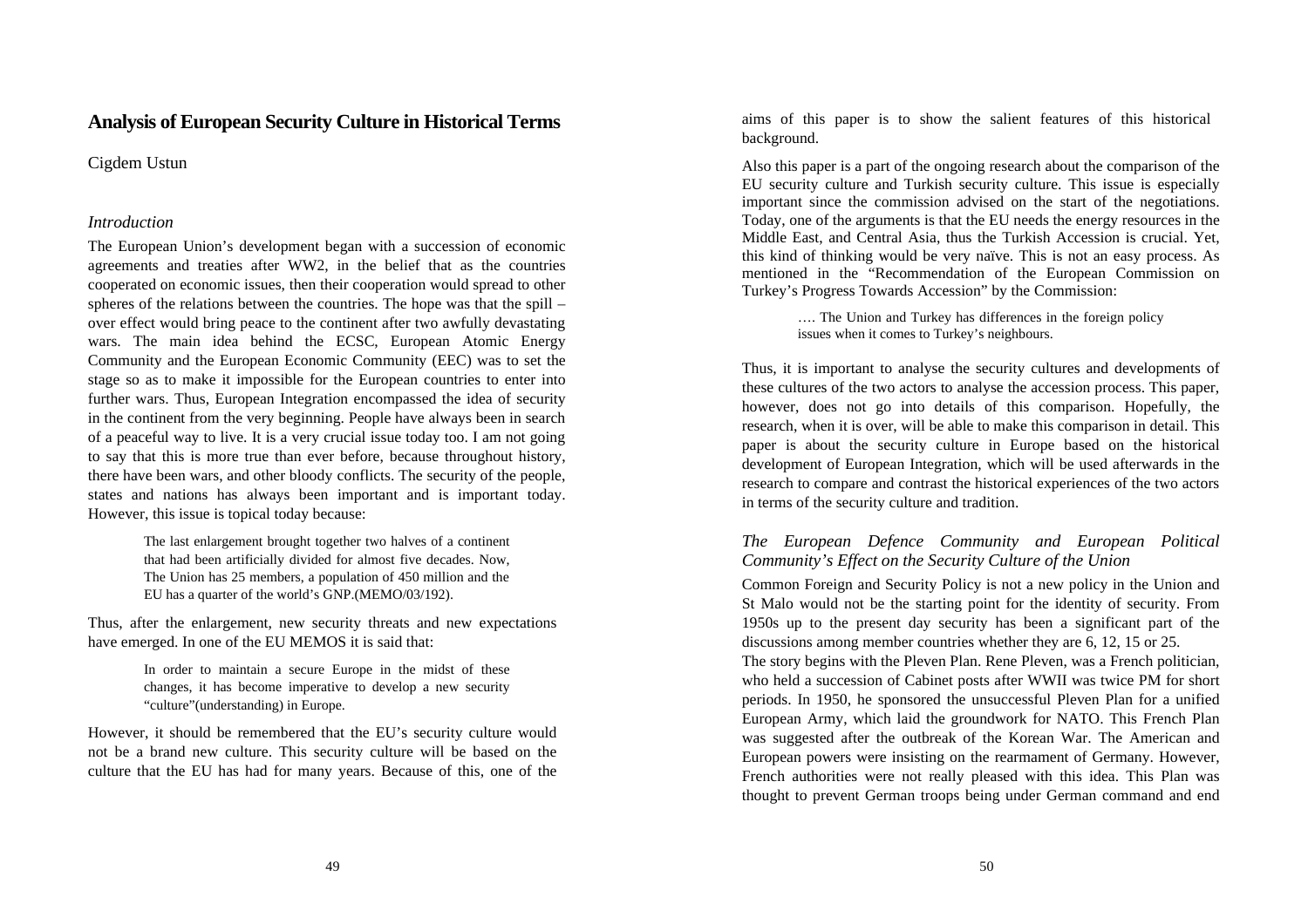# Analysis of European Security Culture in Historical Terms

Cigdem Ustun

*Introduction*

The European Union's development began with a succession of economic agreements and treaties after WW2, in the belief that as the countries cooperated on economic issues, then their cooperation would spread to other spheres of the relations between the countries. The hope was that the spill – over effect would bring peace to the continent after two awfully devastating wars. The main idea behind the ECSC, European Atomic Energy Community and the European Economic Community (EEC) was to set the stage so as to make it impossible for the European countries to enter into further wars. Thus, European Integration encompassed the idea of security in the continent from the very beginning. People have always been in search of a peaceful way to live. It is a very crucial issue today too. I am not going to say that this is more true than ever before, because throughout history, there have been wars, and other bloody conflicts. The security of the people, states and nations has always been important and is important today. However, this issue is topical today because:

> The last enlargement brought together two halves of a continent that had been artificially divided for almost five decades. Now, The Union has 25 members, a population of 450 million and the EU has a quarter of the world's GNP.(MEMO/03/192).

Thus, after the enlargement, new security threats and new expectations have emerged. In one of the EU MEMOS it is said that:

> In order to maintain a secure Europe in the midst of these changes, it has become imperative to develop a new security "culture"(understanding) in Europe.

However, it should be remembered that the EU's security culture would not be a brand new culture. This security culture will be based on the culture that the EU has had for many years. Because of this, one of the aims of this paper is to show the salient features of this historical background.

Also this paper is a part of the ongoing research about the comparison of the EU security culture and Turkish security culture. This issue is especially important since the commission advised on the start of the negotiations. Today, one of the arguments is that the EU needs the energy resources in the Middle East, and Central Asia, thus the Turkish Accession is crucial. Yet, this kind of thinking would be very naïve. This is not an easy process. As mentioned in the "Recommendation of the European Commission on Turkey's Progress Towards Accession" by the Commission:

> …. The Union and Turkey has differences in the foreign policy issues when it comes to Turkey's neighbours.

Thus, it is important to analyse the security cultures and developments of these cultures of the two actors to analyse the accession process. This paper, however, does not go into details of this comparison. Hopefully, the research, when it is over, will be able to make this comparison in detail. This paper is about the security culture in Europe based on the historical development of European Integration, which will be used afterwards in the research to compare and contrast the historical experiences of the two actors in terms of the security culture and tradition.

*The European Defence Community and European Political Community's Effect on the Security Culture of the Union*

Common Foreign and Security Policy is not a new policy in the Union and St Malo would not be the starting point for the identity of security. From 1950s up to the present day security has been a significant part of the discussions among member countries whether they are 6, 12, 15 or 25.

The story begins with the Pleven Plan. Rene Pleven, was a French politician, who held a succession of Cabinet posts after WWII was twice PM for short periods. In 1950, he sponsored the unsuccessful Pleven Plan for a unified European Army, which laid the groundwork for NATO. This French Plan was suggested after the outbreak of the Korean War. The American and European powers were insisting on the rearmament of Germany. However, French authorities were not really pleased with this idea. This Plan was thought to prevent German troops being under German command and end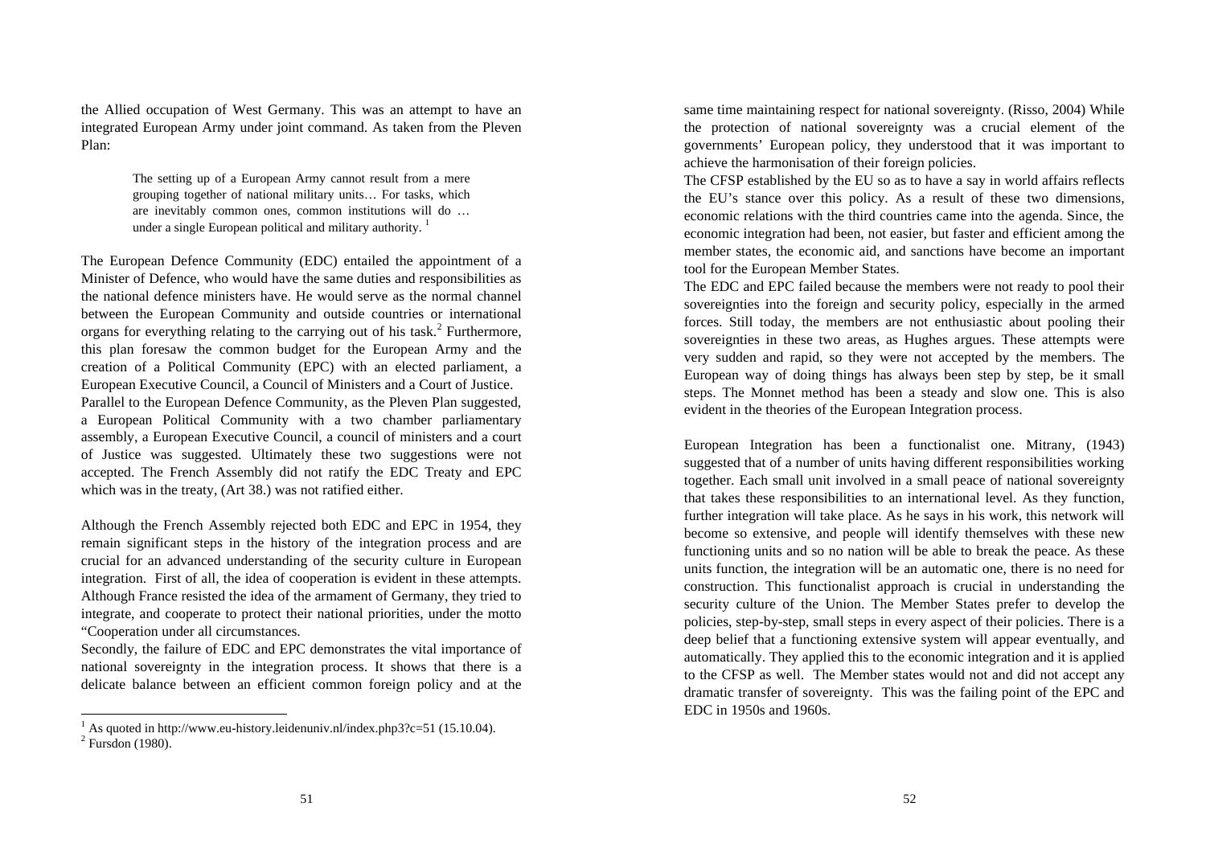the Allied occupation of West Germany. This was an attempt to have an integrated European Army under joint command. As taken from the Pleven Plan:

> The setting up of a European Army cannot result from a mere grouping together of national military units… For tasks, which are inevitably common ones, common institutions will do … under a single European political and military authority. [1]

The European Defence Community (EDC) entailed the appointment of a Minister of Defence, who would have the same duties and responsibilities as the national defence ministers have. He would serve as the normal channel between the European Community and outside countries or international organs for everything relating to the carrying out of his task.[2] Furthermore, this plan foresaw the common budget for the European Army and the creation of a Political Community (EPC) with an elected parliament, a European Executive Council, a Council of Ministers and a Court of Justice.
Parallel to the European Defence Community, as the Pleven Plan suggested, a European Political Community with a two chamber parliamentary assembly, a European Executive Council, a council of ministers and a court of Justice was suggested. Ultimately these two suggestions were not accepted. The French Assembly did not ratify the EDC Treaty and EPC which was in the treaty, (Art 38.) was not ratified either.

Although the French Assembly rejected both EDC and EPC in 1954, they remain significant steps in the history of the integration process and are crucial for an advanced understanding of the security culture in European integration. First of all, the idea of cooperation is evident in these attempts. Although France resisted the idea of the armament of Germany, they tried to integrate, and cooperate to protect their national priorities, under the motto "Cooperation under all circumstances.
Secondly, the failure of EDC and EPC demonstrates the vital importance of national sovereignty in the integration process. It shows that there is a delicate balance between an efficient common foreign policy and at the same time maintaining respect for national sovereignty. (Risso, 2004) While the protection of national sovereignty was a crucial element of the governments' European policy, they understood that it was important to achieve the harmonisation of their foreign policies.
The CFSP established by the EU so as to have a say in world affairs reflects the EU's stance over this policy. As a result of these two dimensions, economic relations with the third countries came into the agenda. Since, the economic integration had been, not easier, but faster and efficient among the member states, the economic aid, and sanctions have become an important tool for the European Member States.
The EDC and EPC failed because the members were not ready to pool their sovereignties into the foreign and security policy, especially in the armed forces. Still today, the members are not enthusiastic about pooling their sovereignties in these two areas, as Hughes argues. These attempts were very sudden and rapid, so they were not accepted by the members. The European way of doing things has always been step by step, be it small steps. The Monnet method has been a steady and slow one. This is also evident in the theories of the European Integration process.

European Integration has been a functionalist one. Mitrany, (1943) suggested that of a number of units having different responsibilities working together. Each small unit involved in a small peace of national sovereignty that takes these responsibilities to an international level. As they function, further integration will take place. As he says in his work, this network will become so extensive, and people will identify themselves with these new functioning units and so no nation will be able to break the peace. As these units function, the integration will be an automatic one, there is no need for construction. This functionalist approach is crucial in understanding the security culture of the Union. The Member States prefer to develop the policies, step-by-step, small steps in every aspect of their policies. There is a deep belief that a functioning extensive system will appear eventually, and automatically. They applied this to the economic integration and it is applied to the CFSP as well. The Member states would not and did not accept any dramatic transfer of sovereignty. This was the failing point of the EPC and EDC in 1950s and 1960s.

---

[1] As quoted in http://www.eu-history.leidenuniv.nl/index.php3?c=51 (15.10.04).
[2] Fursdon (1980).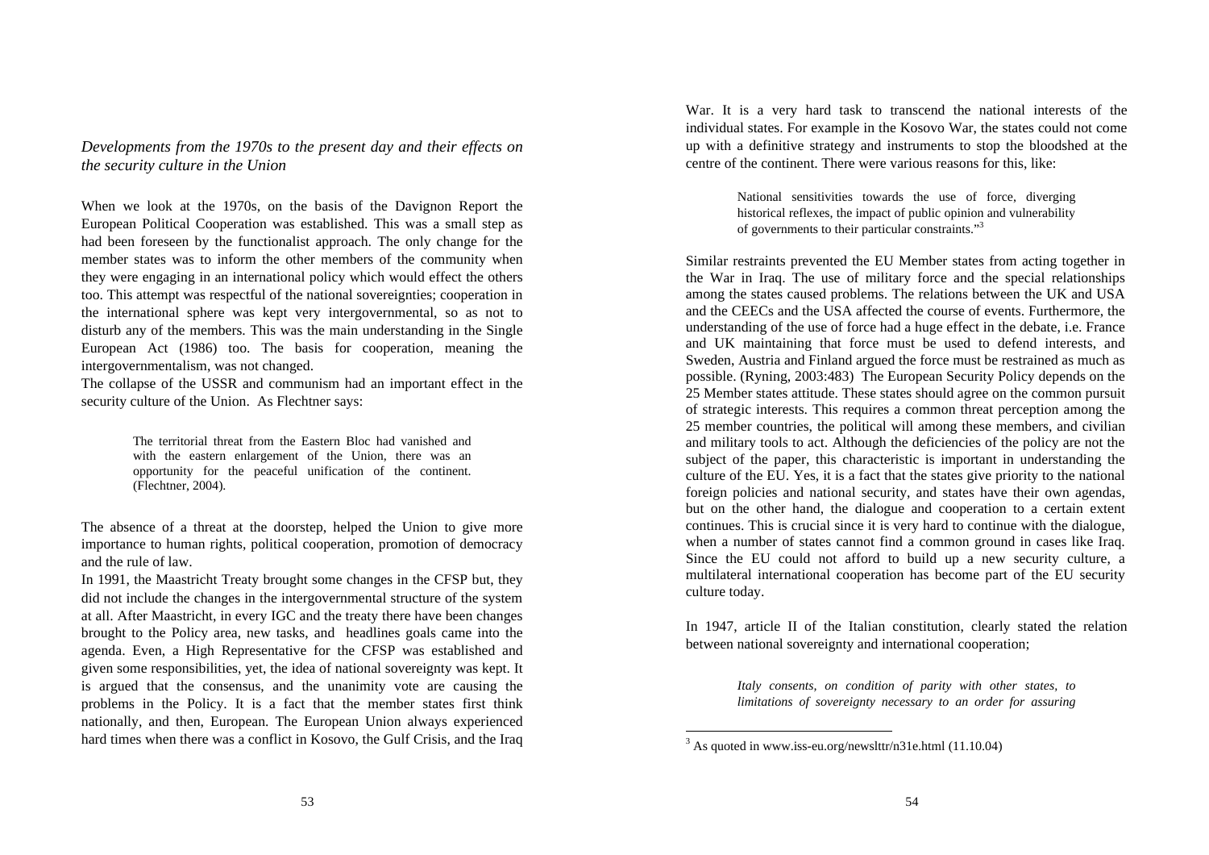*Developments from the 1970s to the present day and their effects on the security culture in the Union*

When we look at the 1970s, on the basis of the Davignon Report the European Political Cooperation was established. This was a small step as had been foreseen by the functionalist approach. The only change for the member states was to inform the other members of the community when they were engaging in an international policy which would effect the others too. This attempt was respectful of the national sovereignties; cooperation in the international sphere was kept very intergovernmental, so as not to disturb any of the members. This was the main understanding in the Single European Act (1986) too. The basis for cooperation, meaning the intergovernmentalism, was not changed.

The collapse of the USSR and communism had an important effect in the security culture of the Union. As Flechtner says:

> The territorial threat from the Eastern Bloc had vanished and with the eastern enlargement of the Union, there was an opportunity for the peaceful unification of the continent. (Flechtner, 2004).

The absence of a threat at the doorstep, helped the Union to give more importance to human rights, political cooperation, promotion of democracy and the rule of law.

In 1991, the Maastricht Treaty brought some changes in the CFSP but, they did not include the changes in the intergovernmental structure of the system at all. After Maastricht, in every IGC and the treaty there have been changes brought to the Policy area, new tasks, and headlines goals came into the agenda. Even, a High Representative for the CFSP was established and given some responsibilities, yet, the idea of national sovereignty was kept. It is argued that the consensus, and the unanimity vote are causing the problems in the Policy. It is a fact that the member states first think nationally, and then, European. The European Union always experienced hard times when there was a conflict in Kosovo, the Gulf Crisis, and the Iraq War. It is a very hard task to transcend the national interests of the individual states. For example in the Kosovo War, the states could not come up with a definitive strategy and instruments to stop the bloodshed at the centre of the continent. There were various reasons for this, like:

> National sensitivities towards the use of force, diverging historical reflexes, the impact of public opinion and vulnerability of governments to their particular constraints."[3]

Similar restraints prevented the EU Member states from acting together in the War in Iraq. The use of military force and the special relationships among the states caused problems. The relations between the UK and USA and the CEECs and the USA affected the course of events. Furthermore, the understanding of the use of force had a huge effect in the debate, i.e. France and UK maintaining that force must be used to defend interests, and Sweden, Austria and Finland argued the force must be restrained as much as possible. (Ryning, 2003:483) The European Security Policy depends on the 25 Member states attitude. These states should agree on the common pursuit of strategic interests. This requires a common threat perception among the 25 member countries, the political will among these members, and civilian and military tools to act. Although the deficiencies of the policy are not the subject of the paper, this characteristic is important in understanding the culture of the EU. Yes, it is a fact that the states give priority to the national foreign policies and national security, and states have their own agendas, but on the other hand, the dialogue and cooperation to a certain extent continues. This is crucial since it is very hard to continue with the dialogue, when a number of states cannot find a common ground in cases like Iraq. Since the EU could not afford to build up a new security culture, a multilateral international cooperation has become part of the EU security culture today.

In 1947, article II of the Italian constitution, clearly stated the relation between national sovereignty and international cooperation;

> *Italy consents, on condition of parity with other states, to limitations of sovereignty necessary to an order for assuring*

[3] As quoted in www.iss-eu.org/newslttr/n31e.html (11.10.04)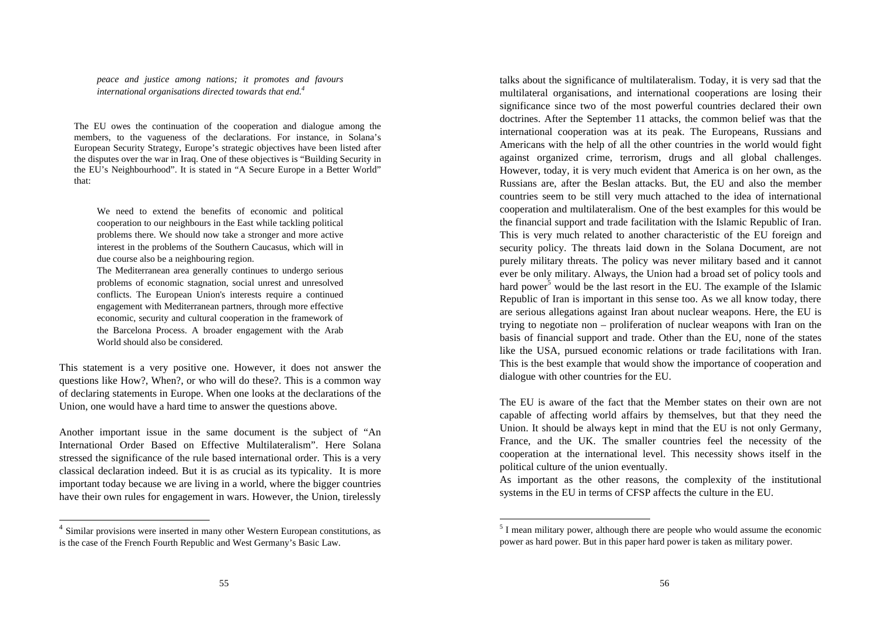*peace and justice among nations; it promotes and favours international organisations directed towards that end.*[4]

The EU owes the continuation of the cooperation and dialogue among the members, to the vagueness of the declarations. For instance, in Solana's European Security Strategy, Europe's strategic objectives have been listed after the disputes over the war in Iraq. One of these objectives is "Building Security in the EU's Neighbourhood". It is stated in "A Secure Europe in a Better World" that:

> We need to extend the benefits of economic and political cooperation to our neighbours in the East while tackling political problems there. We should now take a stronger and more active interest in the problems of the Southern Caucasus, which will in due course also be a neighbouring region.
>
> The Mediterranean area generally continues to undergo serious problems of economic stagnation, social unrest and unresolved conflicts. The European Union's interests require a continued engagement with Mediterranean partners, through more effective economic, security and cultural cooperation in the framework of the Barcelona Process. A broader engagement with the Arab World should also be considered.

This statement is a very positive one. However, it does not answer the questions like How?, When?, or who will do these?. This is a common way of declaring statements in Europe. When one looks at the declarations of the Union, one would have a hard time to answer the questions above.

Another important issue in the same document is the subject of "An International Order Based on Effective Multilateralism". Here Solana stressed the significance of the rule based international order. This is a very classical declaration indeed. But it is as crucial as its typicality. It is more important today because we are living in a world, where the bigger countries have their own rules for engagement in wars. However, the Union, tirelessly talks about the significance of multilateralism. Today, it is very sad that the multilateral organisations, and international cooperations are losing their significance since two of the most powerful countries declared their own doctrines. After the September 11 attacks, the common belief was that the international cooperation was at its peak. The Europeans, Russians and Americans with the help of all the other countries in the world would fight against organized crime, terrorism, drugs and all global challenges. However, today, it is very much evident that America is on her own, as the Russians are, after the Beslan attacks. But, the EU and also the member countries seem to be still very much attached to the idea of international cooperation and multilateralism. One of the best examples for this would be the financial support and trade facilitation with the Islamic Republic of Iran. This is very much related to another characteristic of the EU foreign and security policy. The threats laid down in the Solana Document, are not purely military threats. The policy was never military based and it cannot ever be only military. Always, the Union had a broad set of policy tools and hard power[5] would be the last resort in the EU. The example of the Islamic Republic of Iran is important in this sense too. As we all know today, there are serious allegations against Iran about nuclear weapons. Here, the EU is trying to negotiate non – proliferation of nuclear weapons with Iran on the basis of financial support and trade. Other than the EU, none of the states like the USA, pursued economic relations or trade facilitations with Iran. This is the best example that would show the importance of cooperation and dialogue with other countries for the EU.

The EU is aware of the fact that the Member states on their own are not capable of affecting world affairs by themselves, but that they need the Union. It should be always kept in mind that the EU is not only Germany, France, and the UK. The smaller countries feel the necessity of the cooperation at the international level. This necessity shows itself in the political culture of the union eventually.

As important as the other reasons, the complexity of the institutional systems in the EU in terms of CFSP affects the culture in the EU.

---

[4] Similar provisions were inserted in many other Western European constitutions, as is the case of the French Fourth Republic and West Germany's Basic Law.

[5] I mean military power, although there are people who would assume the economic power as hard power. But in this paper hard power is taken as military power.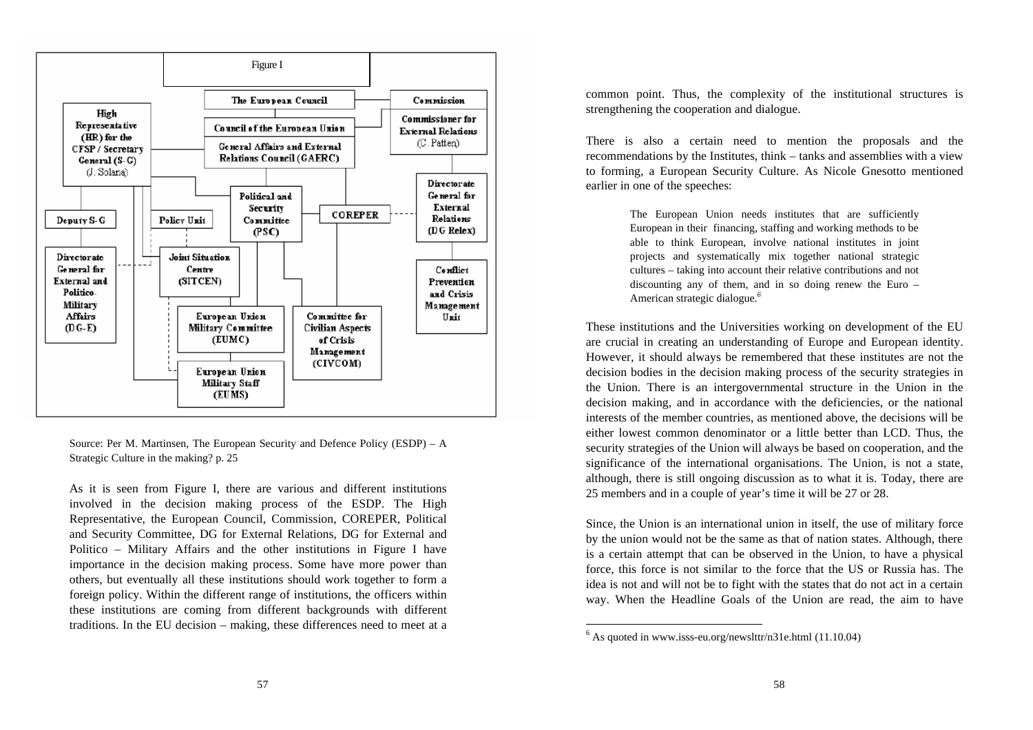Figure I

Source: Per M. Martinsen, The European Security and Defence Policy (ESDP) – A Strategic Culture in the making? p. 25

As it is seen from Figure I, there are various and different institutions involved in the decision making process of the ESDP. The High Representative, the European Council, Commission, COREPER, Political and Security Committee, DG for External Relations, DG for External and Politico – Military Affairs and the other institutions in Figure I have importance in the decision making process. Some have more power than others, but eventually all these institutions should work together to form a foreign policy. Within the different range of institutions, the officers within these institutions are coming from different backgrounds with different traditions. In the EU decision – making, these differences need to meet at a common point. Thus, the complexity of the institutional structures is strengthening the cooperation and dialogue.

There is also a certain need to mention the proposals and the recommendations by the Institutes, think – tanks and assemblies with a view to forming, a European Security Culture. As Nicole Gnesotto mentioned earlier in one of the speeches:

> The European Union needs institutes that are sufficiently European in their financing, staffing and working methods to be able to think European, involve national institutes in joint projects and systematically mix together national strategic cultures – taking into account their relative contributions and not discounting any of them, and in so doing renew the Euro – American strategic dialogue.[6]

These institutions and the Universities working on development of the EU are crucial in creating an understanding of Europe and European identity. However, it should always be remembered that these institutes are not the decision bodies in the decision making process of the security strategies in the Union. There is an intergovernmental structure in the Union in the decision making, and in accordance with the deficiencies, or the national interests of the member countries, as mentioned above, the decisions will be either lowest common denominator or a little better than LCD. Thus, the security strategies of the Union will always be based on cooperation, and the significance of the international organisations. The Union, is not a state, although, there is still ongoing discussion as to what it is. Today, there are 25 members and in a couple of year's time it will be 27 or 28.

Since, the Union is an international union in itself, the use of military force by the union would not be the same as that of nation states. Although, there is a certain attempt that can be observed in the Union, to have a physical force, this force is not similar to the force that the US or Russia has. The idea is not and will not be to fight with the states that do not act in a certain way. When the Headline Goals of the Union are read, the aim to have

---

[6] As quoted in www.isss-eu.org/newslttr/n31e.html (11.10.04)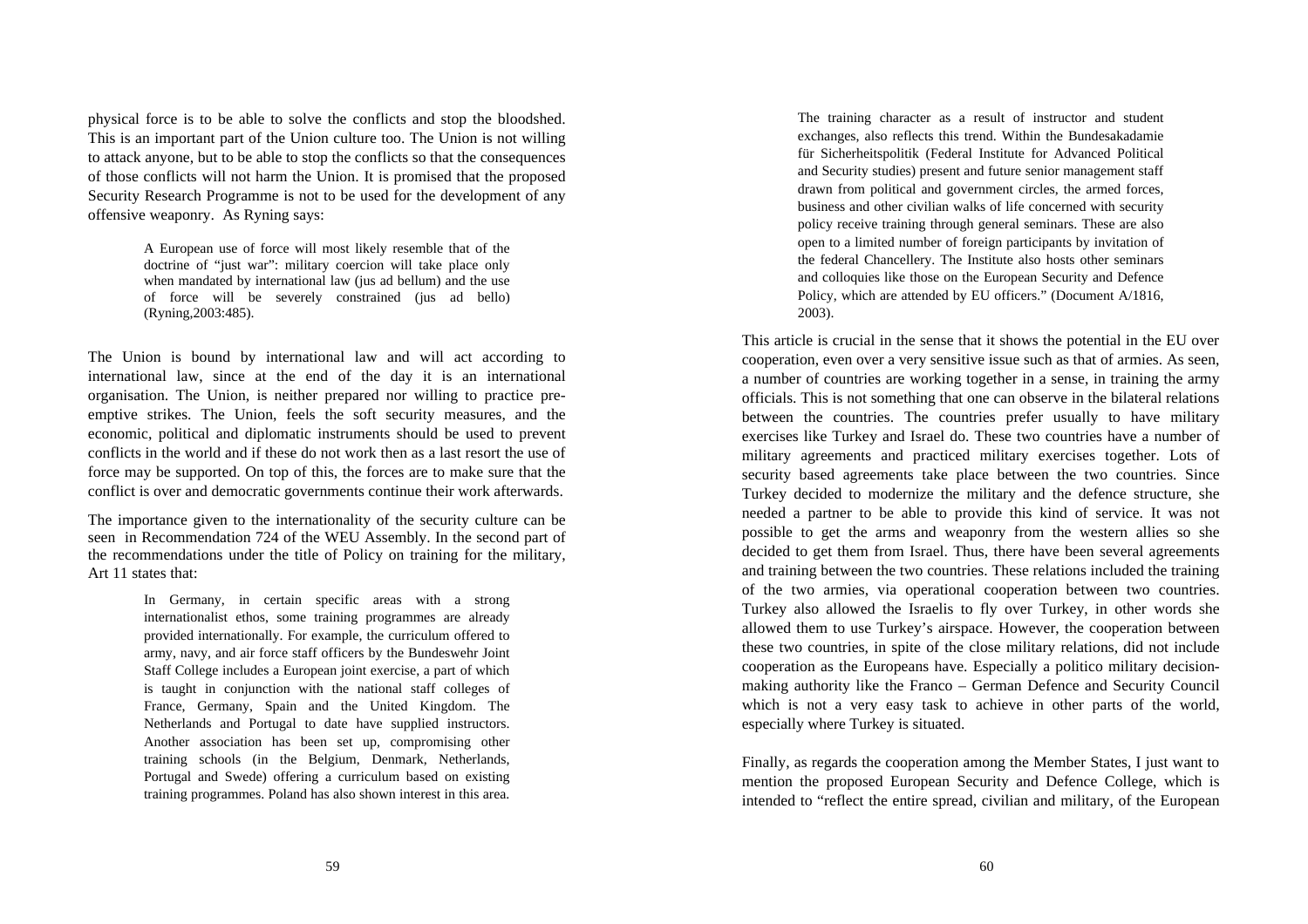physical force is to be able to solve the conflicts and stop the bloodshed. This is an important part of the Union culture too. The Union is not willing to attack anyone, but to be able to stop the conflicts so that the consequences of those conflicts will not harm the Union. It is promised that the proposed Security Research Programme is not to be used for the development of any offensive weaponry. As Ryning says:

> A European use of force will most likely resemble that of the doctrine of "just war": military coercion will take place only when mandated by international law (jus ad bellum) and the use of force will be severely constrained (jus ad bello) (Ryning,2003:485).

The Union is bound by international law and will act according to international law, since at the end of the day it is an international organisation. The Union, is neither prepared nor willing to practice pre-emptive strikes. The Union, feels the soft security measures, and the economic, political and diplomatic instruments should be used to prevent conflicts in the world and if these do not work then as a last resort the use of force may be supported. On top of this, the forces are to make sure that the conflict is over and democratic governments continue their work afterwards.

The importance given to the internationality of the security culture can be seen in Recommendation 724 of the WEU Assembly. In the second part of the recommendations under the title of Policy on training for the military, Art 11 states that:

> In Germany, in certain specific areas with a strong internationalist ethos, some training programmes are already provided internationally. For example, the curriculum offered to army, navy, and air force staff officers by the Bundeswehr Joint Staff College includes a European joint exercise, a part of which is taught in conjunction with the national staff colleges of France, Germany, Spain and the United Kingdom. The Netherlands and Portugal to date have supplied instructors. Another association has been set up, compromising other training schools (in the Belgium, Denmark, Netherlands, Portugal and Swede) offering a curriculum based on existing training programmes. Poland has also shown interest in this area.
>
> The training character as a result of instructor and student exchanges, also reflects this trend. Within the Bundesakadamie für Sicherheitspolitik (Federal Institute for Advanced Political and Security studies) present and future senior management staff drawn from political and government circles, the armed forces, business and other civilian walks of life concerned with security policy receive training through general seminars. These are also open to a limited number of foreign participants by invitation of the federal Chancellery. The Institute also hosts other seminars and colloquies like those on the European Security and Defence Policy, which are attended by EU officers." (Document A/1816, 2003).

This article is crucial in the sense that it shows the potential in the EU over cooperation, even over a very sensitive issue such as that of armies. As seen, a number of countries are working together in a sense, in training the army officials. This is not something that one can observe in the bilateral relations between the countries. The countries prefer usually to have military exercises like Turkey and Israel do. These two countries have a number of military agreements and practiced military exercises together. Lots of security based agreements take place between the two countries. Since Turkey decided to modernize the military and the defence structure, she needed a partner to be able to provide this kind of service. It was not possible to get the arms and weaponry from the western allies so she decided to get them from Israel. Thus, there have been several agreements and training between the two countries. These relations included the training of the two armies, via operational cooperation between two countries. Turkey also allowed the Israelis to fly over Turkey, in other words she allowed them to use Turkey's airspace. However, the cooperation between these two countries, in spite of the close military relations, did not include cooperation as the Europeans have. Especially a politico military decision-making authority like the Franco – German Defence and Security Council which is not a very easy task to achieve in other parts of the world, especially where Turkey is situated.

Finally, as regards the cooperation among the Member States, I just want to mention the proposed European Security and Defence College, which is intended to "reflect the entire spread, civilian and military, of the European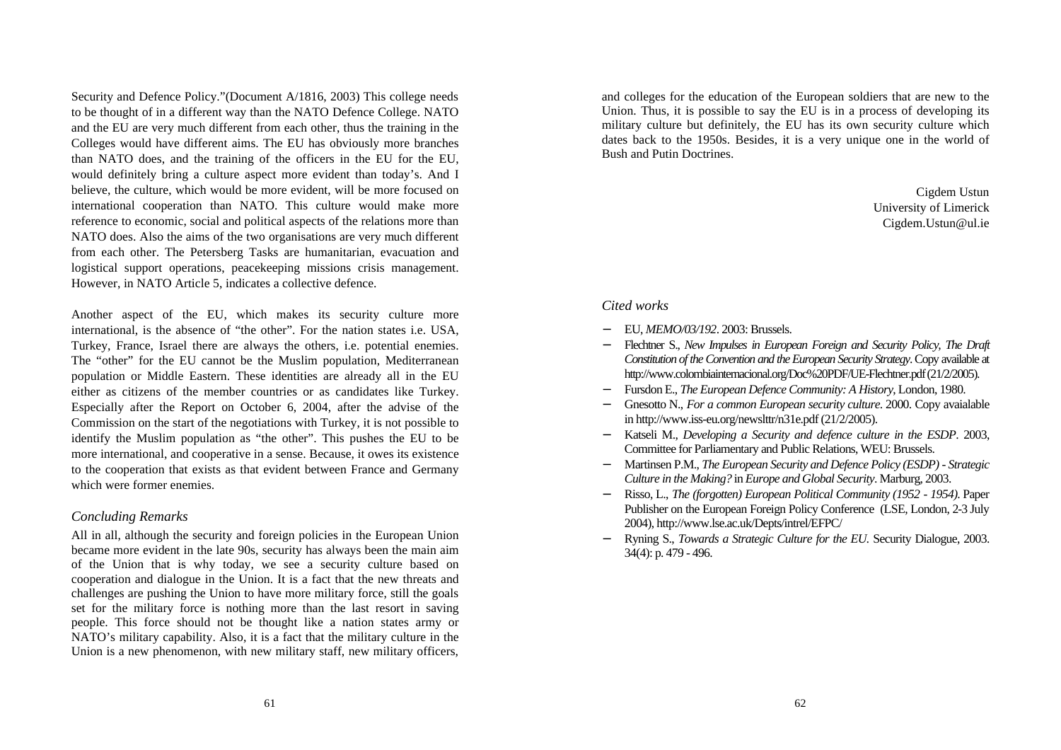Security and Defence Policy."(Document A/1816, 2003) This college needs to be thought of in a different way than the NATO Defence College. NATO and the EU are very much different from each other, thus the training in the Colleges would have different aims. The EU has obviously more branches than NATO does, and the training of the officers in the EU for the EU, would definitely bring a culture aspect more evident than today's. And I believe, the culture, which would be more evident, will be more focused on international cooperation than NATO. This culture would make more reference to economic, social and political aspects of the relations more than NATO does. Also the aims of the two organisations are very much different from each other. The Petersberg Tasks are humanitarian, evacuation and logistical support operations, peacekeeping missions crisis management. However, in NATO Article 5, indicates a collective defence.

Another aspect of the EU, which makes its security culture more international, is the absence of "the other". For the nation states i.e. USA, Turkey, France, Israel there are always the others, i.e. potential enemies. The "other" for the EU cannot be the Muslim population, Mediterranean population or Middle Eastern. These identities are already all in the EU either as citizens of the member countries or as candidates like Turkey. Especially after the Report on October 6, 2004, after the advise of the Commission on the start of the negotiations with Turkey, it is not possible to identify the Muslim population as "the other". This pushes the EU to be more international, and cooperative in a sense. Because, it owes its existence to the cooperation that exists as that evident between France and Germany which were former enemies.

## *Concluding Remarks*

All in all, although the security and foreign policies in the European Union became more evident in the late 90s, security has always been the main aim of the Union that is why today, we see a security culture based on cooperation and dialogue in the Union. It is a fact that the new threats and challenges are pushing the Union to have more military force, still the goals set for the military force is nothing more than the last resort in saving people. This force should not be thought like a nation states army or NATO's military capability. Also, it is a fact that the military culture in the Union is a new phenomenon, with new military staff, new military officers, and colleges for the education of the European soldiers that are new to the Union. Thus, it is possible to say the EU is in a process of developing its military culture but definitely, the EU has its own security culture which dates back to the 1950s. Besides, it is a very unique one in the world of Bush and Putin Doctrines.

Cigdem Ustun
University of Limerick
Cigdem.Ustun@ul.ie

## *Cited works*

- EU, *MEMO/03/192*. 2003: Brussels.
- Flechtner S., *New Impulses in European Foreign and Security Policy, The Draft Constitution of the Convention and the European Security Strategy*. Copy available at http://www.colombiainternacional.org/Doc%20PDF/UE-Flechtner.pdf (21/2/2005).
- Fursdon E., *The European Defence Community: A History*, London, 1980.
- Gnesotto N., *For a common European security culture*. 2000. Copy avaialable in http://www.iss-eu.org/newslttr/n31e.pdf (21/2/2005).
- Katseli M., *Developing a Security and defence culture in the ESDP*. 2003, Committee for Parliamentary and Public Relations, WEU: Brussels.
- Martinsen P.M., *The European Security and Defence Policy (ESDP) - Strategic Culture in the Making?* in *Europe and Global Security*. Marburg, 2003.
- Risso, L., *The (forgotten) European Political Community (1952 - 1954)*. Paper Publisher on the European Foreign Policy Conference (LSE, London, 2-3 July 2004), http://www.lse.ac.uk/Depts/intrel/EFPC/
- Ryning S., *Towards a Strategic Culture for the EU*. Security Dialogue, 2003. 34(4): p. 479 - 496.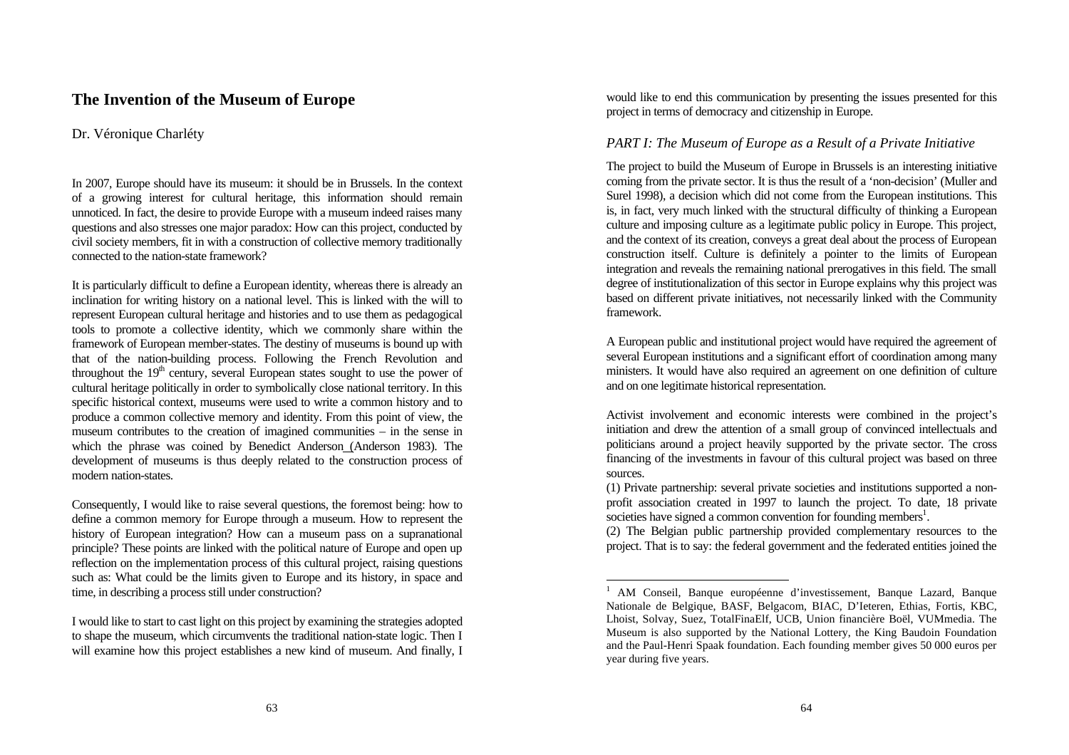# The Invention of the Museum of Europe

Dr. Véronique Charléty

In 2007, Europe should have its museum: it should be in Brussels. In the context of a growing interest for cultural heritage, this information should remain unnoticed. In fact, the desire to provide Europe with a museum indeed raises many questions and also stresses one major paradox: How can this project, conducted by civil society members, fit in with a construction of collective memory traditionally connected to the nation-state framework?

It is particularly difficult to define a European identity, whereas there is already an inclination for writing history on a national level. This is linked with the will to represent European cultural heritage and histories and to use them as pedagogical tools to promote a collective identity, which we commonly share within the framework of European member-states. The destiny of museums is bound up with that of the nation-building process. Following the French Revolution and throughout the 19th century, several European states sought to use the power of cultural heritage politically in order to symbolically close national territory. In this specific historical context, museums were used to write a common history and to produce a common collective memory and identity. From this point of view, the museum contributes to the creation of imagined communities – in the sense in which the phrase was coined by Benedict Anderson (Anderson 1983). The development of museums is thus deeply related to the construction process of modern nation-states.

Consequently, I would like to raise several questions, the foremost being: how to define a common memory for Europe through a museum. How to represent the history of European integration? How can a museum pass on a supranational principle? These points are linked with the political nature of Europe and open up reflection on the implementation process of this cultural project, raising questions such as: What could be the limits given to Europe and its history, in space and time, in describing a process still under construction?

I would like to start to cast light on this project by examining the strategies adopted to shape the museum, which circumvents the traditional nation-state logic. Then I will examine how this project establishes a new kind of museum. And finally, I would like to end this communication by presenting the issues presented for this project in terms of democracy and citizenship in Europe.

## *PART I: The Museum of Europe as a Result of a Private Initiative*

The project to build the Museum of Europe in Brussels is an interesting initiative coming from the private sector. It is thus the result of a 'non-decision' (Muller and Surel 1998), a decision which did not come from the European institutions. This is, in fact, very much linked with the structural difficulty of thinking a European culture and imposing culture as a legitimate public policy in Europe. This project, and the context of its creation, conveys a great deal about the process of European construction itself. Culture is definitely a pointer to the limits of European integration and reveals the remaining national prerogatives in this field. The small degree of institutionalization of this sector in Europe explains why this project was based on different private initiatives, not necessarily linked with the Community framework.

A European public and institutional project would have required the agreement of several European institutions and a significant effort of coordination among many ministers. It would have also required an agreement on one definition of culture and on one legitimate historical representation.

Activist involvement and economic interests were combined in the project's initiation and drew the attention of a small group of convinced intellectuals and politicians around a project heavily supported by the private sector. The cross financing of the investments in favour of this cultural project was based on three sources.

(1) Private partnership: several private societies and institutions supported a non-profit association created in 1997 to launch the project. To date, 18 private societies have signed a common convention for founding members[1].

(2) The Belgian public partnership provided complementary resources to the project. That is to say: the federal government and the federated entities joined the

[1] AM Conseil, Banque européenne d'investissement, Banque Lazard, Banque Nationale de Belgique, BASF, Belgacom, BIAC, D'Ieteren, Ethias, Fortis, KBC, Lhoist, Solvay, Suez, TotalFinaElf, UCB, Union financière Boël, VUMmedia. The Museum is also supported by the National Lottery, the King Baudoin Foundation and the Paul-Henri Spaak foundation. Each founding member gives 50 000 euros per year during five years.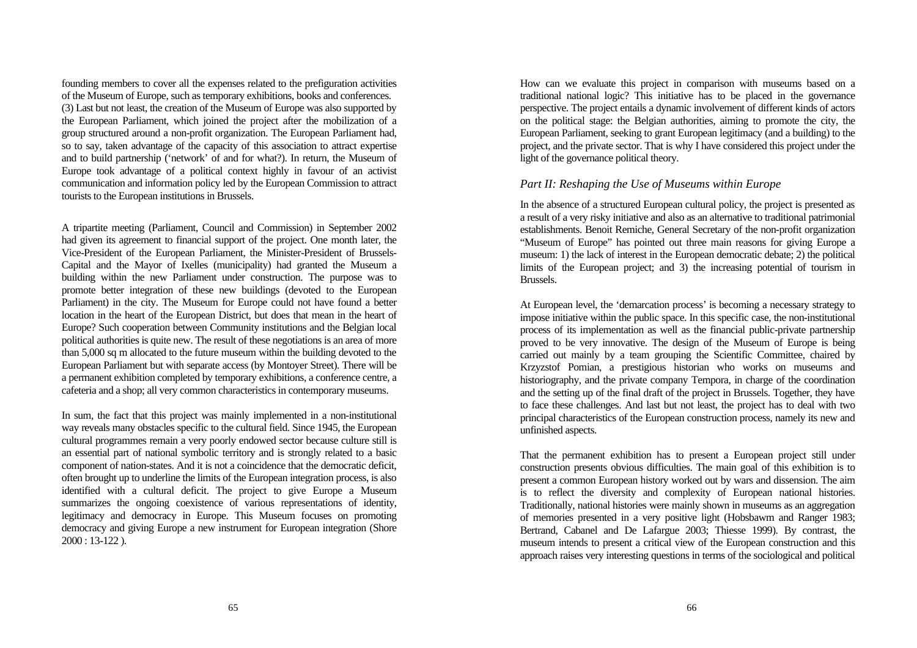founding members to cover all the expenses related to the prefiguration activities of the Museum of Europe, such as temporary exhibitions, books and conferences. (3) Last but not least, the creation of the Museum of Europe was also supported by the European Parliament, which joined the project after the mobilization of a group structured around a non-profit organization. The European Parliament had, so to say, taken advantage of the capacity of this association to attract expertise and to build partnership ('network' of and for what?). In return, the Museum of Europe took advantage of a political context highly in favour of an activist communication and information policy led by the European Commission to attract tourists to the European institutions in Brussels.

A tripartite meeting (Parliament, Council and Commission) in September 2002 had given its agreement to financial support of the project. One month later, the Vice-President of the European Parliament, the Minister-President of Brussels-Capital and the Mayor of Ixelles (municipality) had granted the Museum a building within the new Parliament under construction. The purpose was to promote better integration of these new buildings (devoted to the European Parliament) in the city. The Museum for Europe could not have found a better location in the heart of the European District, but does that mean in the heart of Europe? Such cooperation between Community institutions and the Belgian local political authorities is quite new. The result of these negotiations is an area of more than 5,000 sq m allocated to the future museum within the building devoted to the European Parliament but with separate access (by Montoyer Street). There will be a permanent exhibition completed by temporary exhibitions, a conference centre, a cafeteria and a shop; all very common characteristics in contemporary museums.

In sum, the fact that this project was mainly implemented in a non-institutional way reveals many obstacles specific to the cultural field. Since 1945, the European cultural programmes remain a very poorly endowed sector because culture still is an essential part of national symbolic territory and is strongly related to a basic component of nation-states. And it is not a coincidence that the democratic deficit, often brought up to underline the limits of the European integration process, is also identified with a cultural deficit. The project to give Europe a Museum summarizes the ongoing coexistence of various representations of identity, legitimacy and democracy in Europe. This Museum focuses on promoting democracy and giving Europe a new instrument for European integration (Shore 2000 : 13-122 ).

How can we evaluate this project in comparison with museums based on a traditional national logic? This initiative has to be placed in the governance perspective. The project entails a dynamic involvement of different kinds of actors on the political stage: the Belgian authorities, aiming to promote the city, the European Parliament, seeking to grant European legitimacy (and a building) to the project, and the private sector. That is why I have considered this project under the light of the governance political theory.

## *Part II: Reshaping the Use of Museums within Europe*

In the absence of a structured European cultural policy, the project is presented as a result of a very risky initiative and also as an alternative to traditional patrimonial establishments. Benoit Remiche, General Secretary of the non-profit organization "Museum of Europe" has pointed out three main reasons for giving Europe a museum: 1) the lack of interest in the European democratic debate; 2) the political limits of the European project; and 3) the increasing potential of tourism in Brussels.

At European level, the 'demarcation process' is becoming a necessary strategy to impose initiative within the public space. In this specific case, the non-institutional process of its implementation as well as the financial public-private partnership proved to be very innovative. The design of the Museum of Europe is being carried out mainly by a team grouping the Scientific Committee, chaired by Krzyzstof Pomian, a prestigious historian who works on museums and historiography, and the private company Tempora, in charge of the coordination and the setting up of the final draft of the project in Brussels. Together, they have to face these challenges. And last but not least, the project has to deal with two principal characteristics of the European construction process, namely its new and unfinished aspects.

That the permanent exhibition has to present a European project still under construction presents obvious difficulties. The main goal of this exhibition is to present a common European history worked out by wars and dissension. The aim is to reflect the diversity and complexity of European national histories. Traditionally, national histories were mainly shown in museums as an aggregation of memories presented in a very positive light (Hobsbawm and Ranger 1983; Bertrand, Cabanel and De Lafargue 2003; Thiesse 1999). By contrast, the museum intends to present a critical view of the European construction and this approach raises very interesting questions in terms of the sociological and political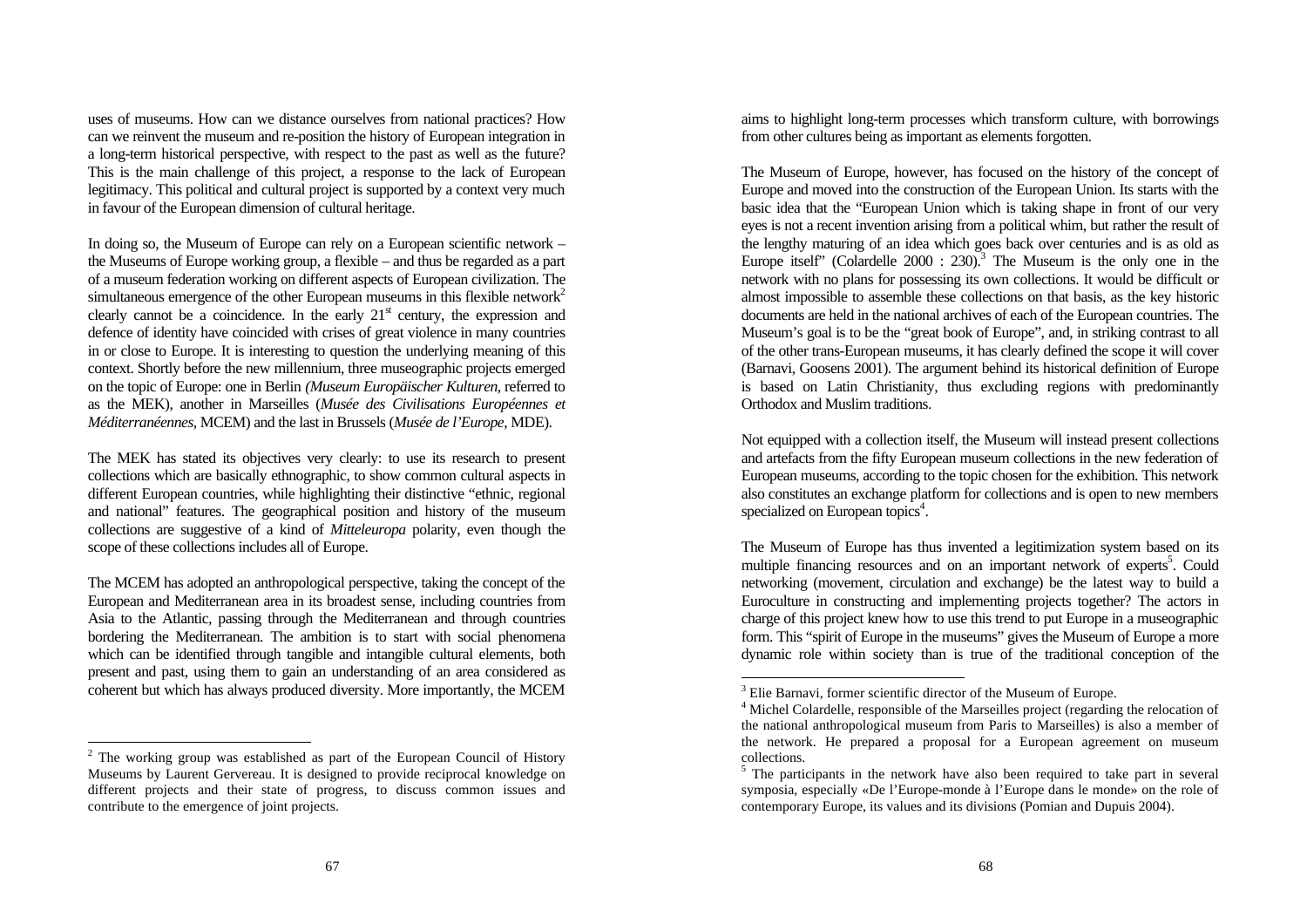uses of museums. How can we distance ourselves from national practices? How can we reinvent the museum and re-position the history of European integration in a long-term historical perspective, with respect to the past as well as the future? This is the main challenge of this project, a response to the lack of European legitimacy. This political and cultural project is supported by a context very much in favour of the European dimension of cultural heritage.

In doing so, the Museum of Europe can rely on a European scientific network – the Museums of Europe working group, a flexible – and thus be regarded as a part of a museum federation working on different aspects of European civilization. The simultaneous emergence of the other European museums in this flexible network[2] clearly cannot be a coincidence. In the early 21st century, the expression and defence of identity have coincided with crises of great violence in many countries in or close to Europe. It is interesting to question the underlying meaning of this context. Shortly before the new millennium, three museographic projects emerged on the topic of Europe: one in Berlin *(Museum Europäischer Kulturen*, referred to as the MEK), another in Marseilles (*Musée des Civilisations Européennes et Méditerranéennes*, MCEM) and the last in Brussels (*Musée de l'Europe*, MDE).

The MEK has stated its objectives very clearly: to use its research to present collections which are basically ethnographic, to show common cultural aspects in different European countries, while highlighting their distinctive "ethnic, regional and national" features. The geographical position and history of the museum collections are suggestive of a kind of *Mitteleuropa* polarity, even though the scope of these collections includes all of Europe.

The MCEM has adopted an anthropological perspective, taking the concept of the European and Mediterranean area in its broadest sense, including countries from Asia to the Atlantic, passing through the Mediterranean and through countries bordering the Mediterranean. The ambition is to start with social phenomena which can be identified through tangible and intangible cultural elements, both present and past, using them to gain an understanding of an area considered as coherent but which has always produced diversity. More importantly, the MCEM aims to highlight long-term processes which transform culture, with borrowings from other cultures being as important as elements forgotten.

The Museum of Europe, however, has focused on the history of the concept of Europe and moved into the construction of the European Union. Its starts with the basic idea that the "European Union which is taking shape in front of our very eyes is not a recent invention arising from a political whim, but rather the result of the lengthy maturing of an idea which goes back over centuries and is as old as Europe itself" (Colardelle 2000 : 230).[3] The Museum is the only one in the network with no plans for possessing its own collections. It would be difficult or almost impossible to assemble these collections on that basis, as the key historic documents are held in the national archives of each of the European countries. The Museum's goal is to be the "great book of Europe", and, in striking contrast to all of the other trans-European museums, it has clearly defined the scope it will cover (Barnavi, Goosens 2001). The argument behind its historical definition of Europe is based on Latin Christianity, thus excluding regions with predominantly Orthodox and Muslim traditions.

Not equipped with a collection itself, the Museum will instead present collections and artefacts from the fifty European museum collections in the new federation of European museums, according to the topic chosen for the exhibition. This network also constitutes an exchange platform for collections and is open to new members specialized on European topics[4].

The Museum of Europe has thus invented a legitimization system based on its multiple financing resources and on an important network of experts[5]. Could networking (movement, circulation and exchange) be the latest way to build a Euroculture in constructing and implementing projects together? The actors in charge of this project knew how to use this trend to put Europe in a museographic form. This "spirit of Europe in the museums" gives the Museum of Europe a more dynamic role within society than is true of the traditional conception of the

---

[2] The working group was established as part of the European Council of History Museums by Laurent Gervereau. It is designed to provide reciprocal knowledge on different projects and their state of progress, to discuss common issues and contribute to the emergence of joint projects.

[3] Elie Barnavi, former scientific director of the Museum of Europe.

[4] Michel Colardelle, responsible of the Marseilles project (regarding the relocation of the national anthropological museum from Paris to Marseilles) is also a member of the network. He prepared a proposal for a European agreement on museum collections.

[5] The participants in the network have also been required to take part in several symposia, especially «De l'Europe-monde à l'Europe dans le monde» on the role of contemporary Europe, its values and its divisions (Pomian and Dupuis 2004).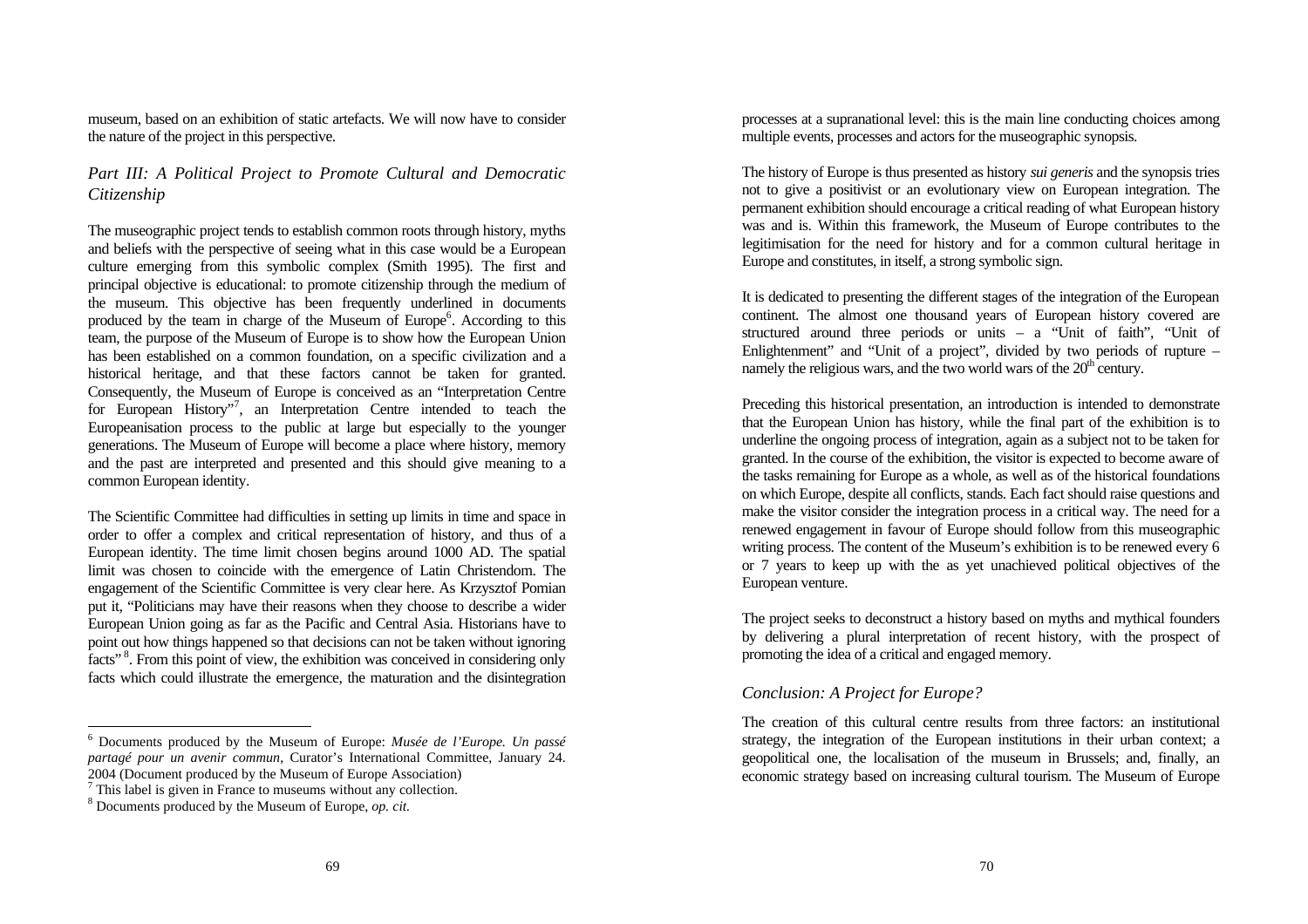museum, based on an exhibition of static artefacts. We will now have to consider the nature of the project in this perspective.

## *Part III: A Political Project to Promote Cultural and Democratic Citizenship*

The museographic project tends to establish common roots through history, myths and beliefs with the perspective of seeing what in this case would be a European culture emerging from this symbolic complex (Smith 1995). The first and principal objective is educational: to promote citizenship through the medium of the museum. This objective has been frequently underlined in documents produced by the team in charge of the Museum of Europe[6]. According to this team, the purpose of the Museum of Europe is to show how the European Union has been established on a common foundation, on a specific civilization and a historical heritage, and that these factors cannot be taken for granted. Consequently, the Museum of Europe is conceived as an "Interpretation Centre for European History"[7], an Interpretation Centre intended to teach the Europeanisation process to the public at large but especially to the younger generations. The Museum of Europe will become a place where history, memory and the past are interpreted and presented and this should give meaning to a common European identity.

The Scientific Committee had difficulties in setting up limits in time and space in order to offer a complex and critical representation of history, and thus of a European identity. The time limit chosen begins around 1000 AD. The spatial limit was chosen to coincide with the emergence of Latin Christendom. The engagement of the Scientific Committee is very clear here. As Krzysztof Pomian put it, "Politicians may have their reasons when they choose to describe a wider European Union going as far as the Pacific and Central Asia. Historians have to point out how things happened so that decisions can not be taken without ignoring facts"[8]. From this point of view, the exhibition was conceived in considering only facts which could illustrate the emergence, the maturation and the disintegration processes at a supranational level: this is the main line conducting choices among multiple events, processes and actors for the museographic synopsis.

The history of Europe is thus presented as history *sui generis* and the synopsis tries not to give a positivist or an evolutionary view on European integration. The permanent exhibition should encourage a critical reading of what European history was and is. Within this framework, the Museum of Europe contributes to the legitimisation for the need for history and for a common cultural heritage in Europe and constitutes, in itself, a strong symbolic sign.

It is dedicated to presenting the different stages of the integration of the European continent. The almost one thousand years of European history covered are structured around three periods or units – a "Unit of faith", "Unit of Enlightenment" and "Unit of a project", divided by two periods of rupture – namely the religious wars, and the two world wars of the 20th century.

Preceding this historical presentation, an introduction is intended to demonstrate that the European Union has history, while the final part of the exhibition is to underline the ongoing process of integration, again as a subject not to be taken for granted. In the course of the exhibition, the visitor is expected to become aware of the tasks remaining for Europe as a whole, as well as of the historical foundations on which Europe, despite all conflicts, stands. Each fact should raise questions and make the visitor consider the integration process in a critical way. The need for a renewed engagement in favour of Europe should follow from this museographic writing process. The content of the Museum's exhibition is to be renewed every 6 or 7 years to keep up with the as yet unachieved political objectives of the European venture.

The project seeks to deconstruct a history based on myths and mythical founders by delivering a plural interpretation of recent history, with the prospect of promoting the idea of a critical and engaged memory.

## *Conclusion: A Project for Europe?*

The creation of this cultural centre results from three factors: an institutional strategy, the integration of the European institutions in their urban context; a geopolitical one, the localisation of the museum in Brussels; and, finally, an economic strategy based on increasing cultural tourism. The Museum of Europe

---

[6] Documents produced by the Museum of Europe: *Musée de l'Europe. Un passé partagé pour un avenir commun*, Curator's International Committee, January 24. 2004 (Document produced by the Museum of Europe Association)

[7] This label is given in France to museums without any collection.

[8] Documents produced by the Museum of Europe, *op. cit.*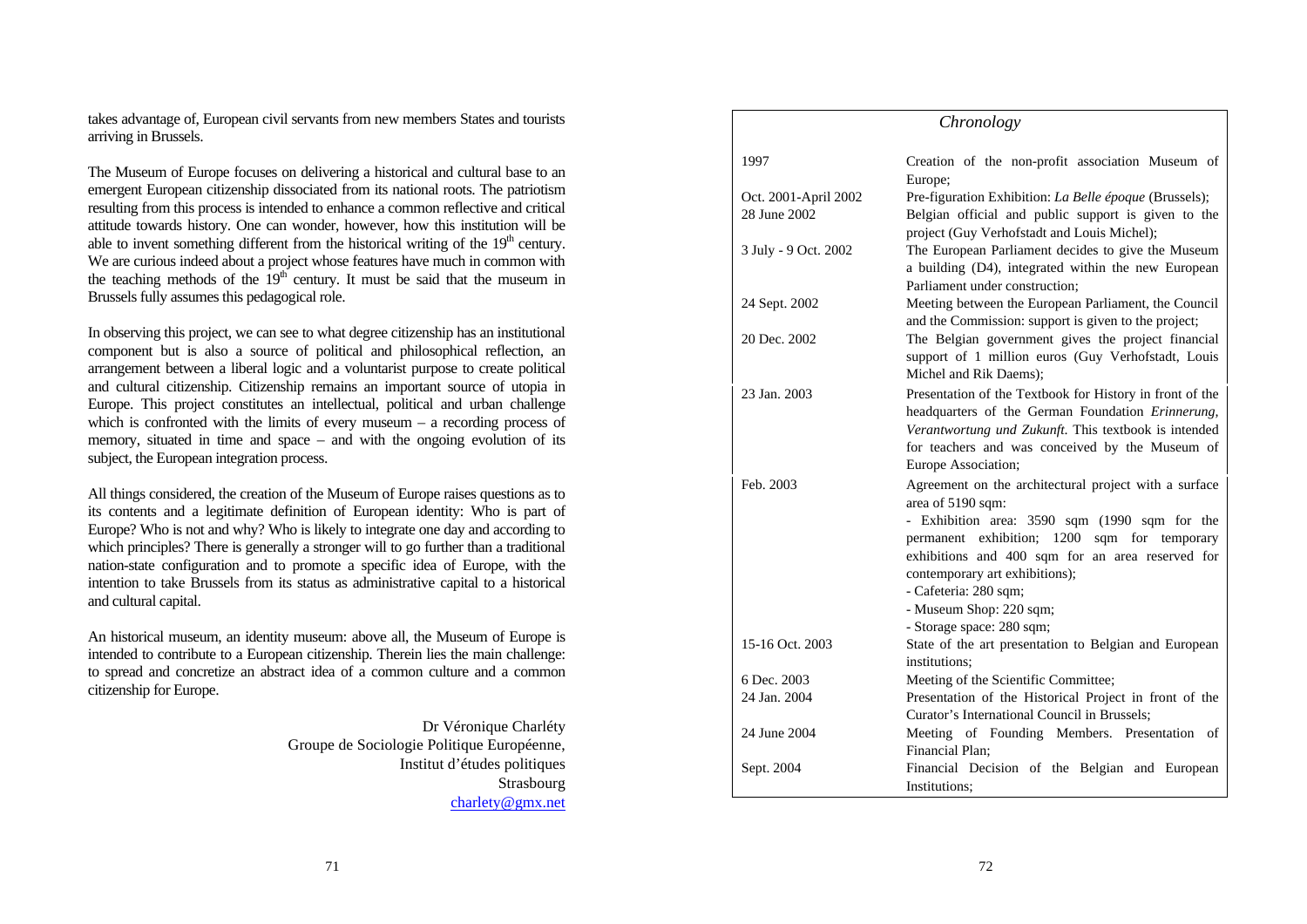takes advantage of, European civil servants from new members States and tourists arriving in Brussels.

The Museum of Europe focuses on delivering a historical and cultural base to an emergent European citizenship dissociated from its national roots. The patriotism resulting from this process is intended to enhance a common reflective and critical attitude towards history. One can wonder, however, how this institution will be able to invent something different from the historical writing of the 19th century. We are curious indeed about a project whose features have much in common with the teaching methods of the 19th century. It must be said that the museum in Brussels fully assumes this pedagogical role.

In observing this project, we can see to what degree citizenship has an institutional component but is also a source of political and philosophical reflection, an arrangement between a liberal logic and a voluntarist purpose to create political and cultural citizenship. Citizenship remains an important source of utopia in Europe. This project constitutes an intellectual, political and urban challenge which is confronted with the limits of every museum – a recording process of memory, situated in time and space – and with the ongoing evolution of its subject, the European integration process.

All things considered, the creation of the Museum of Europe raises questions as to its contents and a legitimate definition of European identity: Who is part of Europe? Who is not and why? Who is likely to integrate one day and according to which principles? There is generally a stronger will to go further than a traditional nation-state configuration and to promote a specific idea of Europe, with the intention to take Brussels from its status as administrative capital to a historical and cultural capital.

An historical museum, an identity museum: above all, the Museum of Europe is intended to contribute to a European citizenship. Therein lies the main challenge: to spread and concretize an abstract idea of a common culture and a common citizenship for Europe.

Dr Véronique Charléty
Groupe de Sociologie Politique Européenne,
Institut d'études politiques
Strasbourg
charlety@gmx.net

*Chronology*

| | |
|---|---|
| 1997 | Creation of the non-profit association Museum of Europe; |
| Oct. 2001-April 2002 | Pre-figuration Exhibition: *La Belle époque* (Brussels); |
| 28 June 2002 | Belgian official and public support is given to the project (Guy Verhofstadt and Louis Michel); |
| 3 July - 9 Oct. 2002 | The European Parliament decides to give the Museum a building (D4), integrated within the new European Parliament under construction; |
| 24 Sept. 2002 | Meeting between the European Parliament, the Council and the Commission: support is given to the project; |
| 20 Dec. 2002 | The Belgian government gives the project financial support of 1 million euros (Guy Verhofstadt, Louis Michel and Rik Daems); |
| 23 Jan. 2003 | Presentation of the Textbook for History in front of the headquarters of the German Foundation *Erinnerung, Verantwortung und Zukunft*. This textbook is intended for teachers and was conceived by the Museum of Europe Association; |
| Feb. 2003 | Agreement on the architectural project with a surface area of 5190 sqm:<br>- Exhibition area: 3590 sqm (1990 sqm for the permanent exhibition; 1200 sqm for temporary exhibitions and 400 sqm for an area reserved for contemporary art exhibitions);<br>- Cafeteria: 280 sqm;<br>- Museum Shop: 220 sqm;<br>- Storage space: 280 sqm; |
| 15-16 Oct. 2003 | State of the art presentation to Belgian and European institutions; |
| 6 Dec. 2003 | Meeting of the Scientific Committee; |
| 24 Jan. 2004 | Presentation of the Historical Project in front of the Curator's International Council in Brussels; |
| 24 June 2004 | Meeting of Founding Members. Presentation of Financial Plan; |
| Sept. 2004 | Financial Decision of the Belgian and European Institutions; |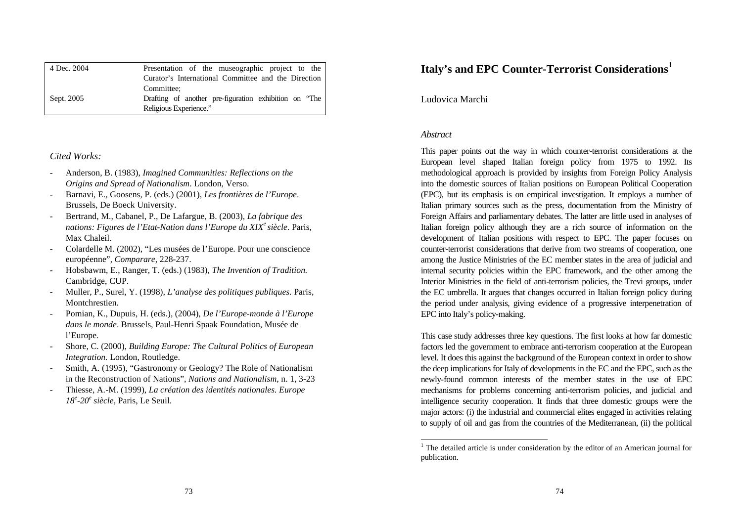| | |
|---|---|
| 4 Dec. 2004 | Presentation of the museographic project to the Curator's International Committee and the Direction Committee; |
| Sept. 2005 | Drafting of another pre-figuration exhibition on "The Religious Experience." |

*Cited Works:*

- Anderson, B. (1983), *Imagined Communities: Reflections on the Origins and Spread of Nationalism*. London, Verso.
- Barnavi, E., Goosens, P. (eds.) (2001), *Les frontières de l'Europe*. Brussels, De Boeck University.
- Bertrand, M., Cabanel, P., De Lafargue, B. (2003), *La fabrique des nations: Figures de l'Etat-Nation dans l'Europe du XIX$^{e}$ siècle*. Paris, Max Chaleil.
- Colardelle M. (2002), "Les musées de l'Europe. Pour une conscience européenne", *Comparare*, 228-237.
- Hobsbawm, E., Ranger, T. (eds.) (1983), *The Invention of Tradition.* Cambridge, CUP.
- Muller, P., Surel, Y. (1998), *L'analyse des politiques publiques.* Paris, Montchrestien.
- Pomian, K., Dupuis, H. (eds.), (2004), *De l'Europe-monde à l'Europe dans le monde*. Brussels, Paul-Henri Spaak Foundation, Musée de l'Europe.
- Shore, C. (2000), *Building Europe: The Cultural Politics of European Integration.* London, Routledge.
- Smith, A. (1995), "Gastronomy or Geology? The Role of Nationalism in the Reconstruction of Nations", *Nations and Nationalism*, n. 1, 3-23
- Thiesse, A.-M. (1999), *La création des identités nationales. Europe 18$^{e}$-20$^{e}$ siècle*, Paris, Le Seuil.

# Italy's and EPC Counter-Terrorist Considerations[1]

Ludovica Marchi

*Abstract*

This paper points out the way in which counter-terrorist considerations at the European level shaped Italian foreign policy from 1975 to 1992. Its methodological approach is provided by insights from Foreign Policy Analysis into the domestic sources of Italian positions on European Political Cooperation (EPC), but its emphasis is on empirical investigation. It employs a number of Italian primary sources such as the press, documentation from the Ministry of Foreign Affairs and parliamentary debates. The latter are little used in analyses of Italian foreign policy although they are a rich source of information on the development of Italian positions with respect to EPC. The paper focuses on counter-terrorist considerations that derive from two streams of cooperation, one among the Justice Ministries of the EC member states in the area of judicial and internal security policies within the EPC framework, and the other among the Interior Ministries in the field of anti-terrorism policies, the Trevi groups, under the EC umbrella. It argues that changes occurred in Italian foreign policy during the period under analysis, giving evidence of a progressive interpenetration of EPC into Italy's policy-making.

This case study addresses three key questions. The first looks at how far domestic factors led the government to embrace anti-terrorism cooperation at the European level. It does this against the background of the European context in order to show the deep implications for Italy of developments in the EC and the EPC, such as the newly-found common interests of the member states in the use of EPC mechanisms for problems concerning anti-terrorism policies, and judicial and intelligence security cooperation. It finds that three domestic groups were the major actors: (i) the industrial and commercial elites engaged in activities relating to supply of oil and gas from the countries of the Mediterranean, (ii) the political

[1] The detailed article is under consideration by the editor of an American journal for publication.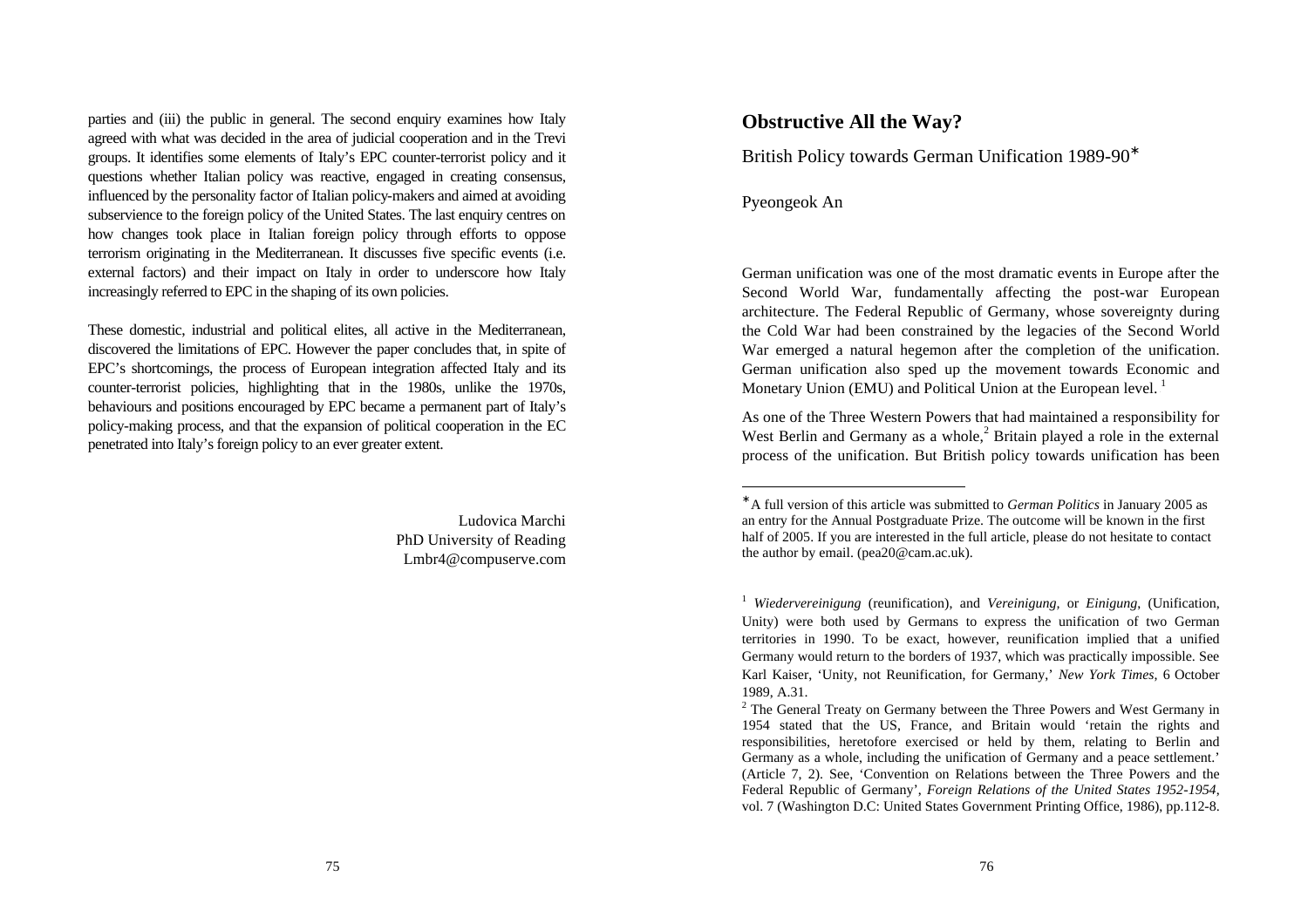parties and (iii) the public in general. The second enquiry examines how Italy agreed with what was decided in the area of judicial cooperation and in the Trevi groups. It identifies some elements of Italy's EPC counter-terrorist policy and it questions whether Italian policy was reactive, engaged in creating consensus, influenced by the personality factor of Italian policy-makers and aimed at avoiding subservience to the foreign policy of the United States. The last enquiry centres on how changes took place in Italian foreign policy through efforts to oppose terrorism originating in the Mediterranean. It discusses five specific events (i.e. external factors) and their impact on Italy in order to underscore how Italy increasingly referred to EPC in the shaping of its own policies.

These domestic, industrial and political elites, all active in the Mediterranean, discovered the limitations of EPC. However the paper concludes that, in spite of EPC's shortcomings, the process of European integration affected Italy and its counter-terrorist policies, highlighting that in the 1980s, unlike the 1970s, behaviours and positions encouraged by EPC became a permanent part of Italy's policy-making process, and that the expansion of political cooperation in the EC penetrated into Italy's foreign policy to an ever greater extent.

Ludovica Marchi
PhD University of Reading
Lmbr4@compuserve.com

## Obstructive All the Way?

British Policy towards German Unification 1989-90*

Pyeongeok An

German unification was one of the most dramatic events in Europe after the Second World War, fundamentally affecting the post-war European architecture. The Federal Republic of Germany, whose sovereignty during the Cold War had been constrained by the legacies of the Second World War emerged a natural hegemon after the completion of the unification. German unification also sped up the movement towards Economic and Monetary Union (EMU) and Political Union at the European level. [1]

As one of the Three Western Powers that had maintained a responsibility for West Berlin and Germany as a whole,[2] Britain played a role in the external process of the unification. But British policy towards unification has been

---

* A full version of this article was submitted to *German Politics* in January 2005 as an entry for the Annual Postgraduate Prize. The outcome will be known in the first half of 2005. If you are interested in the full article, please do not hesitate to contact the author by email. (pea20@cam.ac.uk).

[1] *Wiedervereinigung* (reunification), and *Vereinigung*, or *Einigung*, (Unification, Unity) were both used by Germans to express the unification of two German territories in 1990. To be exact, however, reunification implied that a unified Germany would return to the borders of 1937, which was practically impossible. See Karl Kaiser, 'Unity, not Reunification, for Germany,' *New York Times*, 6 October 1989, A.31.

[2] The General Treaty on Germany between the Three Powers and West Germany in 1954 stated that the US, France, and Britain would 'retain the rights and responsibilities, heretofore exercised or held by them, relating to Berlin and Germany as a whole, including the unification of Germany and a peace settlement.' (Article 7, 2). See, 'Convention on Relations between the Three Powers and the Federal Republic of Germany', *Foreign Relations of the United States 1952-1954*, vol. 7 (Washington D.C: United States Government Printing Office, 1986), pp.112-8.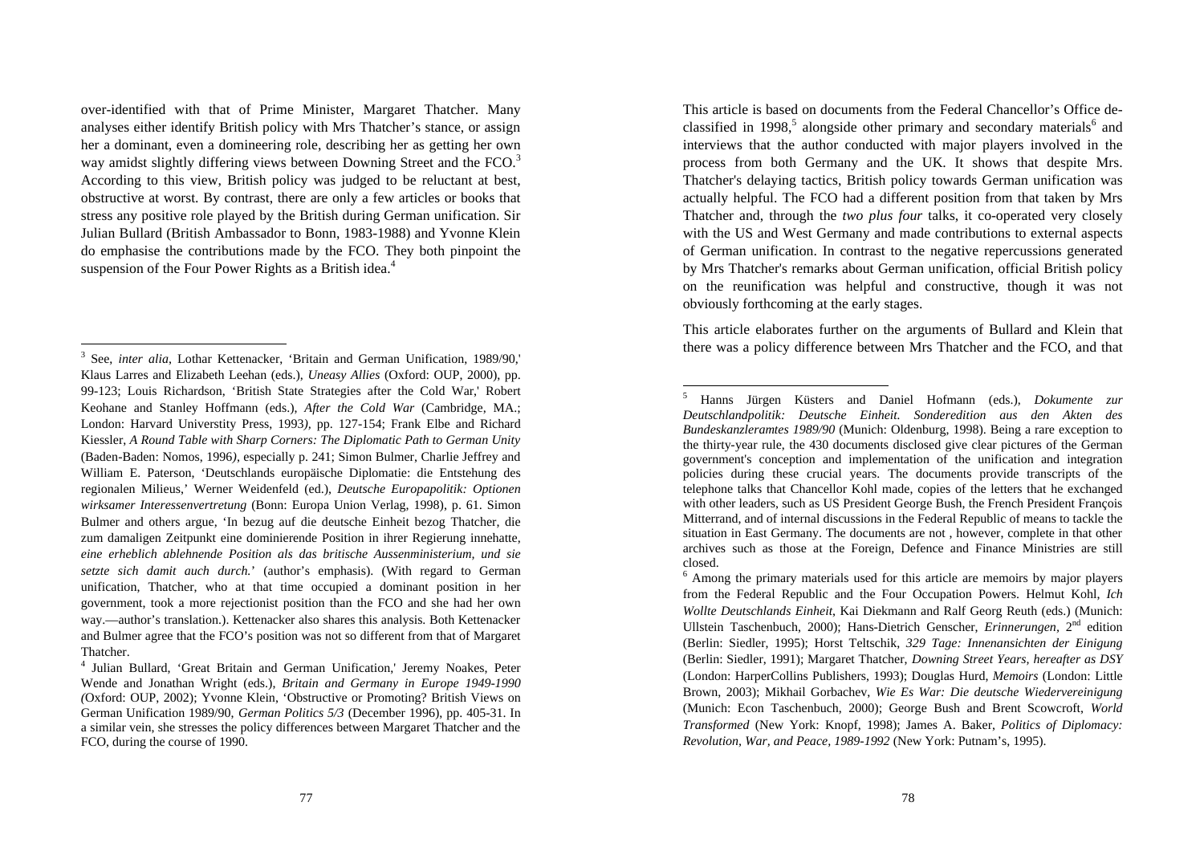over-identified with that of Prime Minister, Margaret Thatcher. Many analyses either identify British policy with Mrs Thatcher's stance, or assign her a dominant, even a domineering role, describing her as getting her own way amidst slightly differing views between Downing Street and the FCO.[3] According to this view, British policy was judged to be reluctant at best, obstructive at worst. By contrast, there are only a few articles or books that stress any positive role played by the British during German unification. Sir Julian Bullard (British Ambassador to Bonn, 1983-1988) and Yvonne Klein do emphasise the contributions made by the FCO. They both pinpoint the suspension of the Four Power Rights as a British idea.[4]

[3] See, *inter alia*, Lothar Kettenacker, 'Britain and German Unification, 1989/90,' Klaus Larres and Elizabeth Leehan (eds.), *Uneasy Allies* (Oxford: OUP, 2000), pp. 99-123; Louis Richardson, 'British State Strategies after the Cold War,' Robert Keohane and Stanley Hoffmann (eds.), *After the Cold War* (Cambridge, MA.; London: Harvard Universtity Press, 1993), pp. 127-154; Frank Elbe and Richard Kiessler, *A Round Table with Sharp Corners: The Diplomatic Path to German Unity* (Baden-Baden: Nomos, 1996), especially p. 241; Simon Bulmer, Charlie Jeffrey and William E. Paterson, 'Deutschlands europäische Diplomatie: die Entstehung des regionalen Milieus,' Werner Weidenfeld (ed.), *Deutsche Europapolitik: Optionen wirksamer Interessenvertretung* (Bonn: Europa Union Verlag, 1998), p. 61. Simon Bulmer and others argue, 'In bezug auf die deutsche Einheit bezog Thatcher, die zum damaligen Zeitpunkt eine dominierende Position in ihrer Regierung innehatte, ***eine erheblich ablehnende Position als das britische Aussenministerium, und sie setzte sich damit auch durch.***' (author's emphasis). (With regard to German unification, Thatcher, who at that time occupied a dominant position in her government, took a more rejectionist position than the FCO and she had her own way.—author's translation.). Kettenacker also shares this analysis. Both Kettenacker and Bulmer agree that the FCO's position was not so different from that of Margaret Thatcher.

[4] Julian Bullard, 'Great Britain and German Unification,' Jeremy Noakes, Peter Wende and Jonathan Wright (eds.), *Britain and Germany in Europe 1949-1990* (Oxford: OUP, 2002); Yvonne Klein, 'Obstructive or Promoting? British Views on German Unification 1989/90, *German Politics 5/3* (December 1996), pp. 405-31. In a similar vein, she stresses the policy differences between Margaret Thatcher and the FCO, during the course of 1990.

This article is based on documents from the Federal Chancellor's Office declassified in 1998,[5] alongside other primary and secondary materials[6] and interviews that the author conducted with major players involved in the process from both Germany and the UK. It shows that despite Mrs. Thatcher's delaying tactics, British policy towards German unification was actually helpful. The FCO had a different position from that taken by Mrs Thatcher and, through the *two plus four* talks, it co-operated very closely with the US and West Germany and made contributions to external aspects of German unification. In contrast to the negative repercussions generated by Mrs Thatcher's remarks about German unification, official British policy on the reunification was helpful and constructive, though it was not obviously forthcoming at the early stages.

This article elaborates further on the arguments of Bullard and Klein that there was a policy difference between Mrs Thatcher and the FCO, and that

[5] Hanns Jürgen Küsters and Daniel Hofmann (eds.), *Dokumente zur Deutschlandpolitik: Deutsche Einheit. Sonderedition aus den Akten des Bundeskanzleramtes 1989/90* (Munich: Oldenburg, 1998). Being a rare exception to the thirty-year rule, the 430 documents disclosed give clear pictures of the German government's conception and implementation of the unification and integration policies during these crucial years. The documents provide transcripts of the telephone talks that Chancellor Kohl made, copies of the letters that he exchanged with other leaders, such as US President George Bush, the French President François Mitterrand, and of internal discussions in the Federal Republic of means to tackle the situation in East Germany. The documents are not , however, complete in that other archives such as those at the Foreign, Defence and Finance Ministries are still closed.

[6] Among the primary materials used for this article are memoirs by major players from the Federal Republic and the Four Occupation Powers. Helmut Kohl, *Ich Wollte Deutschlands Einheit*, Kai Diekmann and Ralf Georg Reuth (eds.) (Munich: Ullstein Taschenbuch, 2000); Hans-Dietrich Genscher, *Erinnerungen*, 2nd edition (Berlin: Siedler, 1995); Horst Teltschik, *329 Tage: Innenansichten der Einigung* (Berlin: Siedler, 1991); Margaret Thatcher, *Downing Street Years, hereafter as DSY* (London: HarperCollins Publishers, 1993); Douglas Hurd, *Memoirs* (London: Little Brown, 2003); Mikhail Gorbachev, *Wie Es War: Die deutsche Wiedervereinigung* (Munich: Econ Taschenbuch, 2000); George Bush and Brent Scowcroft, *World Transformed* (New York: Knopf, 1998); James A. Baker, *Politics of Diplomacy: Revolution, War, and Peace, 1989-1992* (New York: Putnam's, 1995).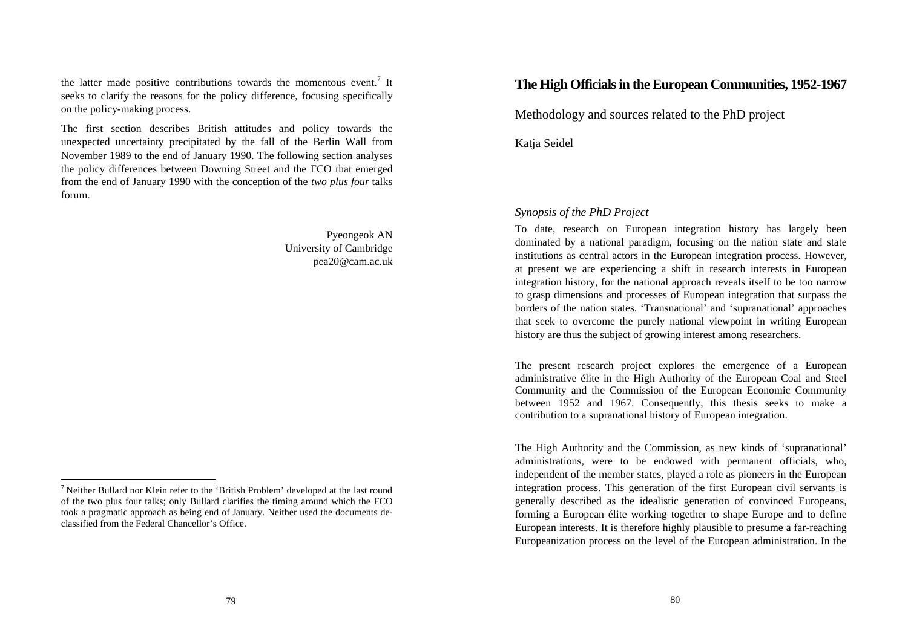the latter made positive contributions towards the momentous event.[7] It seeks to clarify the reasons for the policy difference, focusing specifically on the policy-making process.

The first section describes British attitudes and policy towards the unexpected uncertainty precipitated by the fall of the Berlin Wall from November 1989 to the end of January 1990. The following section analyses the policy differences between Downing Street and the FCO that emerged from the end of January 1990 with the conception of the *two plus four* talks forum.

Pyeongeok AN
University of Cambridge
pea20@cam.ac.uk

[7] Neither Bullard nor Klein refer to the 'British Problem' developed at the last round of the two plus four talks; only Bullard clarifies the timing around which the FCO took a pragmatic approach as being end of January. Neither used the documents declassified from the Federal Chancellor's Office.

## The High Officials in the European Communities, 1952-1967

Methodology and sources related to the PhD project

Katja Seidel

### *Synopsis of the PhD Project*

To date, research on European integration history has largely been dominated by a national paradigm, focusing on the nation state and state institutions as central actors in the European integration process. However, at present we are experiencing a shift in research interests in European integration history, for the national approach reveals itself to be too narrow to grasp dimensions and processes of European integration that surpass the borders of the nation states. 'Transnational' and 'supranational' approaches that seek to overcome the purely national viewpoint in writing European history are thus the subject of growing interest among researchers.

The present research project explores the emergence of a European administrative élite in the High Authority of the European Coal and Steel Community and the Commission of the European Economic Community between 1952 and 1967. Consequently, this thesis seeks to make a contribution to a supranational history of European integration.

The High Authority and the Commission, as new kinds of 'supranational' administrations, were to be endowed with permanent officials, who, independent of the member states, played a role as pioneers in the European integration process. This generation of the first European civil servants is generally described as the idealistic generation of convinced Europeans, forming a European élite working together to shape Europe and to define European interests. It is therefore highly plausible to presume a far-reaching Europeanization process on the level of the European administration. In the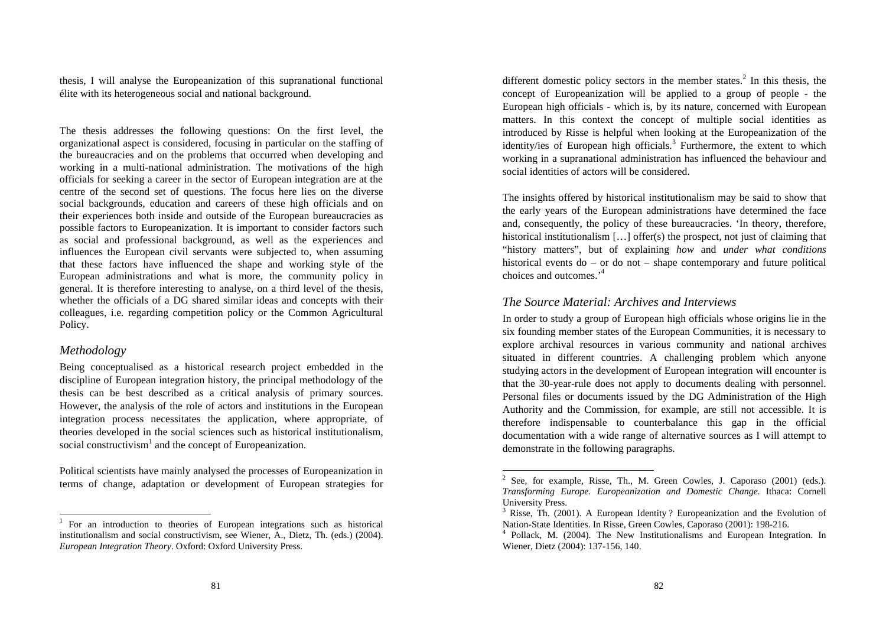thesis, I will analyse the Europeanization of this supranational functional élite with its heterogeneous social and national background.

The thesis addresses the following questions: On the first level, the organizational aspect is considered, focusing in particular on the staffing of the bureaucracies and on the problems that occurred when developing and working in a multi-national administration. The motivations of the high officials for seeking a career in the sector of European integration are at the centre of the second set of questions. The focus here lies on the diverse social backgrounds, education and careers of these high officials and on their experiences both inside and outside of the European bureaucracies as possible factors to Europeanization. It is important to consider factors such as social and professional background, as well as the experiences and influences the European civil servants were subjected to, when assuming that these factors have influenced the shape and working style of the European administrations and what is more, the community policy in general. It is therefore interesting to analyse, on a third level of the thesis, whether the officials of a DG shared similar ideas and concepts with their colleagues, i.e. regarding competition policy or the Common Agricultural Policy.

## *Methodology*

Being conceptualised as a historical research project embedded in the discipline of European integration history, the principal methodology of the thesis can be best described as a critical analysis of primary sources. However, the analysis of the role of actors and institutions in the European integration process necessitates the application, where appropriate, of theories developed in the social sciences such as historical institutionalism, social constructivism[1] and the concept of Europeanization.

Political scientists have mainly analysed the processes of Europeanization in terms of change, adaptation or development of European strategies for different domestic policy sectors in the member states.[2] In this thesis, the concept of Europeanization will be applied to a group of people - the European high officials - which is, by its nature, concerned with European matters. In this context the concept of multiple social identities as introduced by Risse is helpful when looking at the Europeanization of the identity/ies of European high officials.[3] Furthermore, the extent to which working in a supranational administration has influenced the behaviour and social identities of actors will be considered.

The insights offered by historical institutionalism may be said to show that the early years of the European administrations have determined the face and, consequently, the policy of these bureaucracies. 'In theory, therefore, historical institutionalism […] offer(s) the prospect, not just of claiming that "history matters", but of explaining *how* and *under what conditions* historical events do – or do not – shape contemporary and future political choices and outcomes.'[4]

## *The Source Material: Archives and Interviews*

In order to study a group of European high officials whose origins lie in the six founding member states of the European Communities, it is necessary to explore archival resources in various community and national archives situated in different countries. A challenging problem which anyone studying actors in the development of European integration will encounter is that the 30-year-rule does not apply to documents dealing with personnel. Personal files or documents issued by the DG Administration of the High Authority and the Commission, for example, are still not accessible. It is therefore indispensable to counterbalance this gap in the official documentation with a wide range of alternative sources as I will attempt to demonstrate in the following paragraphs.

---

[1] For an introduction to theories of European integrations such as historical institutionalism and social constructivism, see Wiener, A., Dietz, Th. (eds.) (2004). *European Integration Theory*. Oxford: Oxford University Press.

[2] See, for example, Risse, Th., M. Green Cowles, J. Caporaso (2001) (eds.). *Transforming Europe. Europeanization and Domestic Change.* Ithaca: Cornell University Press.

[3] Risse, Th. (2001). A European Identity ? Europeanization and the Evolution of Nation-State Identities. In Risse, Green Cowles, Caporaso (2001): 198-216.

[4] Pollack, M. (2004). The New Institutionalisms and European Integration. In Wiener, Dietz (2004): 137-156, 140.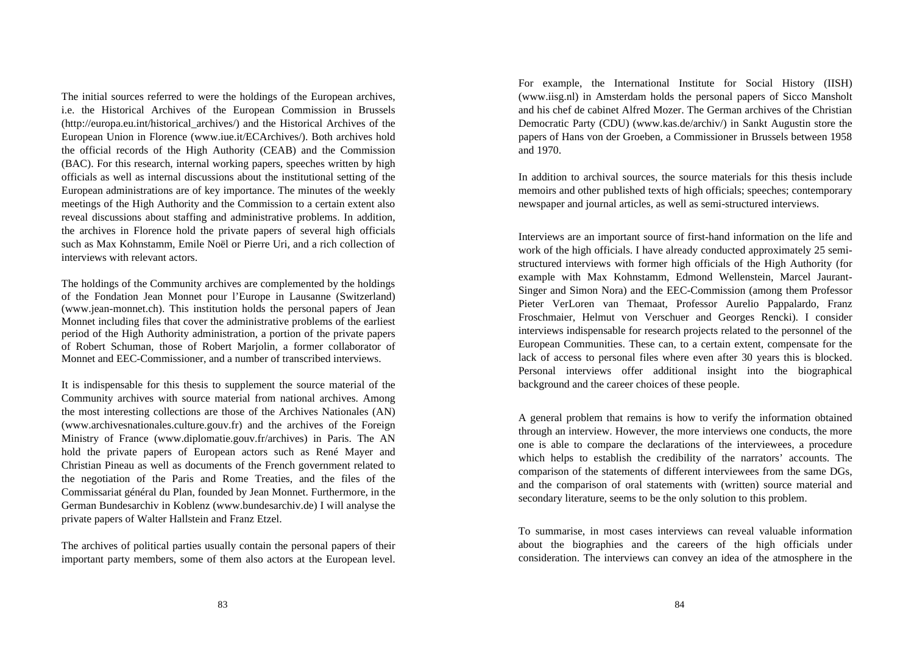The initial sources referred to were the holdings of the European archives, i.e. the Historical Archives of the European Commission in Brussels (http://europa.eu.int/historical_archives/) and the Historical Archives of the European Union in Florence (www.iue.it/ECArchives/). Both archives hold the official records of the High Authority (CEAB) and the Commission (BAC). For this research, internal working papers, speeches written by high officials as well as internal discussions about the institutional setting of the European administrations are of key importance. The minutes of the weekly meetings of the High Authority and the Commission to a certain extent also reveal discussions about staffing and administrative problems. In addition, the archives in Florence hold the private papers of several high officials such as Max Kohnstamm, Emile Noël or Pierre Uri, and a rich collection of interviews with relevant actors.

The holdings of the Community archives are complemented by the holdings of the Fondation Jean Monnet pour l'Europe in Lausanne (Switzerland) (www.jean-monnet.ch). This institution holds the personal papers of Jean Monnet including files that cover the administrative problems of the earliest period of the High Authority administration, a portion of the private papers of Robert Schuman, those of Robert Marjolin, a former collaborator of Monnet and EEC-Commissioner, and a number of transcribed interviews.

It is indispensable for this thesis to supplement the source material of the Community archives with source material from national archives. Among the most interesting collections are those of the Archives Nationales (AN) (www.archivesnationales.culture.gouv.fr) and the archives of the Foreign Ministry of France (www.diplomatie.gouv.fr/archives) in Paris. The AN hold the private papers of European actors such as René Mayer and Christian Pineau as well as documents of the French government related to the negotiation of the Paris and Rome Treaties, and the files of the Commissariat général du Plan, founded by Jean Monnet. Furthermore, in the German Bundesarchiv in Koblenz (www.bundesarchiv.de) I will analyse the private papers of Walter Hallstein and Franz Etzel.

The archives of political parties usually contain the personal papers of their important party members, some of them also actors at the European level. For example, the International Institute for Social History (IISH) (www.iisg.nl) in Amsterdam holds the personal papers of Sicco Mansholt and his chef de cabinet Alfred Mozer. The German archives of the Christian Democratic Party (CDU) (www.kas.de/archiv/) in Sankt Augustin store the papers of Hans von der Groeben, a Commissioner in Brussels between 1958 and 1970.

In addition to archival sources, the source materials for this thesis include memoirs and other published texts of high officials; speeches; contemporary newspaper and journal articles, as well as semi-structured interviews.

Interviews are an important source of first-hand information on the life and work of the high officials. I have already conducted approximately 25 semi-structured interviews with former high officials of the High Authority (for example with Max Kohnstamm, Edmond Wellenstein, Marcel Jaurant-Singer and Simon Nora) and the EEC-Commission (among them Professor Pieter VerLoren van Themaat, Professor Aurelio Pappalardo, Franz Froschmaier, Helmut von Verschuer and Georges Rencki). I consider interviews indispensable for research projects related to the personnel of the European Communities. These can, to a certain extent, compensate for the lack of access to personal files where even after 30 years this is blocked. Personal interviews offer additional insight into the biographical background and the career choices of these people.

A general problem that remains is how to verify the information obtained through an interview. However, the more interviews one conducts, the more one is able to compare the declarations of the interviewees, a procedure which helps to establish the credibility of the narrators' accounts. The comparison of the statements of different interviewees from the same DGs, and the comparison of oral statements with (written) source material and secondary literature, seems to be the only solution to this problem.

To summarise, in most cases interviews can reveal valuable information about the biographies and the careers of the high officials under consideration. The interviews can convey an idea of the atmosphere in the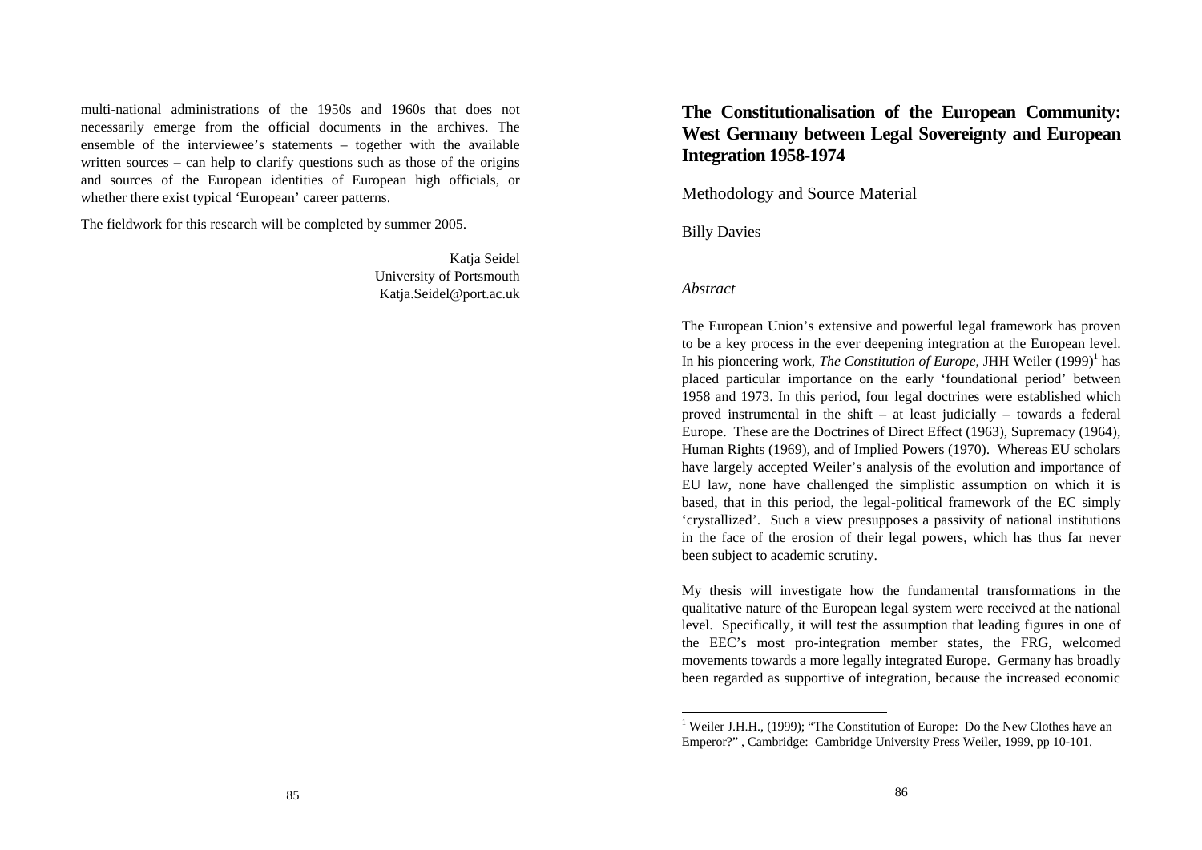multi-national administrations of the 1950s and 1960s that does not necessarily emerge from the official documents in the archives. The ensemble of the interviewee's statements – together with the available written sources – can help to clarify questions such as those of the origins and sources of the European identities of European high officials, or whether there exist typical 'European' career patterns.

The fieldwork for this research will be completed by summer 2005.

Katja Seidel
University of Portsmouth
Katja.Seidel@port.ac.uk

# The Constitutionalisation of the European Community: West Germany between Legal Sovereignty and European Integration 1958-1974

## Methodology and Source Material

Billy Davies

*Abstract*

The European Union's extensive and powerful legal framework has proven to be a key process in the ever deepening integration at the European level. In his pioneering work, *The Constitution of Europe*, JHH Weiler (1999)[1] has placed particular importance on the early 'foundational period' between 1958 and 1973. In this period, four legal doctrines were established which proved instrumental in the shift – at least judicially – towards a federal Europe. These are the Doctrines of Direct Effect (1963), Supremacy (1964), Human Rights (1969), and of Implied Powers (1970). Whereas EU scholars have largely accepted Weiler's analysis of the evolution and importance of EU law, none have challenged the simplistic assumption on which it is based, that in this period, the legal-political framework of the EC simply 'crystallized'. Such a view presupposes a passivity of national institutions in the face of the erosion of their legal powers, which has thus far never been subject to academic scrutiny.

My thesis will investigate how the fundamental transformations in the qualitative nature of the European legal system were received at the national level. Specifically, it will test the assumption that leading figures in one of the EEC's most pro-integration member states, the FRG, welcomed movements towards a more legally integrated Europe. Germany has broadly been regarded as supportive of integration, because the increased economic

[1] Weiler J.H.H., (1999); "The Constitution of Europe: Do the New Clothes have an Emperor?" , Cambridge: Cambridge University Press Weiler, 1999, pp 10-101.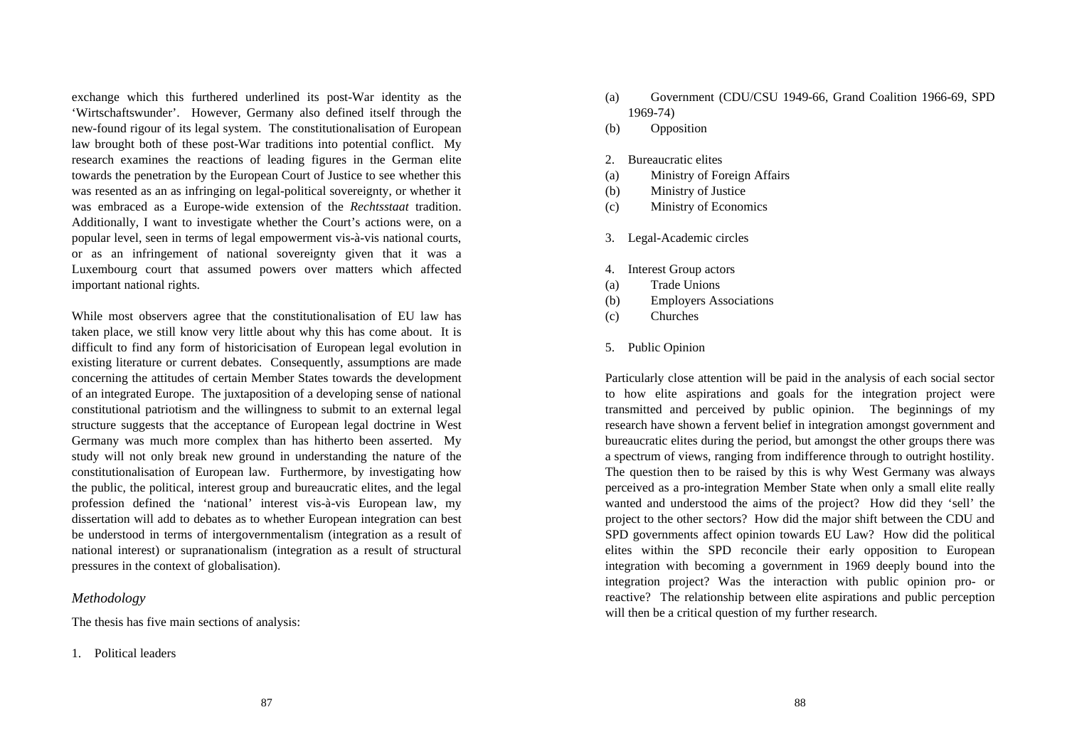exchange which this furthered underlined its post-War identity as the 'Wirtschaftswunder'. However, Germany also defined itself through the new-found rigour of its legal system. The constitutionalisation of European law brought both of these post-War traditions into potential conflict. My research examines the reactions of leading figures in the German elite towards the penetration by the European Court of Justice to see whether this was resented as an as infringing on legal-political sovereignty, or whether it was embraced as a Europe-wide extension of the *Rechtsstaat* tradition. Additionally, I want to investigate whether the Court's actions were, on a popular level, seen in terms of legal empowerment vis-à-vis national courts, or as an infringement of national sovereignty given that it was a Luxembourg court that assumed powers over matters which affected important national rights.

While most observers agree that the constitutionalisation of EU law has taken place, we still know very little about why this has come about. It is difficult to find any form of historicisation of European legal evolution in existing literature or current debates. Consequently, assumptions are made concerning the attitudes of certain Member States towards the development of an integrated Europe. The juxtaposition of a developing sense of national constitutional patriotism and the willingness to submit to an external legal structure suggests that the acceptance of European legal doctrine in West Germany was much more complex than has hitherto been asserted. My study will not only break new ground in understanding the nature of the constitutionalisation of European law. Furthermore, by investigating how the public, the political, interest group and bureaucratic elites, and the legal profession defined the 'national' interest vis-à-vis European law, my dissertation will add to debates as to whether European integration can best be understood in terms of intergovernmentalism (integration as a result of national interest) or supranationalism (integration as a result of structural pressures in the context of globalisation).

## *Methodology*

The thesis has five main sections of analysis:

1. Political leaders
   (a) Government (CDU/CSU 1949-66, Grand Coalition 1966-69, SPD 1969-74)
   (b) Opposition

2. Bureaucratic elites
   (a) Ministry of Foreign Affairs
   (b) Ministry of Justice
   (c) Ministry of Economics

3. Legal-Academic circles

4. Interest Group actors
   (a) Trade Unions
   (b) Employers Associations
   (c) Churches

5. Public Opinion

Particularly close attention will be paid in the analysis of each social sector to how elite aspirations and goals for the integration project were transmitted and perceived by public opinion. The beginnings of my research have shown a fervent belief in integration amongst government and bureaucratic elites during the period, but amongst the other groups there was a spectrum of views, ranging from indifference through to outright hostility. The question then to be raised by this is why West Germany was always perceived as a pro-integration Member State when only a small elite really wanted and understood the aims of the project? How did they 'sell' the project to the other sectors? How did the major shift between the CDU and SPD governments affect opinion towards EU Law? How did the political elites within the SPD reconcile their early opposition to European integration with becoming a government in 1969 deeply bound into the integration project? Was the interaction with public opinion pro- or reactive? The relationship between elite aspirations and public perception will then be a critical question of my further research.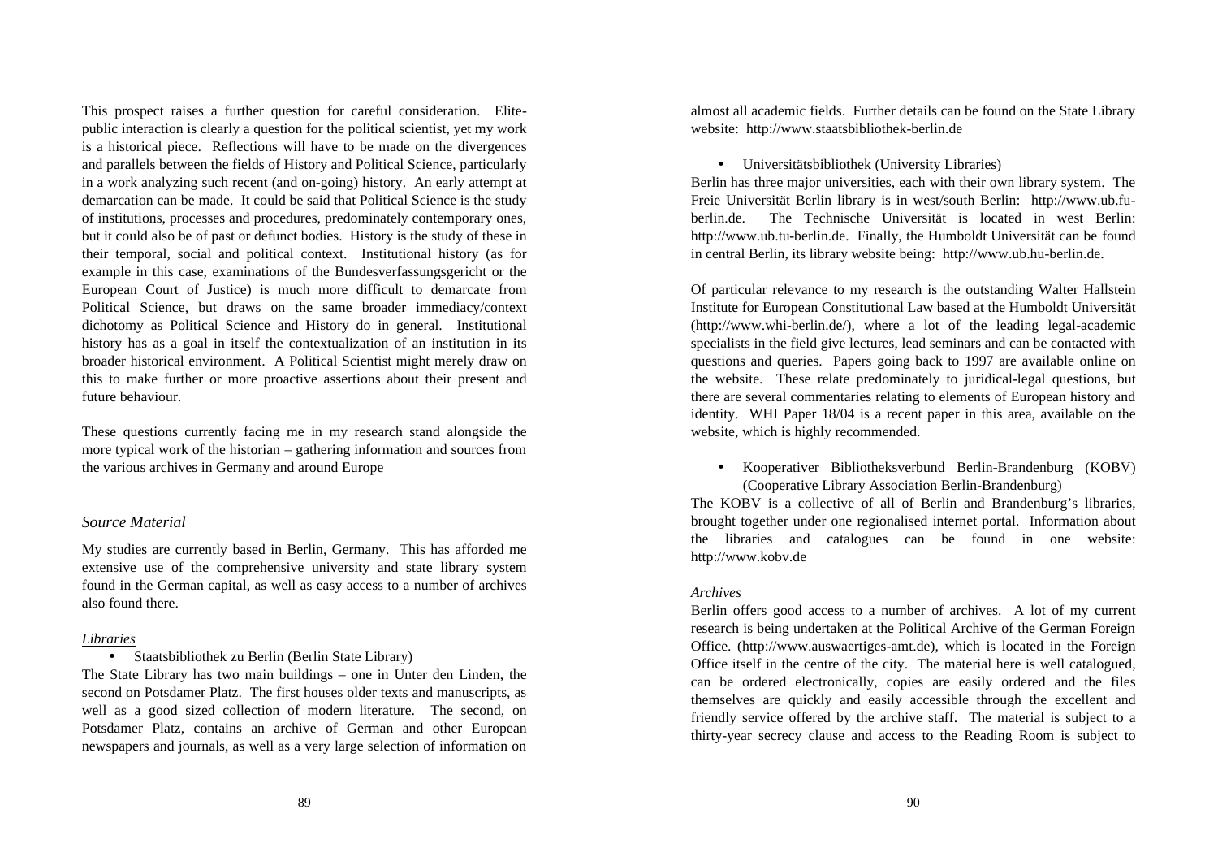This prospect raises a further question for careful consideration. Elite-public interaction is clearly a question for the political scientist, yet my work is a historical piece. Reflections will have to be made on the divergences and parallels between the fields of History and Political Science, particularly in a work analyzing such recent (and on-going) history. An early attempt at demarcation can be made. It could be said that Political Science is the study of institutions, processes and procedures, predominately contemporary ones, but it could also be of past or defunct bodies. History is the study of these in their temporal, social and political context. Institutional history (as for example in this case, examinations of the Bundesverfassungsgericht or the European Court of Justice) is much more difficult to demarcate from Political Science, but draws on the same broader immediacy/context dichotomy as Political Science and History do in general. Institutional history has as a goal in itself the contextualization of an institution in its broader historical environment. A Political Scientist might merely draw on this to make further or more proactive assertions about their present and future behaviour.

These questions currently facing me in my research stand alongside the more typical work of the historian – gathering information and sources from the various archives in Germany and around Europe

## *Source Material*

My studies are currently based in Berlin, Germany. This has afforded me extensive use of the comprehensive university and state library system found in the German capital, as well as easy access to a number of archives also found there.

### *Libraries*

- Staatsbibliothek zu Berlin (Berlin State Library)

The State Library has two main buildings – one in Unter den Linden, the second on Potsdamer Platz. The first houses older texts and manuscripts, as well as a good sized collection of modern literature. The second, on Potsdamer Platz, contains an archive of German and other European newspapers and journals, as well as a very large selection of information on almost all academic fields. Further details can be found on the State Library website: http://www.staatsbibliothek-berlin.de

- Universitätsbibliothek (University Libraries)

Berlin has three major universities, each with their own library system. The Freie Universität Berlin library is in west/south Berlin: http://www.ub.fu-berlin.de. The Technische Universität is located in west Berlin: http://www.ub.tu-berlin.de. Finally, the Humboldt Universität can be found in central Berlin, its library website being: http://www.ub.hu-berlin.de.

Of particular relevance to my research is the outstanding Walter Hallstein Institute for European Constitutional Law based at the Humboldt Universität (http://www.whi-berlin.de/), where a lot of the leading legal-academic specialists in the field give lectures, lead seminars and can be contacted with questions and queries. Papers going back to 1997 are available online on the website. These relate predominately to juridical-legal questions, but there are several commentaries relating to elements of European history and identity. WHI Paper 18/04 is a recent paper in this area, available on the website, which is highly recommended.

- Kooperativer Bibliotheksverbund Berlin-Brandenburg (KOBV) (Cooperative Library Association Berlin-Brandenburg)

The KOBV is a collective of all of Berlin and Brandenburg's libraries, brought together under one regionalised internet portal. Information about the libraries and catalogues can be found in one website: http://www.kobv.de

### *Archives*

Berlin offers good access to a number of archives. A lot of my current research is being undertaken at the Political Archive of the German Foreign Office. (http://www.auswaertiges-amt.de), which is located in the Foreign Office itself in the centre of the city. The material here is well catalogued, can be ordered electronically, copies are easily ordered and the files themselves are quickly and easily accessible through the excellent and friendly service offered by the archive staff. The material is subject to a thirty-year secrecy clause and access to the Reading Room is subject to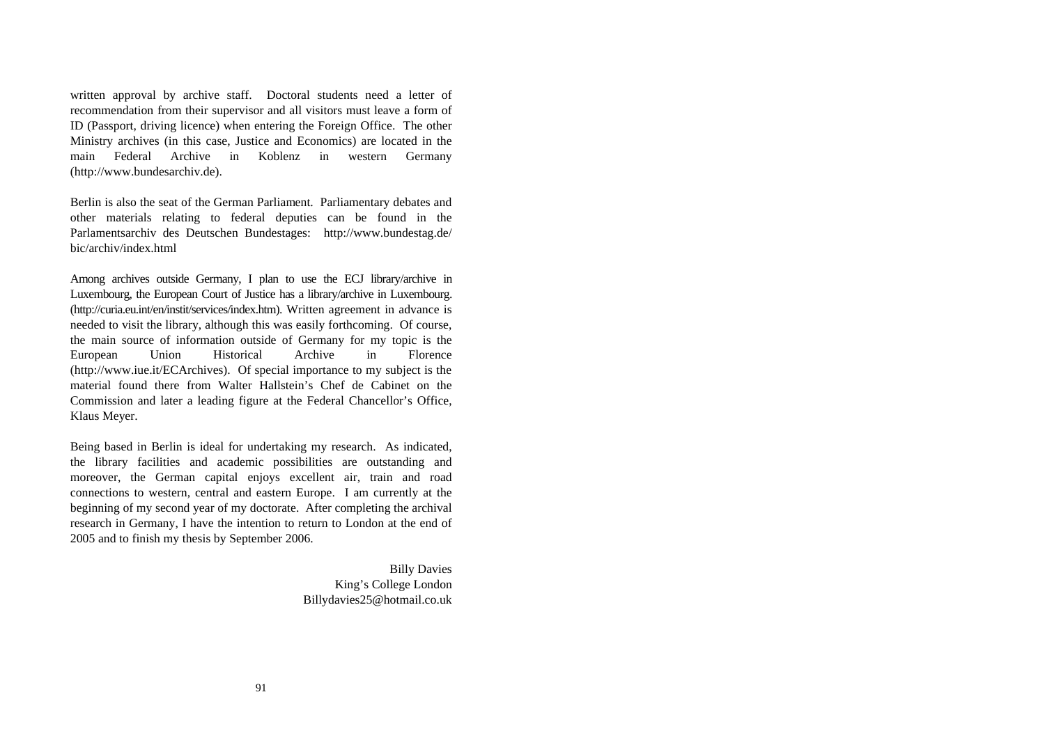written approval by archive staff. Doctoral students need a letter of recommendation from their supervisor and all visitors must leave a form of ID (Passport, driving licence) when entering the Foreign Office. The other Ministry archives (in this case, Justice and Economics) are located in the main Federal Archive in Koblenz in western Germany (http://www.bundesarchiv.de).

Berlin is also the seat of the German Parliament. Parliamentary debates and other materials relating to federal deputies can be found in the Parlamentsarchiv des Deutschen Bundestages: http://www.bundestag.de/bic/archiv/index.html

Among archives outside Germany, I plan to use the ECJ library/archive in Luxembourg, the European Court of Justice has a library/archive in Luxembourg. (http://curia.eu.int/en/instit/services/index.htm). Written agreement in advance is needed to visit the library, although this was easily forthcoming. Of course, the main source of information outside of Germany for my topic is the European Union Historical Archive in Florence (http://www.iue.it/ECArchives). Of special importance to my subject is the material found there from Walter Hallstein's Chef de Cabinet on the Commission and later a leading figure at the Federal Chancellor's Office, Klaus Meyer.

Being based in Berlin is ideal for undertaking my research. As indicated, the library facilities and academic possibilities are outstanding and moreover, the German capital enjoys excellent air, train and road connections to western, central and eastern Europe. I am currently at the beginning of my second year of my doctorate. After completing the archival research in Germany, I have the intention to return to London at the end of 2005 and to finish my thesis by September 2006.

Billy Davies
King's College London
Billydavies25@hotmail.co.uk